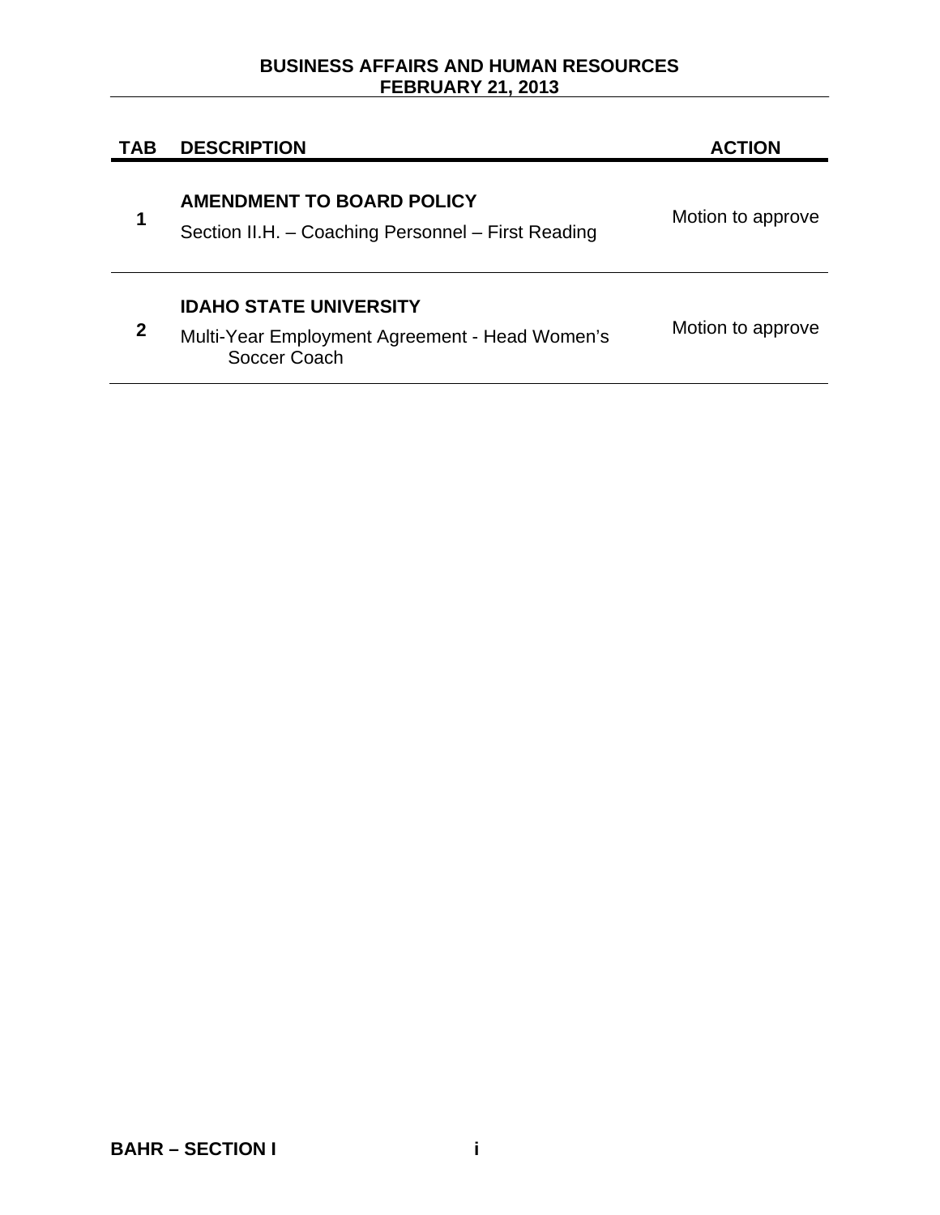**BUSINESS AFFAIRS AND HUMAN RESOURCES**
**FEBRUARY 21, 2013**

| TAB | DESCRIPTION | ACTION |
|---|---|---|
| 1 | **AMENDMENT TO BOARD POLICY**<br>Section II.H. – Coaching Personnel – First Reading | Motion to approve |
| 2 | **IDAHO STATE UNIVERSITY**<br>Multi-Year Employment Agreement - Head Women's Soccer Coach | Motion to approve |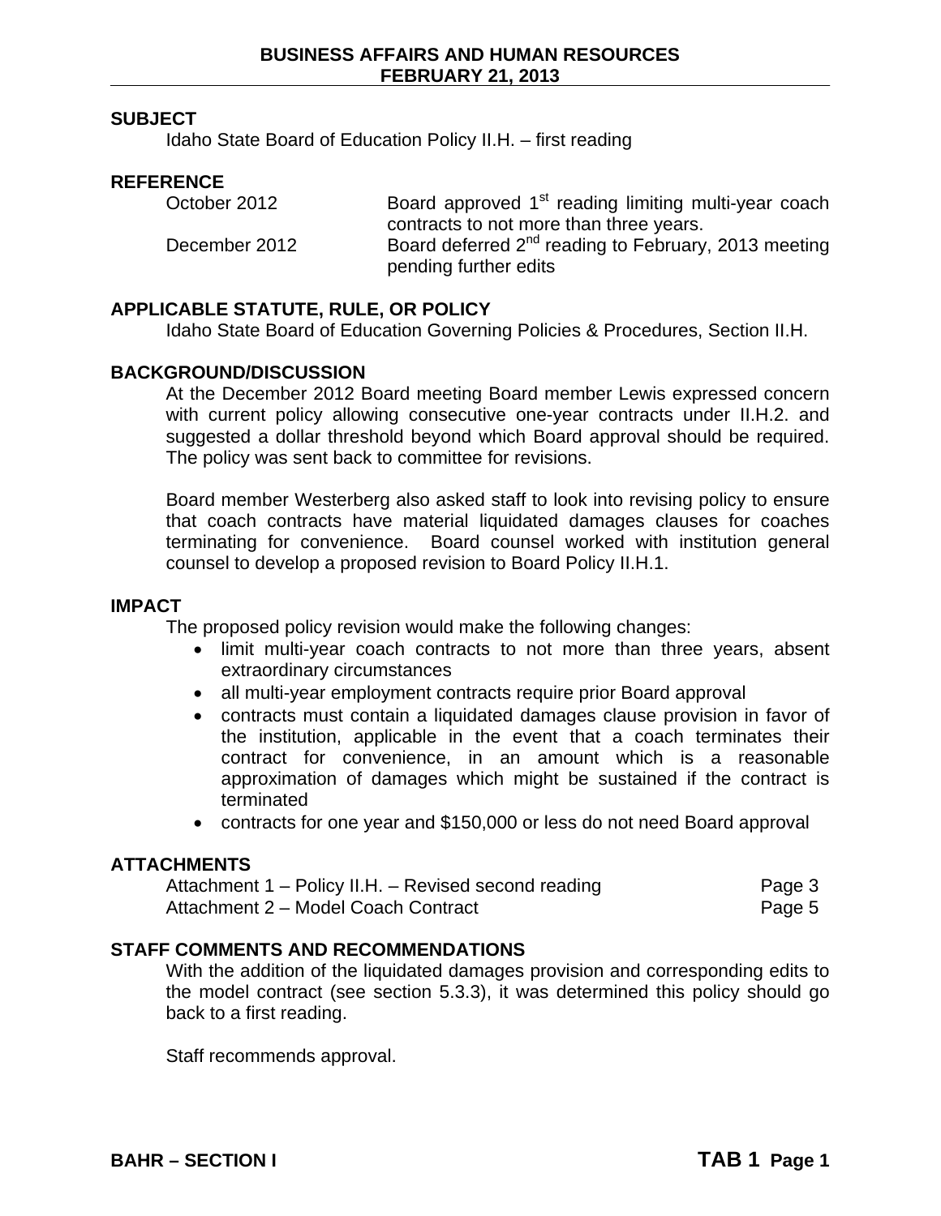## SUBJECT

Idaho State Board of Education Policy II.H. – first reading

## REFERENCE

| | |
|---|---|
| October 2012 | Board approved 1st reading limiting multi-year coach contracts to not more than three years. |
| December 2012 | Board deferred 2nd reading to February, 2013 meeting pending further edits |

## APPLICABLE STATUTE, RULE, OR POLICY

Idaho State Board of Education Governing Policies & Procedures, Section II.H.

## BACKGROUND/DISCUSSION

At the December 2012 Board meeting Board member Lewis expressed concern with current policy allowing consecutive one-year contracts under II.H.2. and suggested a dollar threshold beyond which Board approval should be required. The policy was sent back to committee for revisions.

Board member Westerberg also asked staff to look into revising policy to ensure that coach contracts have material liquidated damages clauses for coaches terminating for convenience. Board counsel worked with institution general counsel to develop a proposed revision to Board Policy II.H.1.

## IMPACT

The proposed policy revision would make the following changes:

- limit multi-year coach contracts to not more than three years, absent extraordinary circumstances
- all multi-year employment contracts require prior Board approval
- contracts must contain a liquidated damages clause provision in favor of the institution, applicable in the event that a coach terminates their contract for convenience, in an amount which is a reasonable approximation of damages which might be sustained if the contract is terminated
- contracts for one year and $150,000 or less do not need Board approval

## ATTACHMENTS

| | |
|---|---|
| Attachment 1 – Policy II.H. – Revised second reading | Page 3 |
| Attachment 2 – Model Coach Contract | Page 5 |

## STAFF COMMENTS AND RECOMMENDATIONS

With the addition of the liquidated damages provision and corresponding edits to the model contract (see section 5.3.3), it was determined this policy should go back to a first reading.

Staff recommends approval.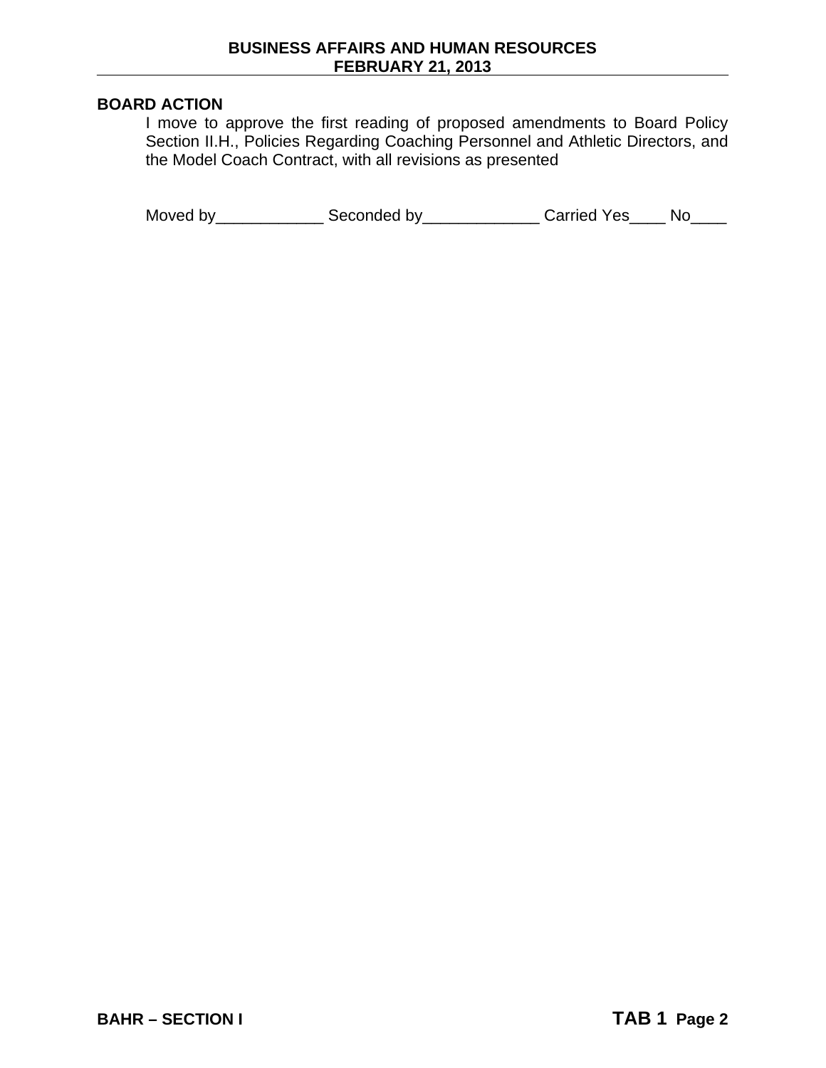**BOARD ACTION**

I move to approve the first reading of proposed amendments to Board Policy Section II.H., Policies Regarding Coaching Personnel and Athletic Directors, and the Model Coach Contract, with all revisions as presented

Moved by____________ Seconded by_____________ Carried Yes____ No____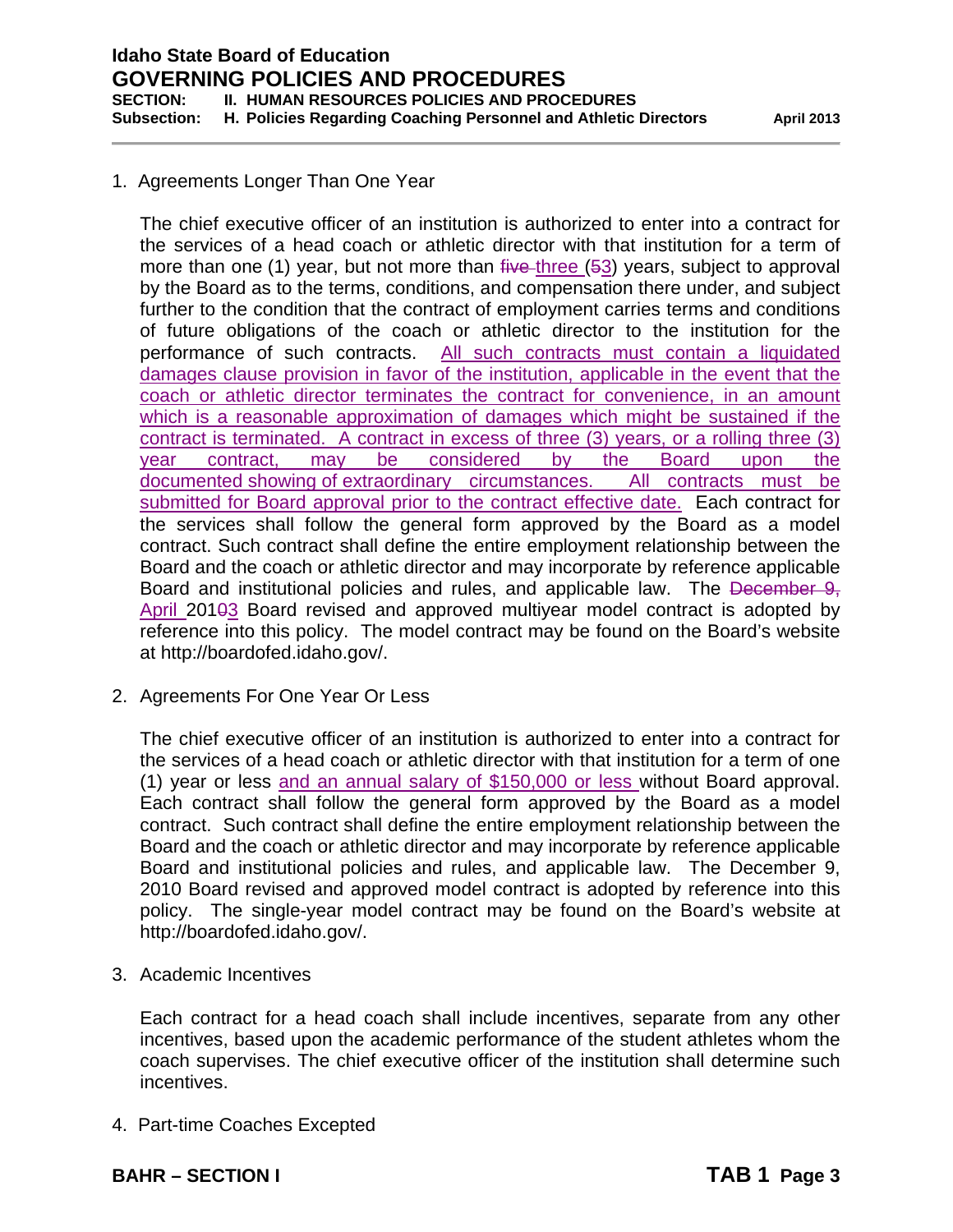1. Agreements Longer Than One Year

   The chief executive officer of an institution is authorized to enter into a contract for the services of a head coach or athletic director with that institution for a term of more than one (1) year, but not more than ~~five~~ three (~~5~~3) years, subject to approval by the Board as to the terms, conditions, and compensation there under, and subject further to the condition that the contract of employment carries terms and conditions of future obligations of the coach or athletic director to the institution for the performance of such contracts. <u>All such contracts must contain a liquidated damages clause provision in favor of the institution, applicable in the event that the coach or athletic director terminates the contract for convenience, in an amount which is a reasonable approximation of damages which might be sustained if the contract is terminated. A contract in excess of three (3) years, or a rolling three (3) year contract, may be considered by the Board upon the documented showing of extraordinary circumstances. All contracts must be submitted for Board approval prior to the contract effective date.</u> Each contract for the services shall follow the general form approved by the Board as a model contract. Such contract shall define the entire employment relationship between the Board and the coach or athletic director and may incorporate by reference applicable Board and institutional policies and rules, and applicable law. The ~~December 9,~~ <u>April</u> 201~~0~~<u>3</u> Board revised and approved multiyear model contract is adopted by reference into this policy. The model contract may be found on the Board's website at http://boardofed.idaho.gov/.

2. Agreements For One Year Or Less

   The chief executive officer of an institution is authorized to enter into a contract for the services of a head coach or athletic director with that institution for a term of one (1) year or less <u>and an annual salary of $150,000 or less</u> without Board approval. Each contract shall follow the general form approved by the Board as a model contract. Such contract shall define the entire employment relationship between the Board and the coach or athletic director and may incorporate by reference applicable Board and institutional policies and rules, and applicable law. The December 9, 2010 Board revised and approved model contract is adopted by reference into this policy. The single-year model contract may be found on the Board's website at http://boardofed.idaho.gov/.

3. Academic Incentives

   Each contract for a head coach shall include incentives, separate from any other incentives, based upon the academic performance of the student athletes whom the coach supervises. The chief executive officer of the institution shall determine such incentives.

4. Part-time Coaches Excepted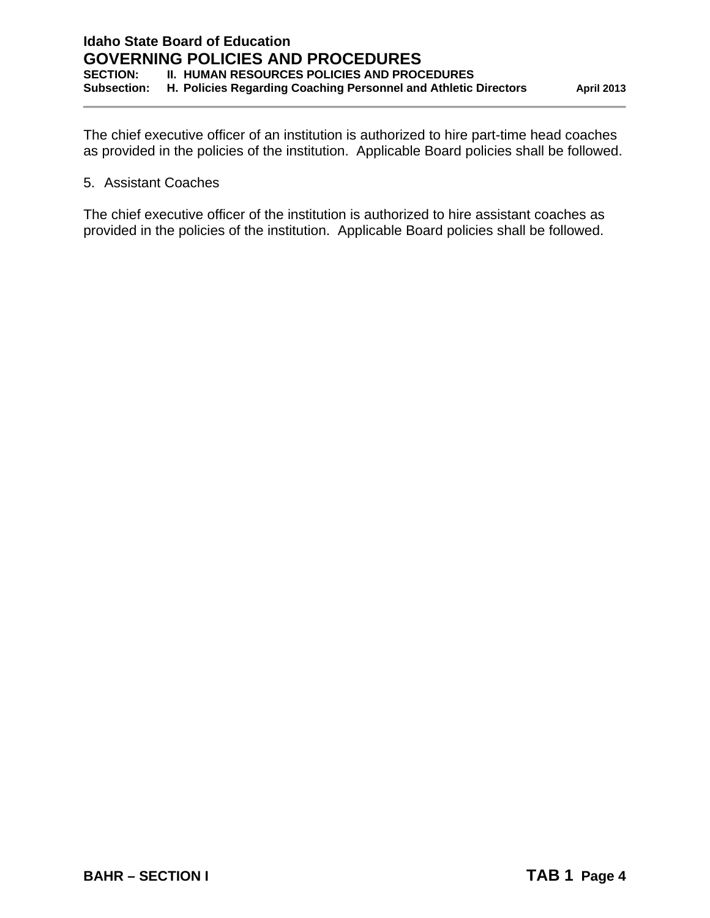The chief executive officer of an institution is authorized to hire part-time head coaches as provided in the policies of the institution. Applicable Board policies shall be followed.

5. Assistant Coaches

The chief executive officer of the institution is authorized to hire assistant coaches as provided in the policies of the institution. Applicable Board policies shall be followed.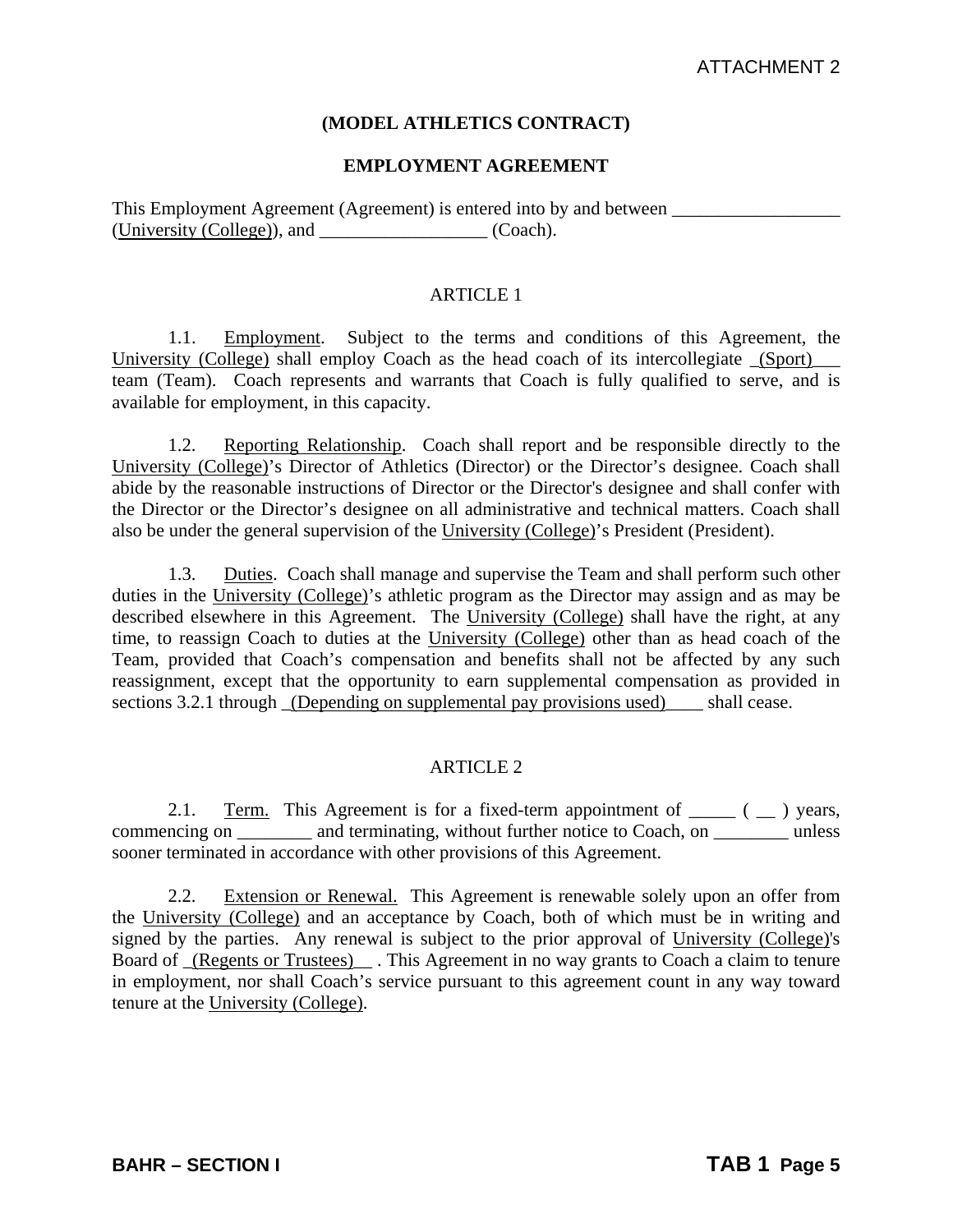ATTACHMENT 2

**(MODEL ATHLETICS CONTRACT)**

**EMPLOYMENT AGREEMENT**

This Employment Agreement (Agreement) is entered into by and between __________________ (University (College)), and __________________ (Coach).

ARTICLE 1

1.1. Employment. Subject to the terms and conditions of this Agreement, the University (College) shall employ Coach as the head coach of its intercollegiate _(Sport)___ team (Team). Coach represents and warrants that Coach is fully qualified to serve, and is available for employment, in this capacity.

1.2. Reporting Relationship. Coach shall report and be responsible directly to the University (College)'s Director of Athletics (Director) or the Director's designee. Coach shall abide by the reasonable instructions of Director or the Director's designee and shall confer with the Director or the Director's designee on all administrative and technical matters. Coach shall also be under the general supervision of the University (College)'s President (President).

1.3. Duties. Coach shall manage and supervise the Team and shall perform such other duties in the University (College)'s athletic program as the Director may assign and as may be described elsewhere in this Agreement. The University (College) shall have the right, at any time, to reassign Coach to duties at the University (College) other than as head coach of the Team, provided that Coach's compensation and benefits shall not be affected by any such reassignment, except that the opportunity to earn supplemental compensation as provided in sections 3.2.1 through _(Depending on supplemental pay provisions used)____ shall cease.

ARTICLE 2

2.1. Term. This Agreement is for a fixed-term appointment of _____ ( __ ) years, commencing on ________ and terminating, without further notice to Coach, on ________ unless sooner terminated in accordance with other provisions of this Agreement.

2.2. Extension or Renewal. This Agreement is renewable solely upon an offer from the University (College) and an acceptance by Coach, both of which must be in writing and signed by the parties. Any renewal is subject to the prior approval of University (College)'s Board of _(Regents or Trustees)__ . This Agreement in no way grants to Coach a claim to tenure in employment, nor shall Coach's service pursuant to this agreement count in any way toward tenure at the University (College).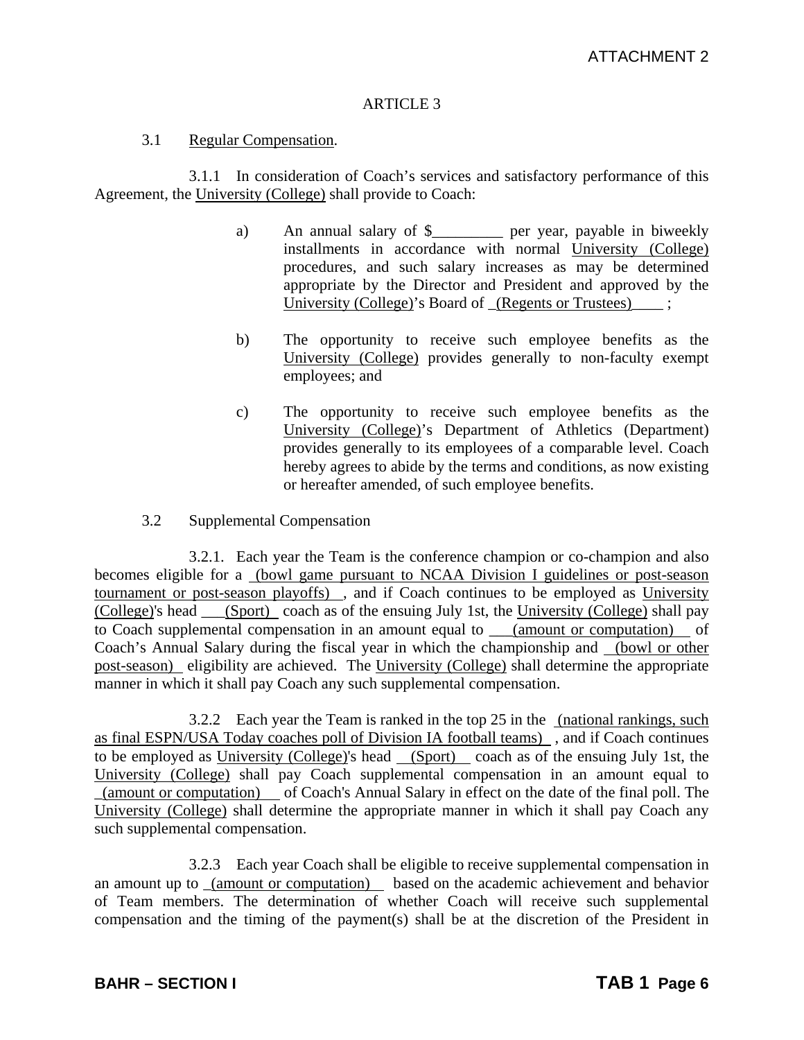ATTACHMENT 2

ARTICLE 3

3.1 Regular Compensation.

3.1.1 In consideration of Coach's services and satisfactory performance of this Agreement, the University (College) shall provide to Coach:

a) An annual salary of $_________ per year, payable in biweekly installments in accordance with normal University (College) procedures, and such salary increases as may be determined appropriate by the Director and President and approved by the University (College)'s Board of (Regents or Trustees) ;

b) The opportunity to receive such employee benefits as the University (College) provides generally to non-faculty exempt employees; and

c) The opportunity to receive such employee benefits as the University (College)'s Department of Athletics (Department) provides generally to its employees of a comparable level. Coach hereby agrees to abide by the terms and conditions, as now existing or hereafter amended, of such employee benefits.

3.2 Supplemental Compensation

3.2.1. Each year the Team is the conference champion or co-champion and also becomes eligible for a (bowl game pursuant to NCAA Division I guidelines or post-season tournament or post-season playoffs) , and if Coach continues to be employed as University (College)'s head (Sport) coach as of the ensuing July 1st, the University (College) shall pay to Coach supplemental compensation in an amount equal to (amount or computation) of Coach's Annual Salary during the fiscal year in which the championship and (bowl or other post-season) eligibility are achieved. The University (College) shall determine the appropriate manner in which it shall pay Coach any such supplemental compensation.

3.2.2 Each year the Team is ranked in the top 25 in the (national rankings, such as final ESPN/USA Today coaches poll of Division IA football teams) , and if Coach continues to be employed as University (College)'s head (Sport) coach as of the ensuing July 1st, the University (College) shall pay Coach supplemental compensation in an amount equal to (amount or computation) of Coach's Annual Salary in effect on the date of the final poll. The University (College) shall determine the appropriate manner in which it shall pay Coach any such supplemental compensation.

3.2.3 Each year Coach shall be eligible to receive supplemental compensation in an amount up to (amount or computation) based on the academic achievement and behavior of Team members. The determination of whether Coach will receive such supplemental compensation and the timing of the payment(s) shall be at the discretion of the President in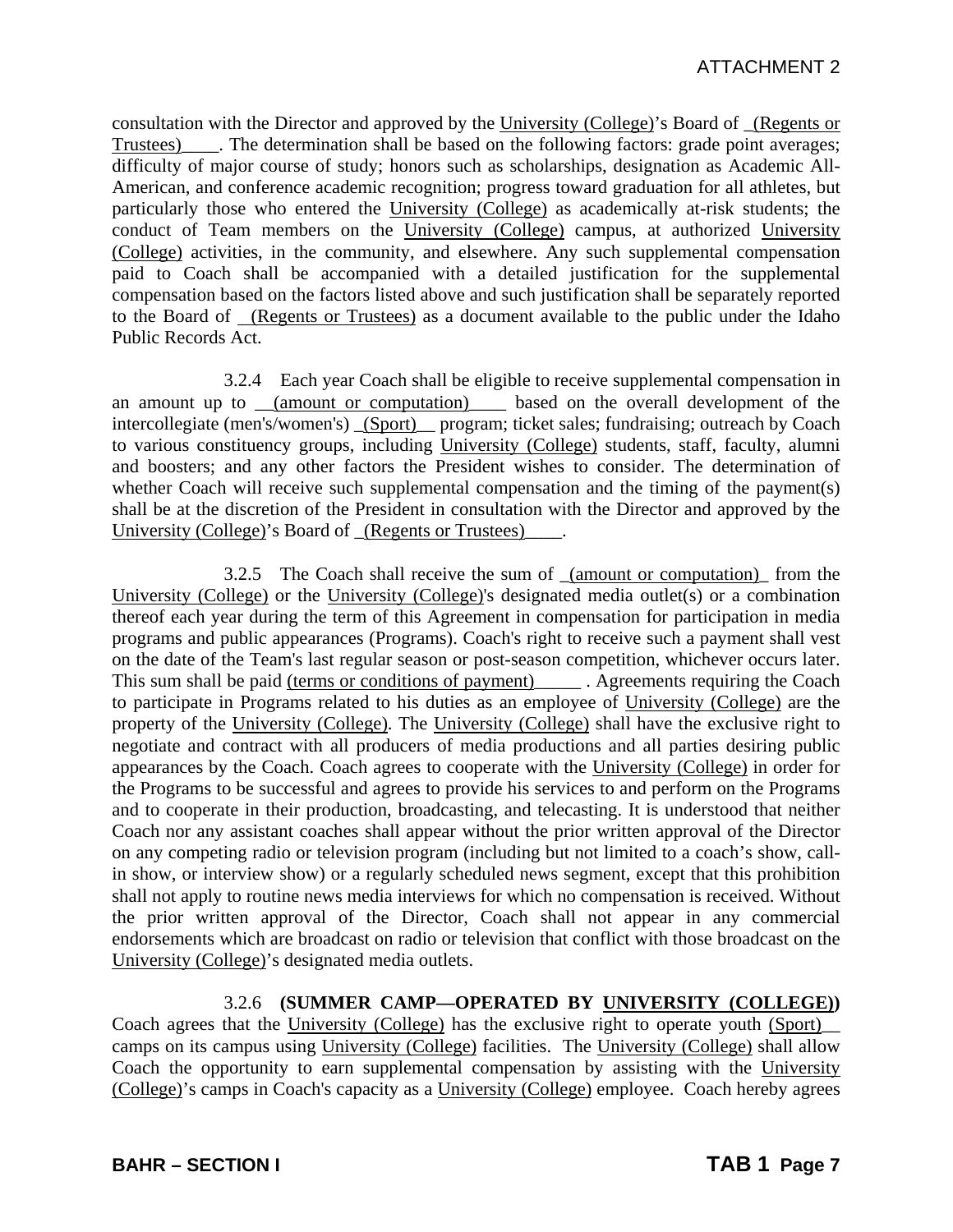consultation with the Director and approved by the University (College)'s Board of _(Regents or Trustees)____. The determination shall be based on the following factors: grade point averages; difficulty of major course of study; honors such as scholarships, designation as Academic All-American, and conference academic recognition; progress toward graduation for all athletes, but particularly those who entered the University (College) as academically at-risk students; the conduct of Team members on the University (College) campus, at authorized University (College) activities, in the community, and elsewhere. Any such supplemental compensation paid to Coach shall be accompanied with a detailed justification for the supplemental compensation based on the factors listed above and such justification shall be separately reported to the Board of _(Regents or Trustees) as a document available to the public under the Idaho Public Records Act.

3.2.4 Each year Coach shall be eligible to receive supplemental compensation in an amount up to __(amount or computation)____ based on the overall development of the intercollegiate (men's/women's) _(Sport)__ program; ticket sales; fundraising; outreach by Coach to various constituency groups, including University (College) students, staff, faculty, alumni and boosters; and any other factors the President wishes to consider. The determination of whether Coach will receive such supplemental compensation and the timing of the payment(s) shall be at the discretion of the President in consultation with the Director and approved by the University (College)'s Board of _(Regents or Trustees)____.

3.2.5 The Coach shall receive the sum of _(amount or computation)_ from the University (College) or the University (College)'s designated media outlet(s) or a combination thereof each year during the term of this Agreement in compensation for participation in media programs and public appearances (Programs). Coach's right to receive such a payment shall vest on the date of the Team's last regular season or post-season competition, whichever occurs later. This sum shall be paid (terms or conditions of payment)_____ . Agreements requiring the Coach to participate in Programs related to his duties as an employee of University (College) are the property of the University (College). The University (College) shall have the exclusive right to negotiate and contract with all producers of media productions and all parties desiring public appearances by the Coach. Coach agrees to cooperate with the University (College) in order for the Programs to be successful and agrees to provide his services to and perform on the Programs and to cooperate in their production, broadcasting, and telecasting. It is understood that neither Coach nor any assistant coaches shall appear without the prior written approval of the Director on any competing radio or television program (including but not limited to a coach's show, call-in show, or interview show) or a regularly scheduled news segment, except that this prohibition shall not apply to routine news media interviews for which no compensation is received. Without the prior written approval of the Director, Coach shall not appear in any commercial endorsements which are broadcast on radio or television that conflict with those broadcast on the University (College)'s designated media outlets.

3.2.6 **(SUMMER CAMP—OPERATED BY UNIVERSITY (COLLEGE))** Coach agrees that the University (College) has the exclusive right to operate youth (Sport)__ camps on its campus using University (College) facilities. The University (College) shall allow Coach the opportunity to earn supplemental compensation by assisting with the University (College)'s camps in Coach's capacity as a University (College) employee. Coach hereby agrees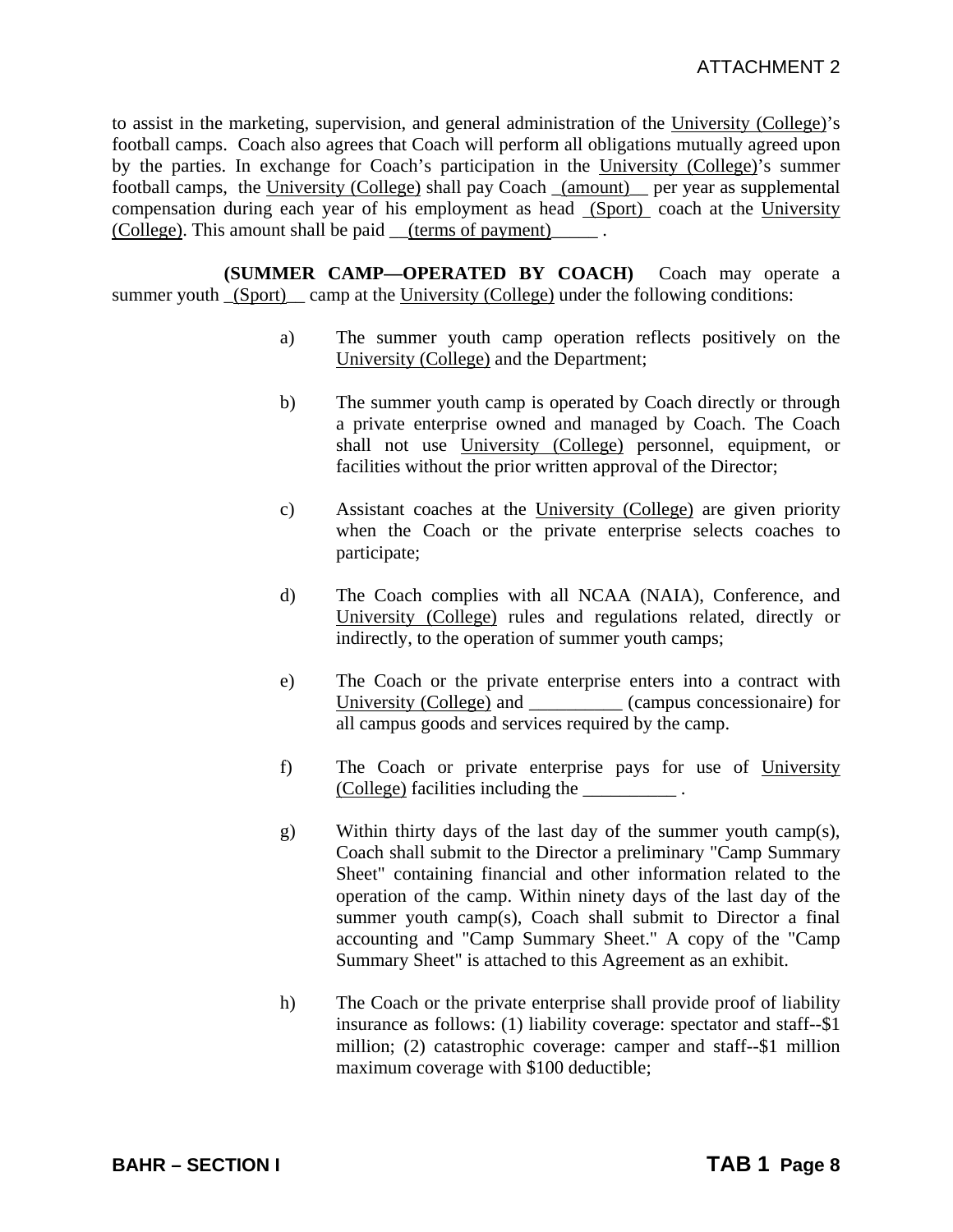to assist in the marketing, supervision, and general administration of the University (College)'s football camps. Coach also agrees that Coach will perform all obligations mutually agreed upon by the parties. In exchange for Coach's participation in the University (College)'s summer football camps, the University (College) shall pay Coach _(amount)__ per year as supplemental compensation during each year of his employment as head _(Sport)_ coach at the University (College). This amount shall be paid __(terms of payment)_____ .

**(SUMMER CAMP—OPERATED BY COACH)** Coach may operate a summer youth _(Sport)__ camp at the University (College) under the following conditions:

a) The summer youth camp operation reflects positively on the University (College) and the Department;

b) The summer youth camp is operated by Coach directly or through a private enterprise owned and managed by Coach. The Coach shall not use University (College) personnel, equipment, or facilities without the prior written approval of the Director;

c) Assistant coaches at the University (College) are given priority when the Coach or the private enterprise selects coaches to participate;

d) The Coach complies with all NCAA (NAIA), Conference, and University (College) rules and regulations related, directly or indirectly, to the operation of summer youth camps;

e) The Coach or the private enterprise enters into a contract with University (College) and __________ (campus concessionaire) for all campus goods and services required by the camp.

f) The Coach or private enterprise pays for use of University (College) facilities including the __________ .

g) Within thirty days of the last day of the summer youth camp(s), Coach shall submit to the Director a preliminary "Camp Summary Sheet" containing financial and other information related to the operation of the camp. Within ninety days of the last day of the summer youth camp(s), Coach shall submit to Director a final accounting and "Camp Summary Sheet." A copy of the "Camp Summary Sheet" is attached to this Agreement as an exhibit.

h) The Coach or the private enterprise shall provide proof of liability insurance as follows: (1) liability coverage: spectator and staff--$1 million; (2) catastrophic coverage: camper and staff--$1 million maximum coverage with $100 deductible;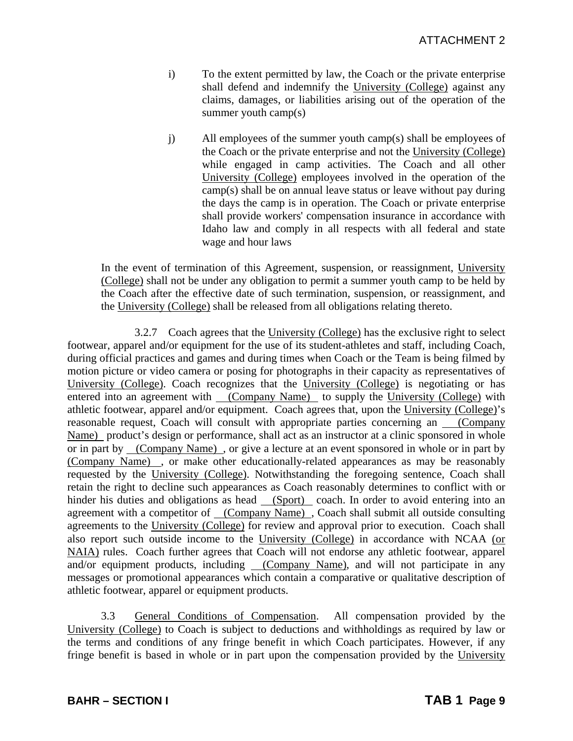i) To the extent permitted by law, the Coach or the private enterprise shall defend and indemnify the University (College) against any claims, damages, or liabilities arising out of the operation of the summer youth camp(s)

j) All employees of the summer youth camp(s) shall be employees of the Coach or the private enterprise and not the University (College) while engaged in camp activities. The Coach and all other University (College) employees involved in the operation of the camp(s) shall be on annual leave status or leave without pay during the days the camp is in operation. The Coach or private enterprise shall provide workers' compensation insurance in accordance with Idaho law and comply in all respects with all federal and state wage and hour laws

In the event of termination of this Agreement, suspension, or reassignment, University (College) shall not be under any obligation to permit a summer youth camp to be held by the Coach after the effective date of such termination, suspension, or reassignment, and the University (College) shall be released from all obligations relating thereto.

3.2.7 Coach agrees that the University (College) has the exclusive right to select footwear, apparel and/or equipment for the use of its student-athletes and staff, including Coach, during official practices and games and during times when Coach or the Team is being filmed by motion picture or video camera or posing for photographs in their capacity as representatives of University (College). Coach recognizes that the University (College) is negotiating or has entered into an agreement with (Company Name) to supply the University (College) with athletic footwear, apparel and/or equipment. Coach agrees that, upon the University (College)'s reasonable request, Coach will consult with appropriate parties concerning an (Company Name) product's design or performance, shall act as an instructor at a clinic sponsored in whole or in part by (Company Name), or give a lecture at an event sponsored in whole or in part by (Company Name), or make other educationally-related appearances as may be reasonably requested by the University (College). Notwithstanding the foregoing sentence, Coach shall retain the right to decline such appearances as Coach reasonably determines to conflict with or hinder his duties and obligations as head (Sport) coach. In order to avoid entering into an agreement with a competitor of (Company Name), Coach shall submit all outside consulting agreements to the University (College) for review and approval prior to execution. Coach shall also report such outside income to the University (College) in accordance with NCAA (or NAIA) rules. Coach further agrees that Coach will not endorse any athletic footwear, apparel and/or equipment products, including (Company Name), and will not participate in any messages or promotional appearances which contain a comparative or qualitative description of athletic footwear, apparel or equipment products.

3.3 General Conditions of Compensation. All compensation provided by the University (College) to Coach is subject to deductions and withholdings as required by law or the terms and conditions of any fringe benefit in which Coach participates. However, if any fringe benefit is based in whole or in part upon the compensation provided by the University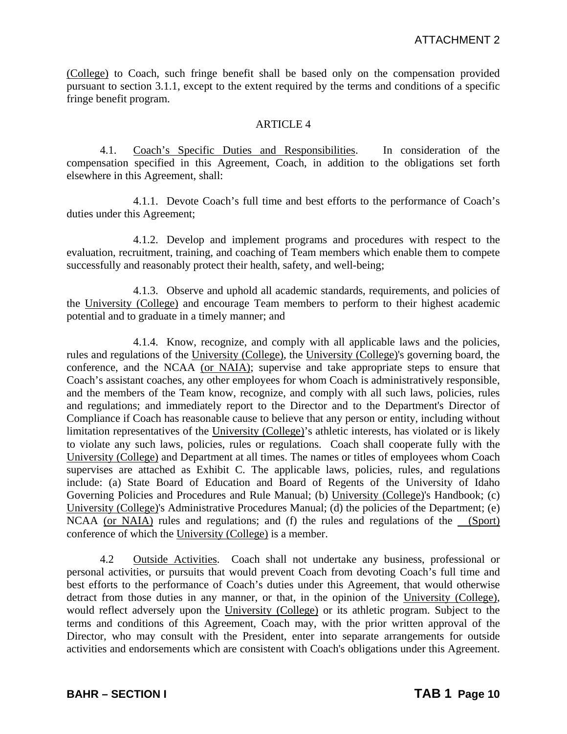(College) to Coach, such fringe benefit shall be based only on the compensation provided pursuant to section 3.1.1, except to the extent required by the terms and conditions of a specific fringe benefit program.

ARTICLE 4

4.1. Coach's Specific Duties and Responsibilities. In consideration of the compensation specified in this Agreement, Coach, in addition to the obligations set forth elsewhere in this Agreement, shall:

4.1.1. Devote Coach's full time and best efforts to the performance of Coach's duties under this Agreement;

4.1.2. Develop and implement programs and procedures with respect to the evaluation, recruitment, training, and coaching of Team members which enable them to compete successfully and reasonably protect their health, safety, and well-being;

4.1.3. Observe and uphold all academic standards, requirements, and policies of the University (College) and encourage Team members to perform to their highest academic potential and to graduate in a timely manner; and

4.1.4. Know, recognize, and comply with all applicable laws and the policies, rules and regulations of the University (College), the University (College)'s governing board, the conference, and the NCAA (or NAIA); supervise and take appropriate steps to ensure that Coach's assistant coaches, any other employees for whom Coach is administratively responsible, and the members of the Team know, recognize, and comply with all such laws, policies, rules and regulations; and immediately report to the Director and to the Department's Director of Compliance if Coach has reasonable cause to believe that any person or entity, including without limitation representatives of the University (College)'s athletic interests, has violated or is likely to violate any such laws, policies, rules or regulations. Coach shall cooperate fully with the University (College) and Department at all times. The names or titles of employees whom Coach supervises are attached as Exhibit C. The applicable laws, policies, rules, and regulations include: (a) State Board of Education and Board of Regents of the University of Idaho Governing Policies and Procedures and Rule Manual; (b) University (College)'s Handbook; (c) University (College)'s Administrative Procedures Manual; (d) the policies of the Department; (e) NCAA (or NAIA) rules and regulations; and (f) the rules and regulations of the (Sport) conference of which the University (College) is a member.

4.2 Outside Activities. Coach shall not undertake any business, professional or personal activities, or pursuits that would prevent Coach from devoting Coach's full time and best efforts to the performance of Coach's duties under this Agreement, that would otherwise detract from those duties in any manner, or that, in the opinion of the University (College), would reflect adversely upon the University (College) or its athletic program. Subject to the terms and conditions of this Agreement, Coach may, with the prior written approval of the Director, who may consult with the President, enter into separate arrangements for outside activities and endorsements which are consistent with Coach's obligations under this Agreement.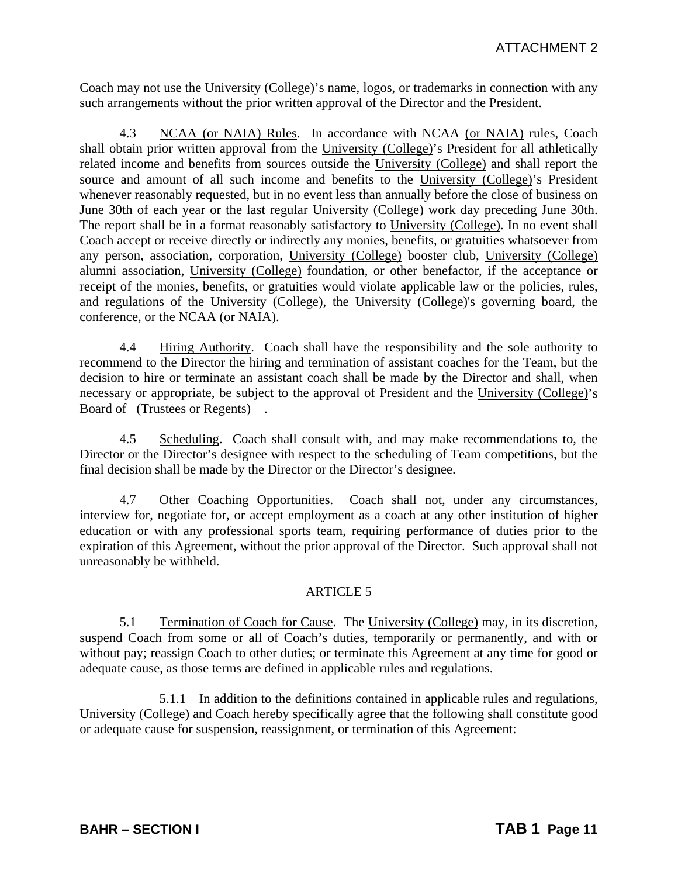Coach may not use the University (College)'s name, logos, or trademarks in connection with any such arrangements without the prior written approval of the Director and the President.

4.3 NCAA (or NAIA) Rules. In accordance with NCAA (or NAIA) rules, Coach shall obtain prior written approval from the University (College)'s President for all athletically related income and benefits from sources outside the University (College) and shall report the source and amount of all such income and benefits to the University (College)'s President whenever reasonably requested, but in no event less than annually before the close of business on June 30th of each year or the last regular University (College) work day preceding June 30th. The report shall be in a format reasonably satisfactory to University (College). In no event shall Coach accept or receive directly or indirectly any monies, benefits, or gratuities whatsoever from any person, association, corporation, University (College) booster club, University (College) alumni association, University (College) foundation, or other benefactor, if the acceptance or receipt of the monies, benefits, or gratuities would violate applicable law or the policies, rules, and regulations of the University (College), the University (College)'s governing board, the conference, or the NCAA (or NAIA).

4.4 Hiring Authority. Coach shall have the responsibility and the sole authority to recommend to the Director the hiring and termination of assistant coaches for the Team, but the decision to hire or terminate an assistant coach shall be made by the Director and shall, when necessary or appropriate, be subject to the approval of President and the University (College)'s Board of (Trustees or Regents).

4.5 Scheduling. Coach shall consult with, and may make recommendations to, the Director or the Director's designee with respect to the scheduling of Team competitions, but the final decision shall be made by the Director or the Director's designee.

4.7 Other Coaching Opportunities. Coach shall not, under any circumstances, interview for, negotiate for, or accept employment as a coach at any other institution of higher education or with any professional sports team, requiring performance of duties prior to the expiration of this Agreement, without the prior approval of the Director. Such approval shall not unreasonably be withheld.

ARTICLE 5

5.1 Termination of Coach for Cause. The University (College) may, in its discretion, suspend Coach from some or all of Coach's duties, temporarily or permanently, and with or without pay; reassign Coach to other duties; or terminate this Agreement at any time for good or adequate cause, as those terms are defined in applicable rules and regulations.

5.1.1 In addition to the definitions contained in applicable rules and regulations, University (College) and Coach hereby specifically agree that the following shall constitute good or adequate cause for suspension, reassignment, or termination of this Agreement: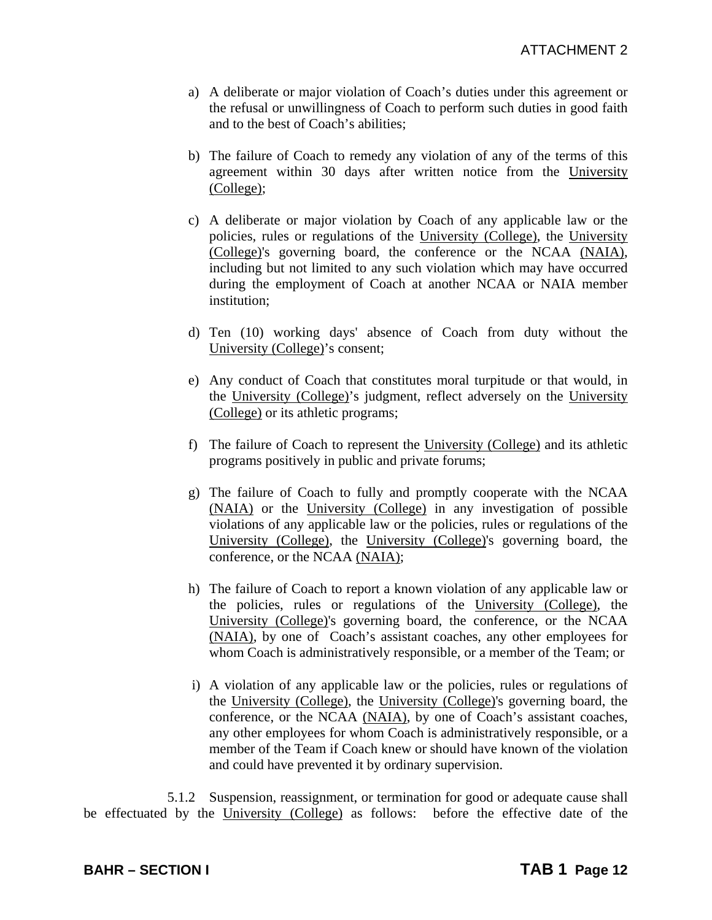a) A deliberate or major violation of Coach's duties under this agreement or the refusal or unwillingness of Coach to perform such duties in good faith and to the best of Coach's abilities;

b) The failure of Coach to remedy any violation of any of the terms of this agreement within 30 days after written notice from the University (College);

c) A deliberate or major violation by Coach of any applicable law or the policies, rules or regulations of the University (College), the University (College)'s governing board, the conference or the NCAA (NAIA), including but not limited to any such violation which may have occurred during the employment of Coach at another NCAA or NAIA member institution;

d) Ten (10) working days' absence of Coach from duty without the University (College)'s consent;

e) Any conduct of Coach that constitutes moral turpitude or that would, in the University (College)'s judgment, reflect adversely on the University (College) or its athletic programs;

f) The failure of Coach to represent the University (College) and its athletic programs positively in public and private forums;

g) The failure of Coach to fully and promptly cooperate with the NCAA (NAIA) or the University (College) in any investigation of possible violations of any applicable law or the policies, rules or regulations of the University (College), the University (College)'s governing board, the conference, or the NCAA (NAIA);

h) The failure of Coach to report a known violation of any applicable law or the policies, rules or regulations of the University (College), the University (College)'s governing board, the conference, or the NCAA (NAIA), by one of Coach's assistant coaches, any other employees for whom Coach is administratively responsible, or a member of the Team; or

i) A violation of any applicable law or the policies, rules or regulations of the University (College), the University (College)'s governing board, the conference, or the NCAA (NAIA), by one of Coach's assistant coaches, any other employees for whom Coach is administratively responsible, or a member of the Team if Coach knew or should have known of the violation and could have prevented it by ordinary supervision.

5.1.2 Suspension, reassignment, or termination for good or adequate cause shall be effectuated by the University (College) as follows: before the effective date of the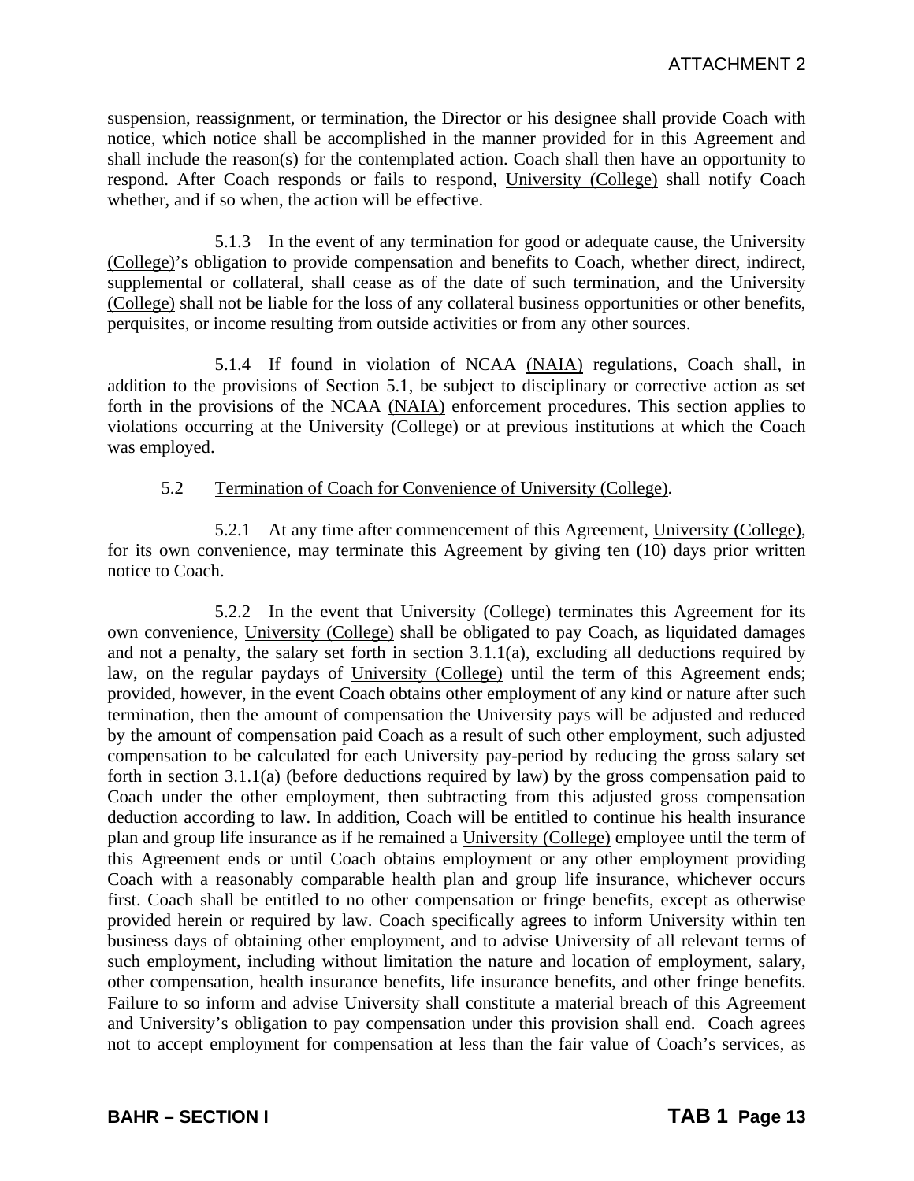suspension, reassignment, or termination, the Director or his designee shall provide Coach with notice, which notice shall be accomplished in the manner provided for in this Agreement and shall include the reason(s) for the contemplated action. Coach shall then have an opportunity to respond. After Coach responds or fails to respond, University (College) shall notify Coach whether, and if so when, the action will be effective.

5.1.3 In the event of any termination for good or adequate cause, the University (College)'s obligation to provide compensation and benefits to Coach, whether direct, indirect, supplemental or collateral, shall cease as of the date of such termination, and the University (College) shall not be liable for the loss of any collateral business opportunities or other benefits, perquisites, or income resulting from outside activities or from any other sources.

5.1.4 If found in violation of NCAA (NAIA) regulations, Coach shall, in addition to the provisions of Section 5.1, be subject to disciplinary or corrective action as set forth in the provisions of the NCAA (NAIA) enforcement procedures. This section applies to violations occurring at the University (College) or at previous institutions at which the Coach was employed.

5.2 Termination of Coach for Convenience of University (College).

5.2.1 At any time after commencement of this Agreement, University (College), for its own convenience, may terminate this Agreement by giving ten (10) days prior written notice to Coach.

5.2.2 In the event that University (College) terminates this Agreement for its own convenience, University (College) shall be obligated to pay Coach, as liquidated damages and not a penalty, the salary set forth in section 3.1.1(a), excluding all deductions required by law, on the regular paydays of University (College) until the term of this Agreement ends; provided, however, in the event Coach obtains other employment of any kind or nature after such termination, then the amount of compensation the University pays will be adjusted and reduced by the amount of compensation paid Coach as a result of such other employment, such adjusted compensation to be calculated for each University pay-period by reducing the gross salary set forth in section 3.1.1(a) (before deductions required by law) by the gross compensation paid to Coach under the other employment, then subtracting from this adjusted gross compensation deduction according to law. In addition, Coach will be entitled to continue his health insurance plan and group life insurance as if he remained a University (College) employee until the term of this Agreement ends or until Coach obtains employment or any other employment providing Coach with a reasonably comparable health plan and group life insurance, whichever occurs first. Coach shall be entitled to no other compensation or fringe benefits, except as otherwise provided herein or required by law. Coach specifically agrees to inform University within ten business days of obtaining other employment, and to advise University of all relevant terms of such employment, including without limitation the nature and location of employment, salary, other compensation, health insurance benefits, life insurance benefits, and other fringe benefits. Failure to so inform and advise University shall constitute a material breach of this Agreement and University's obligation to pay compensation under this provision shall end. Coach agrees not to accept employment for compensation at less than the fair value of Coach's services, as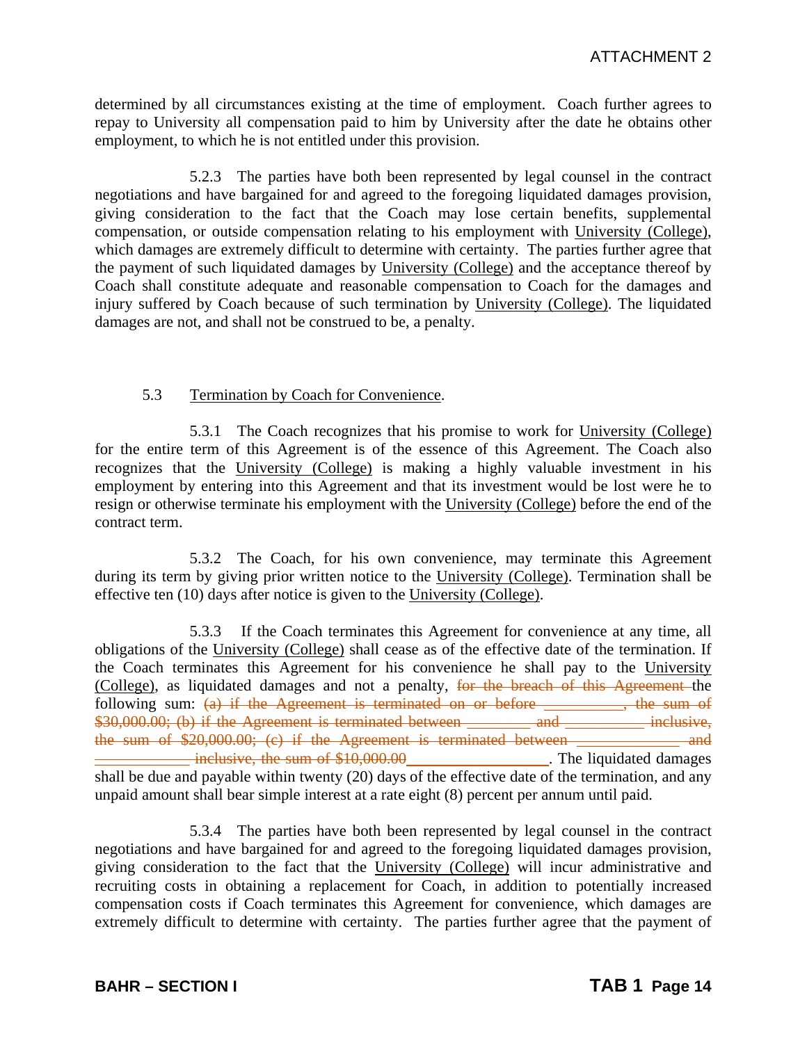determined by all circumstances existing at the time of employment. Coach further agrees to repay to University all compensation paid to him by University after the date he obtains other employment, to which he is not entitled under this provision.

5.2.3 The parties have both been represented by legal counsel in the contract negotiations and have bargained for and agreed to the foregoing liquidated damages provision, giving consideration to the fact that the Coach may lose certain benefits, supplemental compensation, or outside compensation relating to his employment with University (College), which damages are extremely difficult to determine with certainty. The parties further agree that the payment of such liquidated damages by University (College) and the acceptance thereof by Coach shall constitute adequate and reasonable compensation to Coach for the damages and injury suffered by Coach because of such termination by University (College). The liquidated damages are not, and shall not be construed to be, a penalty.

5.3 Termination by Coach for Convenience.

5.3.1 The Coach recognizes that his promise to work for University (College) for the entire term of this Agreement is of the essence of this Agreement. The Coach also recognizes that the University (College) is making a highly valuable investment in his employment by entering into this Agreement and that its investment would be lost were he to resign or otherwise terminate his employment with the University (College) before the end of the contract term.

5.3.2 The Coach, for his own convenience, may terminate this Agreement during its term by giving prior written notice to the University (College). Termination shall be effective ten (10) days after notice is given to the University (College).

5.3.3 If the Coach terminates this Agreement for convenience at any time, all obligations of the University (College) shall cease as of the effective date of the termination. If the Coach terminates this Agreement for his convenience he shall pay to the University (College), as liquidated damages and not a penalty, ~~for the breach of this Agreement~~ the following sum: ~~(a) if the Agreement is terminated on or before __________, the sum of $30,000.00; (b) if the Agreement is terminated between ________ and __________ inclusive, the sum of $20,000.00; (c) if the Agreement is terminated between _____________ and ____________ inclusive, the sum of $10,000.00~~_________________. The liquidated damages shall be due and payable within twenty (20) days of the effective date of the termination, and any unpaid amount shall bear simple interest at a rate eight (8) percent per annum until paid.

5.3.4 The parties have both been represented by legal counsel in the contract negotiations and have bargained for and agreed to the foregoing liquidated damages provision, giving consideration to the fact that the University (College) will incur administrative and recruiting costs in obtaining a replacement for Coach, in addition to potentially increased compensation costs if Coach terminates this Agreement for convenience, which damages are extremely difficult to determine with certainty. The parties further agree that the payment of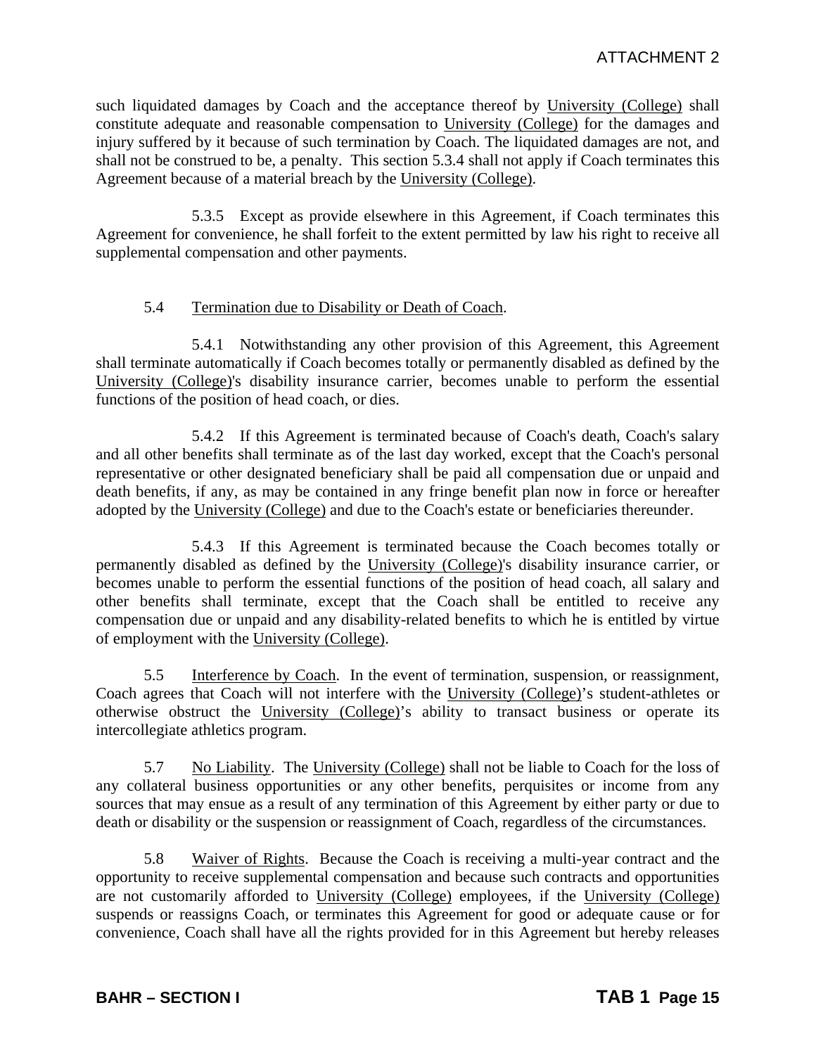such liquidated damages by Coach and the acceptance thereof by University (College) shall constitute adequate and reasonable compensation to University (College) for the damages and injury suffered by it because of such termination by Coach. The liquidated damages are not, and shall not be construed to be, a penalty. This section 5.3.4 shall not apply if Coach terminates this Agreement because of a material breach by the University (College).

5.3.5 Except as provide elsewhere in this Agreement, if Coach terminates this Agreement for convenience, he shall forfeit to the extent permitted by law his right to receive all supplemental compensation and other payments.

5.4 Termination due to Disability or Death of Coach.

5.4.1 Notwithstanding any other provision of this Agreement, this Agreement shall terminate automatically if Coach becomes totally or permanently disabled as defined by the University (College)'s disability insurance carrier, becomes unable to perform the essential functions of the position of head coach, or dies.

5.4.2 If this Agreement is terminated because of Coach's death, Coach's salary and all other benefits shall terminate as of the last day worked, except that the Coach's personal representative or other designated beneficiary shall be paid all compensation due or unpaid and death benefits, if any, as may be contained in any fringe benefit plan now in force or hereafter adopted by the University (College) and due to the Coach's estate or beneficiaries thereunder.

5.4.3 If this Agreement is terminated because the Coach becomes totally or permanently disabled as defined by the University (College)'s disability insurance carrier, or becomes unable to perform the essential functions of the position of head coach, all salary and other benefits shall terminate, except that the Coach shall be entitled to receive any compensation due or unpaid and any disability-related benefits to which he is entitled by virtue of employment with the University (College).

5.5 Interference by Coach. In the event of termination, suspension, or reassignment, Coach agrees that Coach will not interfere with the University (College)'s student-athletes or otherwise obstruct the University (College)'s ability to transact business or operate its intercollegiate athletics program.

5.7 No Liability. The University (College) shall not be liable to Coach for the loss of any collateral business opportunities or any other benefits, perquisites or income from any sources that may ensue as a result of any termination of this Agreement by either party or due to death or disability or the suspension or reassignment of Coach, regardless of the circumstances.

5.8 Waiver of Rights. Because the Coach is receiving a multi-year contract and the opportunity to receive supplemental compensation and because such contracts and opportunities are not customarily afforded to University (College) employees, if the University (College) suspends or reassigns Coach, or terminates this Agreement for good or adequate cause or for convenience, Coach shall have all the rights provided for in this Agreement but hereby releases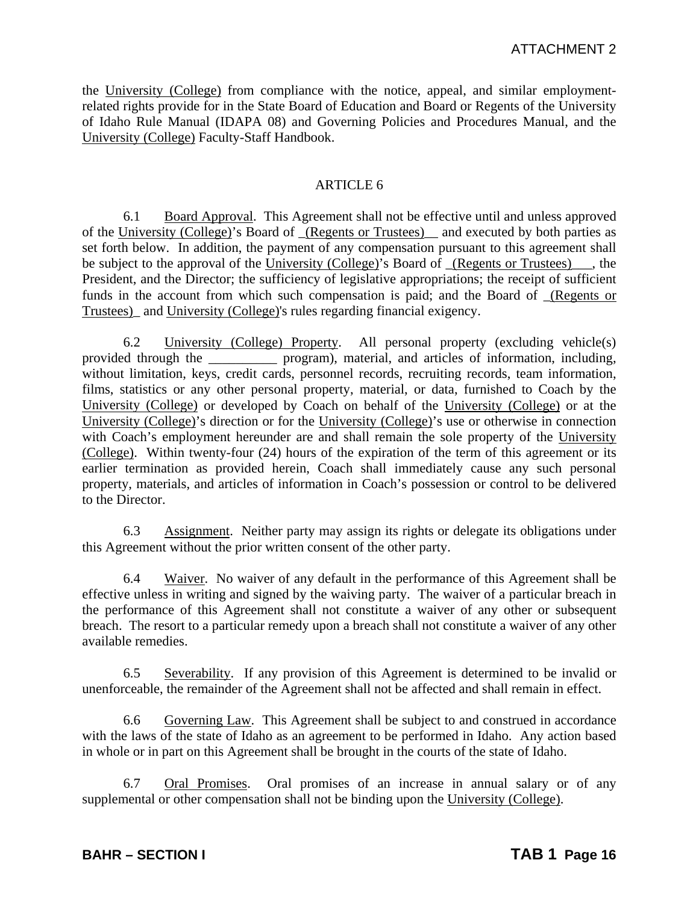the University (College) from compliance with the notice, appeal, and similar employment-related rights provide for in the State Board of Education and Board or Regents of the University of Idaho Rule Manual (IDAPA 08) and Governing Policies and Procedures Manual, and the University (College) Faculty-Staff Handbook.

ARTICLE 6

6.1 Board Approval. This Agreement shall not be effective until and unless approved of the University (College)'s Board of _(Regents or Trustees)__ and executed by both parties as set forth below. In addition, the payment of any compensation pursuant to this agreement shall be subject to the approval of the University (College)'s Board of _(Regents or Trustees)___, the President, and the Director; the sufficiency of legislative appropriations; the receipt of sufficient funds in the account from which such compensation is paid; and the Board of _(Regents or Trustees)_ and University (College)'s rules regarding financial exigency.

6.2 University (College) Property. All personal property (excluding vehicle(s) provided through the __________ program), material, and articles of information, including, without limitation, keys, credit cards, personnel records, recruiting records, team information, films, statistics or any other personal property, material, or data, furnished to Coach by the University (College) or developed by Coach on behalf of the University (College) or at the University (College)'s direction or for the University (College)'s use or otherwise in connection with Coach's employment hereunder are and shall remain the sole property of the University (College). Within twenty-four (24) hours of the expiration of the term of this agreement or its earlier termination as provided herein, Coach shall immediately cause any such personal property, materials, and articles of information in Coach's possession or control to be delivered to the Director.

6.3 Assignment. Neither party may assign its rights or delegate its obligations under this Agreement without the prior written consent of the other party.

6.4 Waiver. No waiver of any default in the performance of this Agreement shall be effective unless in writing and signed by the waiving party. The waiver of a particular breach in the performance of this Agreement shall not constitute a waiver of any other or subsequent breach. The resort to a particular remedy upon a breach shall not constitute a waiver of any other available remedies.

6.5 Severability. If any provision of this Agreement is determined to be invalid or unenforceable, the remainder of the Agreement shall not be affected and shall remain in effect.

6.6 Governing Law. This Agreement shall be subject to and construed in accordance with the laws of the state of Idaho as an agreement to be performed in Idaho. Any action based in whole or in part on this Agreement shall be brought in the courts of the state of Idaho.

6.7 Oral Promises. Oral promises of an increase in annual salary or of any supplemental or other compensation shall not be binding upon the University (College).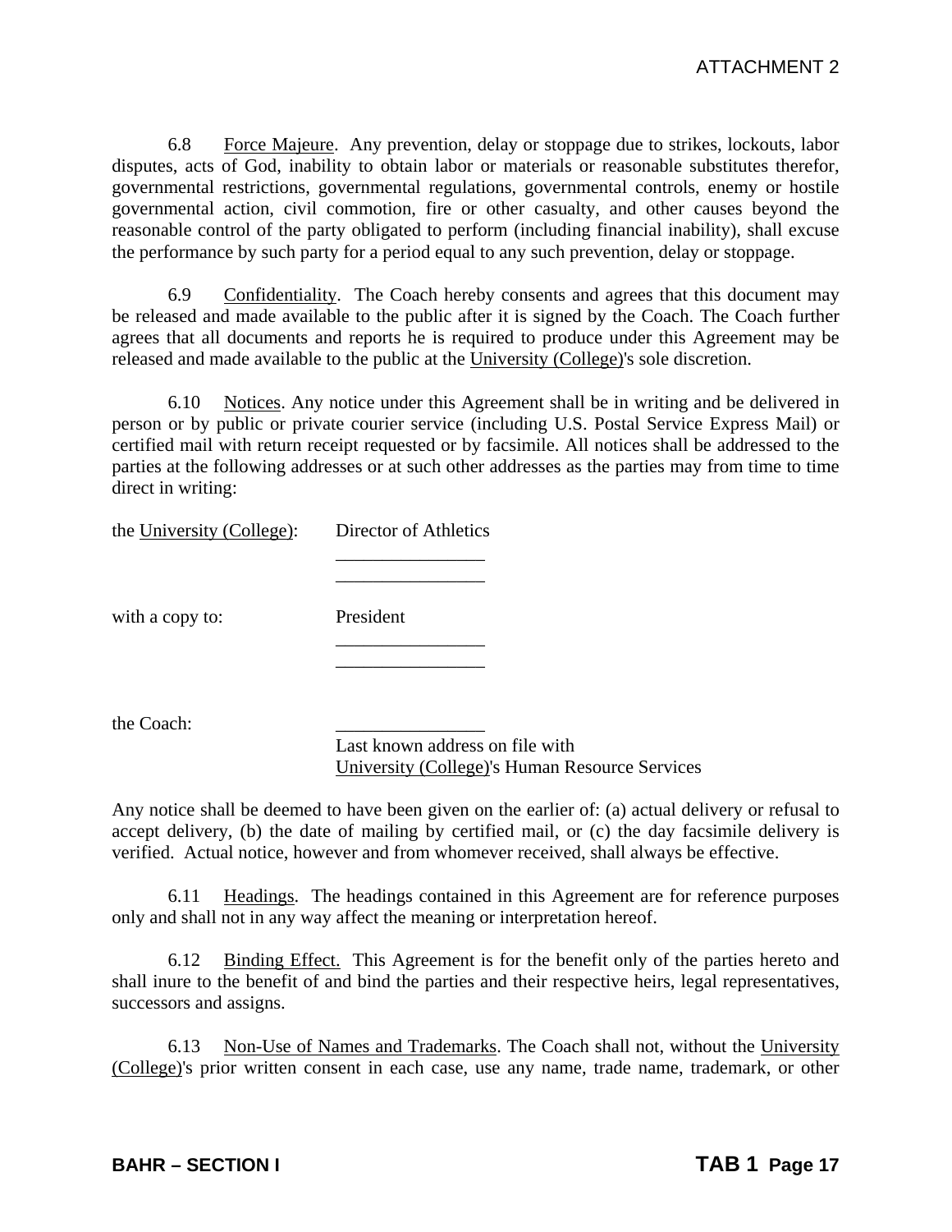6.8 Force Majeure. Any prevention, delay or stoppage due to strikes, lockouts, labor disputes, acts of God, inability to obtain labor or materials or reasonable substitutes therefor, governmental restrictions, governmental regulations, governmental controls, enemy or hostile governmental action, civil commotion, fire or other casualty, and other causes beyond the reasonable control of the party obligated to perform (including financial inability), shall excuse the performance by such party for a period equal to any such prevention, delay or stoppage.

6.9 Confidentiality. The Coach hereby consents and agrees that this document may be released and made available to the public after it is signed by the Coach. The Coach further agrees that all documents and reports he is required to produce under this Agreement may be released and made available to the public at the University (College)'s sole discretion.

6.10 Notices. Any notice under this Agreement shall be in writing and be delivered in person or by public or private courier service (including U.S. Postal Service Express Mail) or certified mail with return receipt requested or by facsimile. All notices shall be addressed to the parties at the following addresses or at such other addresses as the parties may from time to time direct in writing:

the University (College): Director of Athletics
________________
________________

with a copy to: President
________________
________________

the Coach: ________________
Last known address on file with
University (College)'s Human Resource Services

Any notice shall be deemed to have been given on the earlier of: (a) actual delivery or refusal to accept delivery, (b) the date of mailing by certified mail, or (c) the day facsimile delivery is verified. Actual notice, however and from whomever received, shall always be effective.

6.11 Headings. The headings contained in this Agreement are for reference purposes only and shall not in any way affect the meaning or interpretation hereof.

6.12 Binding Effect. This Agreement is for the benefit only of the parties hereto and shall inure to the benefit of and bind the parties and their respective heirs, legal representatives, successors and assigns.

6.13 Non-Use of Names and Trademarks. The Coach shall not, without the University (College)'s prior written consent in each case, use any name, trade name, trademark, or other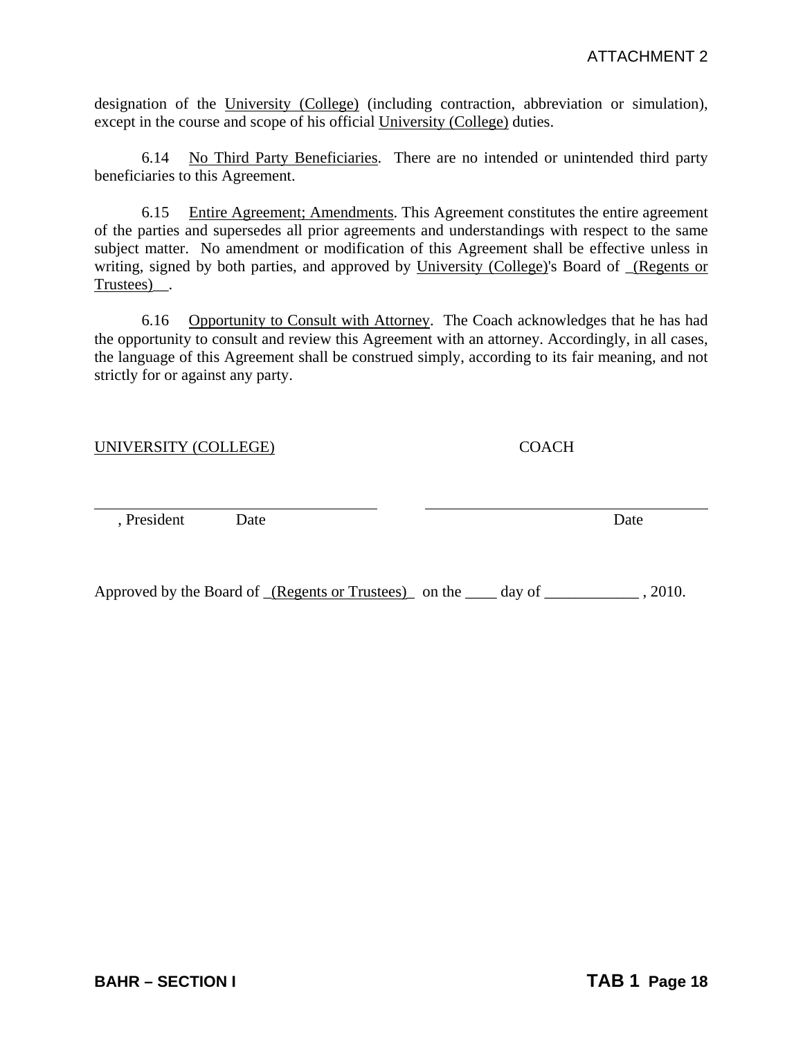designation of the University (College) (including contraction, abbreviation or simulation), except in the course and scope of his official University (College) duties.

6.14 No Third Party Beneficiaries. There are no intended or unintended third party beneficiaries to this Agreement.

6.15 Entire Agreement; Amendments. This Agreement constitutes the entire agreement of the parties and supersedes all prior agreements and understandings with respect to the same subject matter. No amendment or modification of this Agreement shall be effective unless in writing, signed by both parties, and approved by University (College)'s Board of _(Regents or Trustees)__.

6.16 Opportunity to Consult with Attorney. The Coach acknowledges that he has had the opportunity to consult and review this Agreement with an attorney. Accordingly, in all cases, the language of this Agreement shall be construed simply, according to its fair meaning, and not strictly for or against any party.

UNIVERSITY (COLLEGE) COACH

______________________________ ______________________________

, President Date Date

Approved by the Board of _(Regents or Trustees)_ on the ____ day of ____________ , 2010.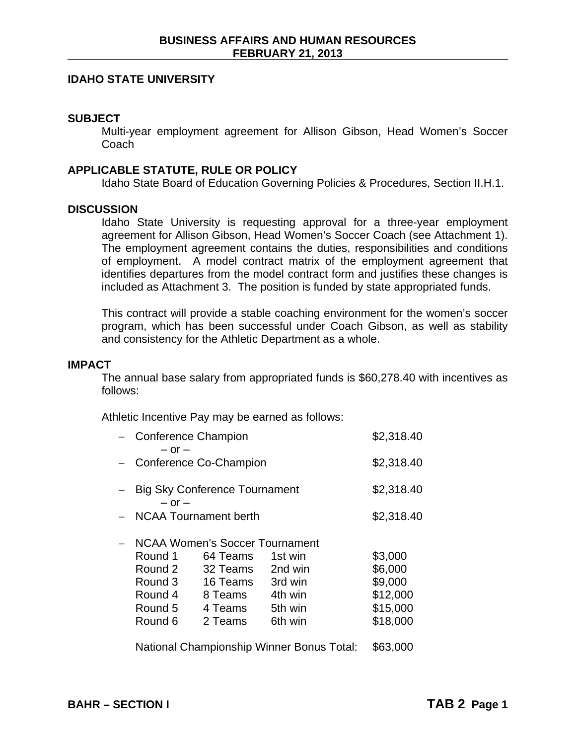## IDAHO STATE UNIVERSITY

### SUBJECT

Multi-year employment agreement for Allison Gibson, Head Women's Soccer Coach

### APPLICABLE STATUTE, RULE OR POLICY

Idaho State Board of Education Governing Policies & Procedures, Section II.H.1.

### DISCUSSION

Idaho State University is requesting approval for a three-year employment agreement for Allison Gibson, Head Women's Soccer Coach (see Attachment 1). The employment agreement contains the duties, responsibilities and conditions of employment. A model contract matrix of the employment agreement that identifies departures from the model contract form and justifies these changes is included as Attachment 3. The position is funded by state appropriated funds.

This contract will provide a stable coaching environment for the women's soccer program, which has been successful under Coach Gibson, as well as stability and consistency for the Athletic Department as a whole.

### IMPACT

The annual base salary from appropriated funds is $60,278.40 with incentives as follows:

Athletic Incentive Pay may be earned as follows:

- Conference Champion — $2,318.40
  – or –
- Conference Co-Champion — $2,318.40

- Big Sky Conference Tournament — $2,318.40
  – or –
- NCAA Tournament berth — $2,318.40

- NCAA Women's Soccer Tournament

| Round | Teams | Win | Bonus |
|---|---|---|---|
| Round 1 | 64 Teams | 1st win | $3,000 |
| Round 2 | 32 Teams | 2nd win | $6,000 |
| Round 3 | 16 Teams | 3rd win | $9,000 |
| Round 4 | 8 Teams | 4th win | $12,000 |
| Round 5 | 4 Teams | 5th win | $15,000 |
| Round 6 | 2 Teams | 6th win | $18,000 |

National Championship Winner Bonus Total: $63,000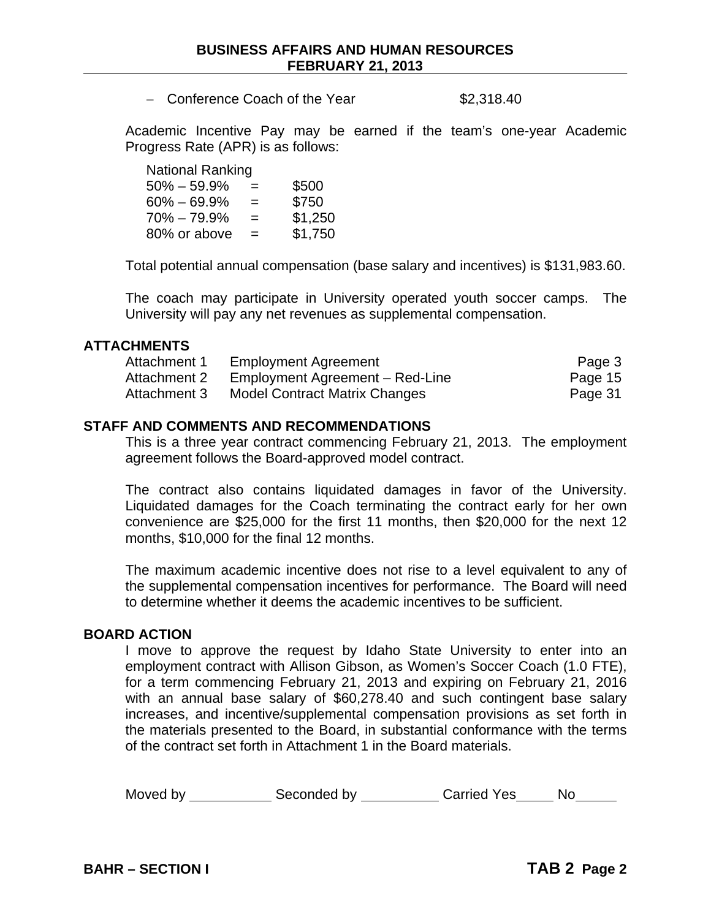- Conference Coach of the Year $2,318.40

Academic Incentive Pay may be earned if the team's one-year Academic Progress Rate (APR) is as follows:

| National Ranking | | |
|---|---|---|
| 50% – 59.9% | = | $500 |
| 60% – 69.9% | = | $750 |
| 70% – 79.9% | = | $1,250 |
| 80% or above | = | $1,750 |

Total potential annual compensation (base salary and incentives) is $131,983.60.

The coach may participate in University operated youth soccer camps. The University will pay any net revenues as supplemental compensation.

## ATTACHMENTS

| | | |
|---|---|---|
| Attachment 1 | Employment Agreement | Page 3 |
| Attachment 2 | Employment Agreement – Red-Line | Page 15 |
| Attachment 3 | Model Contract Matrix Changes | Page 31 |

## STAFF AND COMMENTS AND RECOMMENDATIONS

This is a three year contract commencing February 21, 2013. The employment agreement follows the Board-approved model contract.

The contract also contains liquidated damages in favor of the University. Liquidated damages for the Coach terminating the contract early for her own convenience are $25,000 for the first 11 months, then $20,000 for the next 12 months, $10,000 for the final 12 months.

The maximum academic incentive does not rise to a level equivalent to any of the supplemental compensation incentives for performance. The Board will need to determine whether it deems the academic incentives to be sufficient.

## BOARD ACTION

I move to approve the request by Idaho State University to enter into an employment contract with Allison Gibson, as Women's Soccer Coach (1.0 FTE), for a term commencing February 21, 2013 and expiring on February 21, 2016 with an annual base salary of $60,278.40 and such contingent base salary increases, and incentive/supplemental compensation provisions as set forth in the materials presented to the Board, in substantial conformance with the terms of the contract set forth in Attachment 1 in the Board materials.

Moved by __________ Seconded by __________ Carried Yes_____ No_____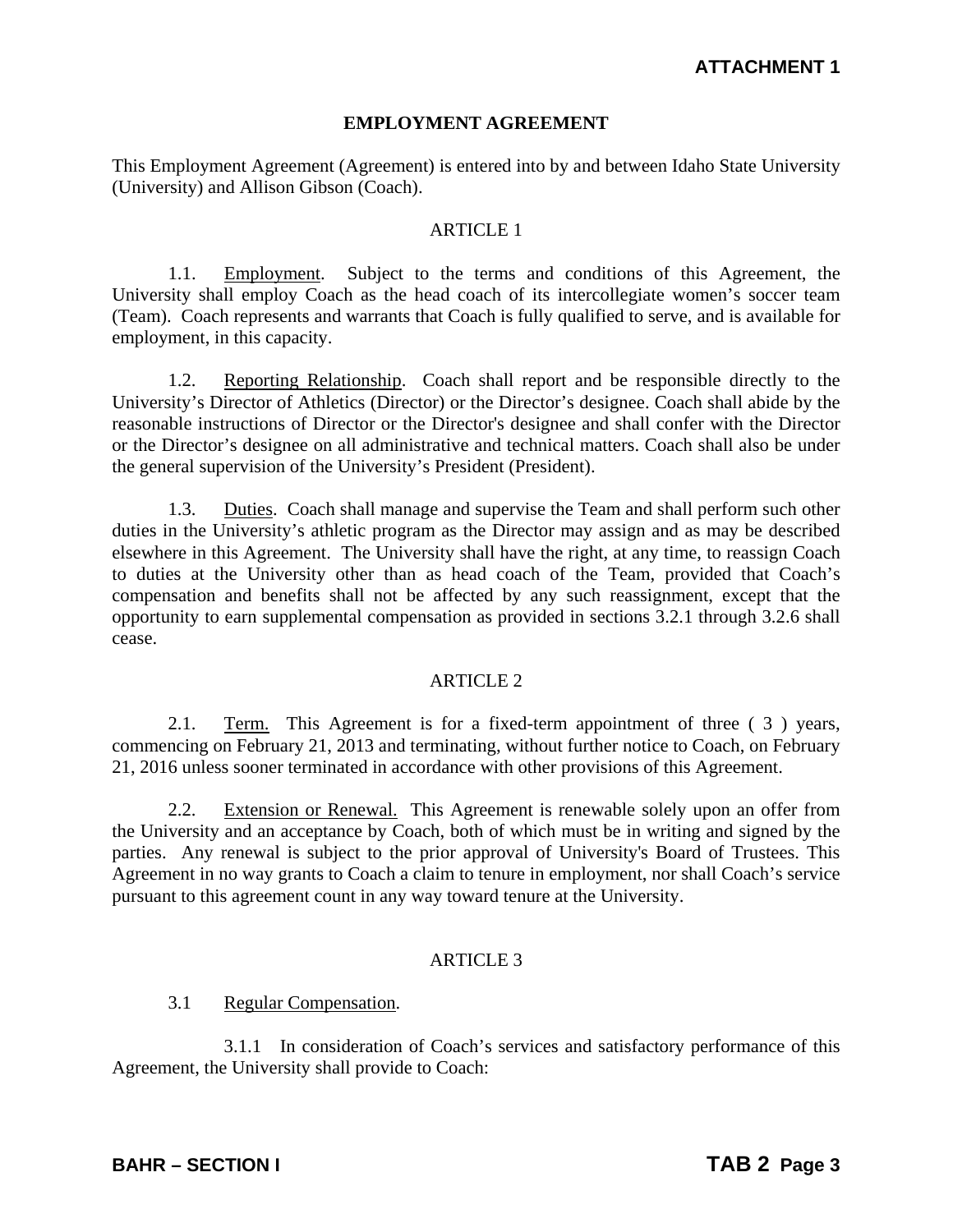**ATTACHMENT 1**

# EMPLOYMENT AGREEMENT

This Employment Agreement (Agreement) is entered into by and between Idaho State University (University) and Allison Gibson (Coach).

## ARTICLE 1

1.1. Employment. Subject to the terms and conditions of this Agreement, the University shall employ Coach as the head coach of its intercollegiate women's soccer team (Team). Coach represents and warrants that Coach is fully qualified to serve, and is available for employment, in this capacity.

1.2. Reporting Relationship. Coach shall report and be responsible directly to the University's Director of Athletics (Director) or the Director's designee. Coach shall abide by the reasonable instructions of Director or the Director's designee and shall confer with the Director or the Director's designee on all administrative and technical matters. Coach shall also be under the general supervision of the University's President (President).

1.3. Duties. Coach shall manage and supervise the Team and shall perform such other duties in the University's athletic program as the Director may assign and as may be described elsewhere in this Agreement. The University shall have the right, at any time, to reassign Coach to duties at the University other than as head coach of the Team, provided that Coach's compensation and benefits shall not be affected by any such reassignment, except that the opportunity to earn supplemental compensation as provided in sections 3.2.1 through 3.2.6 shall cease.

## ARTICLE 2

2.1. Term. This Agreement is for a fixed-term appointment of three ( 3 ) years, commencing on February 21, 2013 and terminating, without further notice to Coach, on February 21, 2016 unless sooner terminated in accordance with other provisions of this Agreement.

2.2. Extension or Renewal. This Agreement is renewable solely upon an offer from the University and an acceptance by Coach, both of which must be in writing and signed by the parties. Any renewal is subject to the prior approval of University's Board of Trustees. This Agreement in no way grants to Coach a claim to tenure in employment, nor shall Coach's service pursuant to this agreement count in any way toward tenure at the University.

## ARTICLE 3

3.1 Regular Compensation.

3.1.1 In consideration of Coach's services and satisfactory performance of this Agreement, the University shall provide to Coach: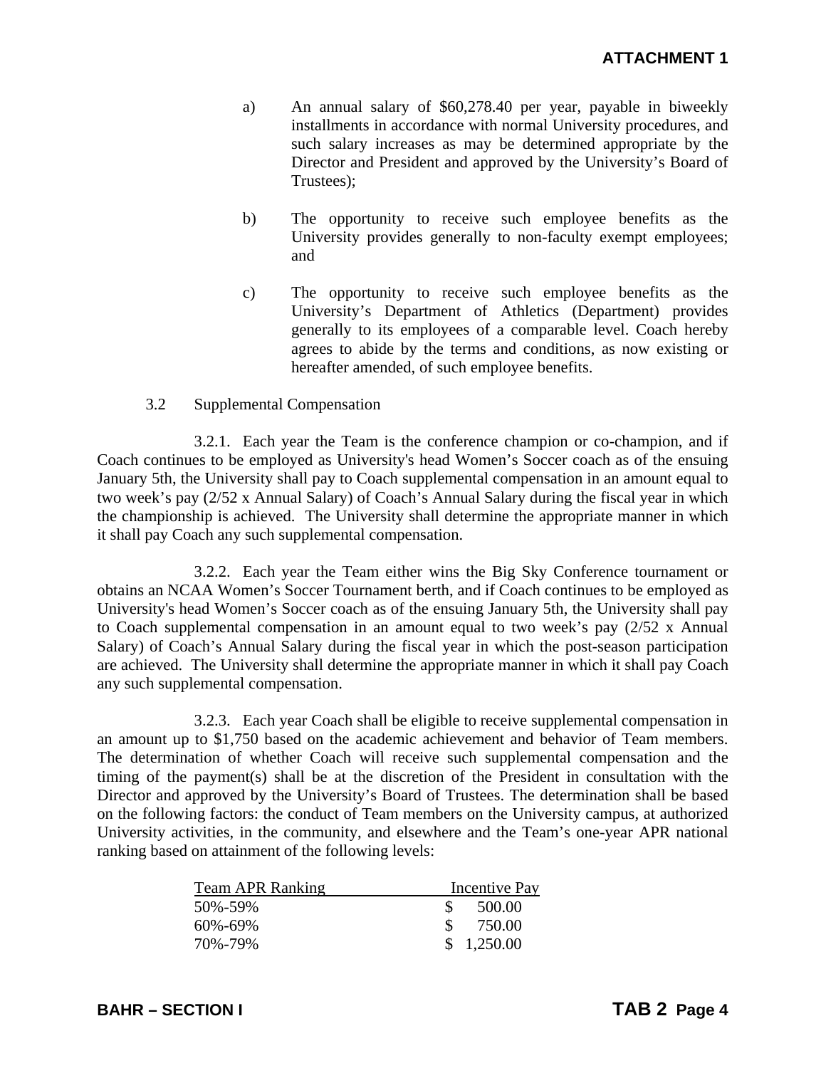**ATTACHMENT 1**

a) An annual salary of $60,278.40 per year, payable in biweekly installments in accordance with normal University procedures, and such salary increases as may be determined appropriate by the Director and President and approved by the University's Board of Trustees);

b) The opportunity to receive such employee benefits as the University provides generally to non-faculty exempt employees; and

c) The opportunity to receive such employee benefits as the University's Department of Athletics (Department) provides generally to its employees of a comparable level. Coach hereby agrees to abide by the terms and conditions, as now existing or hereafter amended, of such employee benefits.

3.2 Supplemental Compensation

3.2.1. Each year the Team is the conference champion or co-champion, and if Coach continues to be employed as University's head Women's Soccer coach as of the ensuing January 5th, the University shall pay to Coach supplemental compensation in an amount equal to two week's pay (2/52 x Annual Salary) of Coach's Annual Salary during the fiscal year in which the championship is achieved. The University shall determine the appropriate manner in which it shall pay Coach any such supplemental compensation.

3.2.2. Each year the Team either wins the Big Sky Conference tournament or obtains an NCAA Women's Soccer Tournament berth, and if Coach continues to be employed as University's head Women's Soccer coach as of the ensuing January 5th, the University shall pay to Coach supplemental compensation in an amount equal to two week's pay (2/52 x Annual Salary) of Coach's Annual Salary during the fiscal year in which the post-season participation are achieved. The University shall determine the appropriate manner in which it shall pay Coach any such supplemental compensation.

3.2.3. Each year Coach shall be eligible to receive supplemental compensation in an amount up to $1,750 based on the academic achievement and behavior of Team members. The determination of whether Coach will receive such supplemental compensation and the timing of the payment(s) shall be at the discretion of the President in consultation with the Director and approved by the University's Board of Trustees. The determination shall be based on the following factors: the conduct of Team members on the University campus, at authorized University activities, in the community, and elsewhere and the Team's one-year APR national ranking based on attainment of the following levels:

| Team APR Ranking | Incentive Pay |
|---|---|
| 50%-59% | $ 500.00 |
| 60%-69% | $ 750.00 |
| 70%-79% | $ 1,250.00 |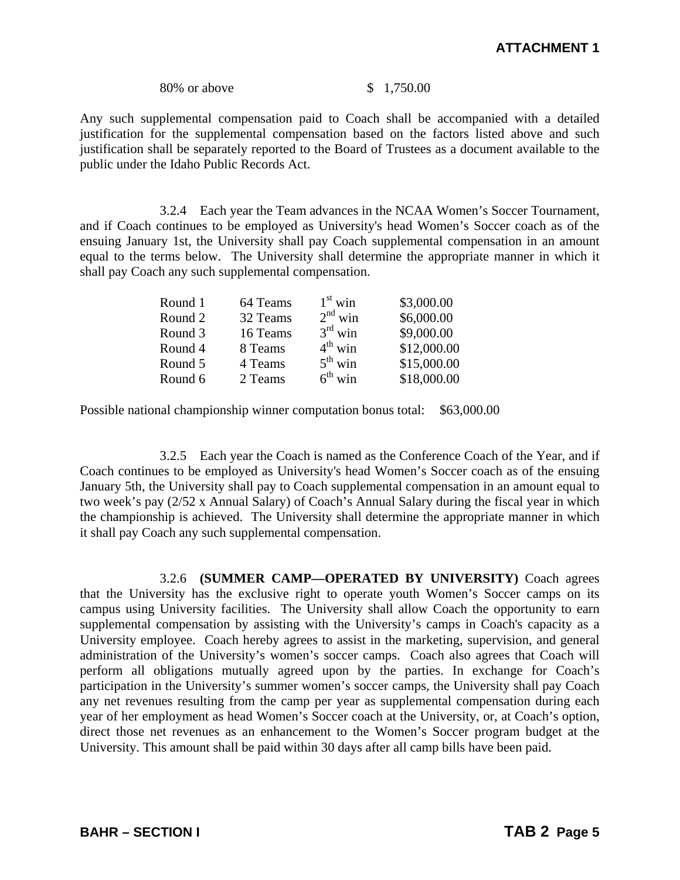| 80% or above | $ 1,750.00 |
|---|---|

Any such supplemental compensation paid to Coach shall be accompanied with a detailed justification for the supplemental compensation based on the factors listed above and such justification shall be separately reported to the Board of Trustees as a document available to the public under the Idaho Public Records Act.

3.2.4 Each year the Team advances in the NCAA Women's Soccer Tournament, and if Coach continues to be employed as University's head Women's Soccer coach as of the ensuing January 1st, the University shall pay Coach supplemental compensation in an amount equal to the terms below. The University shall determine the appropriate manner in which it shall pay Coach any such supplemental compensation.

| | | | |
|---|---|---|---|
| Round 1 | 64 Teams | 1st win | $3,000.00 |
| Round 2 | 32 Teams | 2nd win | $6,000.00 |
| Round 3 | 16 Teams | 3rd win | $9,000.00 |
| Round 4 | 8 Teams | 4th win | $12,000.00 |
| Round 5 | 4 Teams | 5th win | $15,000.00 |
| Round 6 | 2 Teams | 6th win | $18,000.00 |

Possible national championship winner computation bonus total: $63,000.00

3.2.5 Each year the Coach is named as the Conference Coach of the Year, and if Coach continues to be employed as University's head Women's Soccer coach as of the ensuing January 5th, the University shall pay to Coach supplemental compensation in an amount equal to two week's pay (2/52 x Annual Salary) of Coach's Annual Salary during the fiscal year in which the championship is achieved. The University shall determine the appropriate manner in which it shall pay Coach any such supplemental compensation.

3.2.6 **(SUMMER CAMP—OPERATED BY UNIVERSITY)** Coach agrees that the University has the exclusive right to operate youth Women's Soccer camps on its campus using University facilities. The University shall allow Coach the opportunity to earn supplemental compensation by assisting with the University's camps in Coach's capacity as a University employee. Coach hereby agrees to assist in the marketing, supervision, and general administration of the University's women's soccer camps. Coach also agrees that Coach will perform all obligations mutually agreed upon by the parties. In exchange for Coach's participation in the University's summer women's soccer camps, the University shall pay Coach any net revenues resulting from the camp per year as supplemental compensation during each year of her employment as head Women's Soccer coach at the University, or, at Coach's option, direct those net revenues as an enhancement to the Women's Soccer program budget at the University. This amount shall be paid within 30 days after all camp bills have been paid.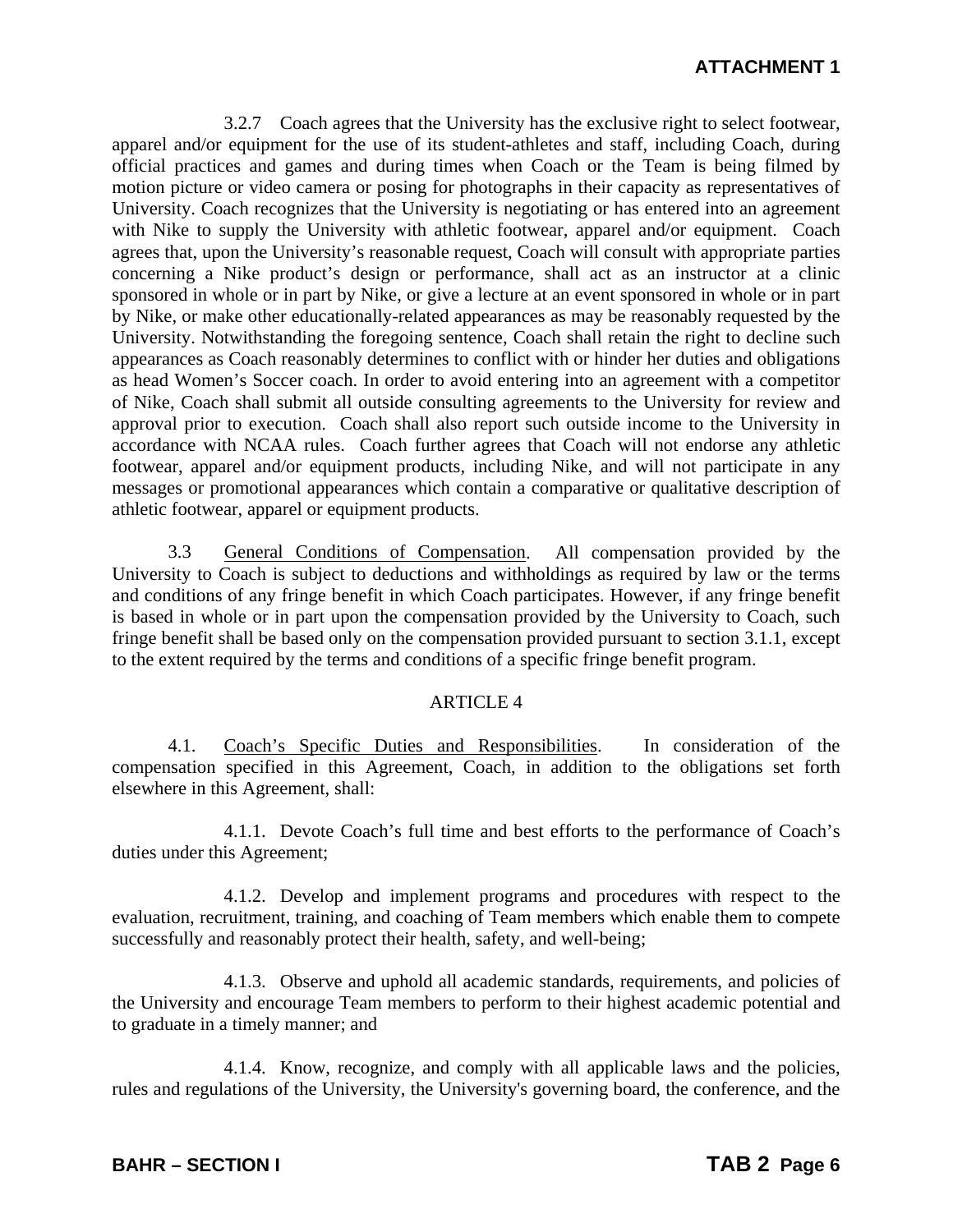3.2.7 Coach agrees that the University has the exclusive right to select footwear, apparel and/or equipment for the use of its student-athletes and staff, including Coach, during official practices and games and during times when Coach or the Team is being filmed by motion picture or video camera or posing for photographs in their capacity as representatives of University. Coach recognizes that the University is negotiating or has entered into an agreement with Nike to supply the University with athletic footwear, apparel and/or equipment. Coach agrees that, upon the University's reasonable request, Coach will consult with appropriate parties concerning a Nike product's design or performance, shall act as an instructor at a clinic sponsored in whole or in part by Nike, or give a lecture at an event sponsored in whole or in part by Nike, or make other educationally-related appearances as may be reasonably requested by the University. Notwithstanding the foregoing sentence, Coach shall retain the right to decline such appearances as Coach reasonably determines to conflict with or hinder her duties and obligations as head Women's Soccer coach. In order to avoid entering into an agreement with a competitor of Nike, Coach shall submit all outside consulting agreements to the University for review and approval prior to execution. Coach shall also report such outside income to the University in accordance with NCAA rules. Coach further agrees that Coach will not endorse any athletic footwear, apparel and/or equipment products, including Nike, and will not participate in any messages or promotional appearances which contain a comparative or qualitative description of athletic footwear, apparel or equipment products.

3.3 General Conditions of Compensation. All compensation provided by the University to Coach is subject to deductions and withholdings as required by law or the terms and conditions of any fringe benefit in which Coach participates. However, if any fringe benefit is based in whole or in part upon the compensation provided by the University to Coach, such fringe benefit shall be based only on the compensation provided pursuant to section 3.1.1, except to the extent required by the terms and conditions of a specific fringe benefit program.

## ARTICLE 4

4.1. Coach's Specific Duties and Responsibilities. In consideration of the compensation specified in this Agreement, Coach, in addition to the obligations set forth elsewhere in this Agreement, shall:

4.1.1. Devote Coach's full time and best efforts to the performance of Coach's duties under this Agreement;

4.1.2. Develop and implement programs and procedures with respect to the evaluation, recruitment, training, and coaching of Team members which enable them to compete successfully and reasonably protect their health, safety, and well-being;

4.1.3. Observe and uphold all academic standards, requirements, and policies of the University and encourage Team members to perform to their highest academic potential and to graduate in a timely manner; and

4.1.4. Know, recognize, and comply with all applicable laws and the policies, rules and regulations of the University, the University's governing board, the conference, and the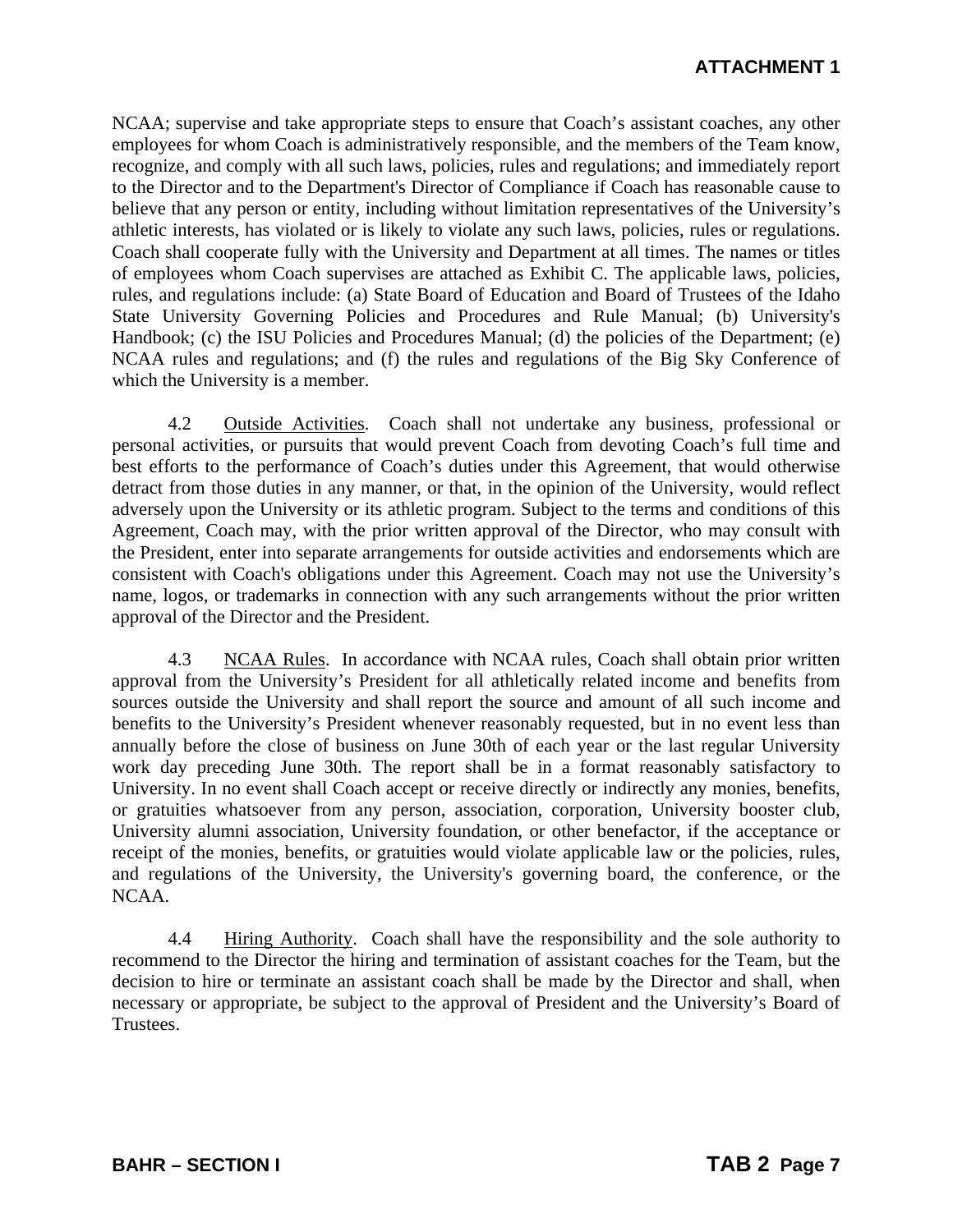NCAA; supervise and take appropriate steps to ensure that Coach's assistant coaches, any other employees for whom Coach is administratively responsible, and the members of the Team know, recognize, and comply with all such laws, policies, rules and regulations; and immediately report to the Director and to the Department's Director of Compliance if Coach has reasonable cause to believe that any person or entity, including without limitation representatives of the University's athletic interests, has violated or is likely to violate any such laws, policies, rules or regulations. Coach shall cooperate fully with the University and Department at all times. The names or titles of employees whom Coach supervises are attached as Exhibit C. The applicable laws, policies, rules, and regulations include: (a) State Board of Education and Board of Trustees of the Idaho State University Governing Policies and Procedures and Rule Manual; (b) University's Handbook; (c) the ISU Policies and Procedures Manual; (d) the policies of the Department; (e) NCAA rules and regulations; and (f) the rules and regulations of the Big Sky Conference of which the University is a member.

4.2 Outside Activities. Coach shall not undertake any business, professional or personal activities, or pursuits that would prevent Coach from devoting Coach's full time and best efforts to the performance of Coach's duties under this Agreement, that would otherwise detract from those duties in any manner, or that, in the opinion of the University, would reflect adversely upon the University or its athletic program. Subject to the terms and conditions of this Agreement, Coach may, with the prior written approval of the Director, who may consult with the President, enter into separate arrangements for outside activities and endorsements which are consistent with Coach's obligations under this Agreement. Coach may not use the University's name, logos, or trademarks in connection with any such arrangements without the prior written approval of the Director and the President.

4.3 NCAA Rules. In accordance with NCAA rules, Coach shall obtain prior written approval from the University's President for all athletically related income and benefits from sources outside the University and shall report the source and amount of all such income and benefits to the University's President whenever reasonably requested, but in no event less than annually before the close of business on June 30th of each year or the last regular University work day preceding June 30th. The report shall be in a format reasonably satisfactory to University. In no event shall Coach accept or receive directly or indirectly any monies, benefits, or gratuities whatsoever from any person, association, corporation, University booster club, University alumni association, University foundation, or other benefactor, if the acceptance or receipt of the monies, benefits, or gratuities would violate applicable law or the policies, rules, and regulations of the University, the University's governing board, the conference, or the NCAA.

4.4 Hiring Authority. Coach shall have the responsibility and the sole authority to recommend to the Director the hiring and termination of assistant coaches for the Team, but the decision to hire or terminate an assistant coach shall be made by the Director and shall, when necessary or appropriate, be subject to the approval of President and the University's Board of Trustees.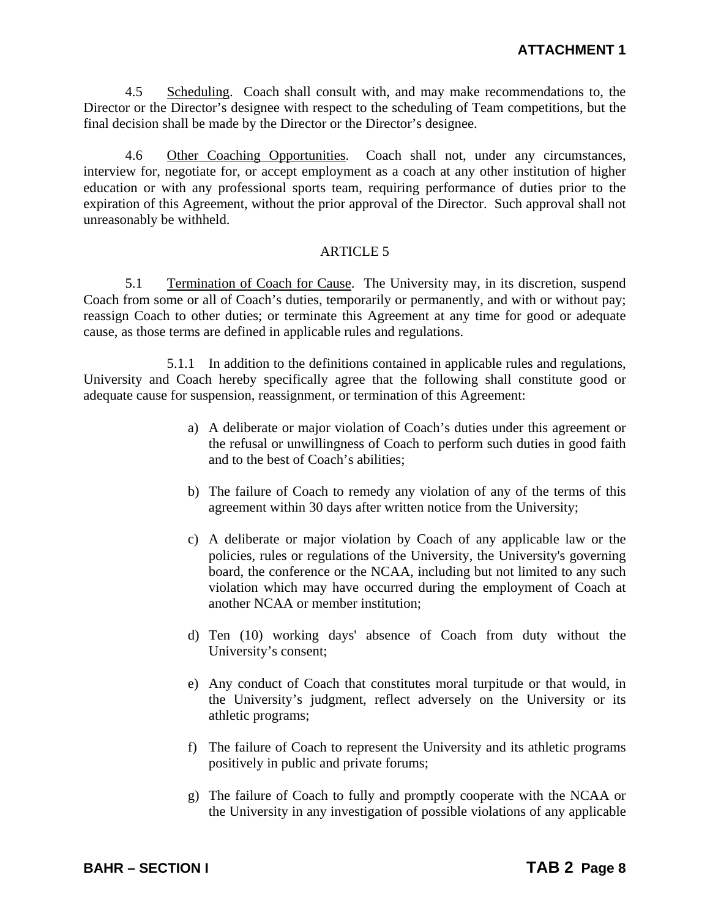4.5 Scheduling. Coach shall consult with, and may make recommendations to, the Director or the Director's designee with respect to the scheduling of Team competitions, but the final decision shall be made by the Director or the Director's designee.

4.6 Other Coaching Opportunities. Coach shall not, under any circumstances, interview for, negotiate for, or accept employment as a coach at any other institution of higher education or with any professional sports team, requiring performance of duties prior to the expiration of this Agreement, without the prior approval of the Director. Such approval shall not unreasonably be withheld.

ARTICLE 5

5.1 Termination of Coach for Cause. The University may, in its discretion, suspend Coach from some or all of Coach's duties, temporarily or permanently, and with or without pay; reassign Coach to other duties; or terminate this Agreement at any time for good or adequate cause, as those terms are defined in applicable rules and regulations.

5.1.1 In addition to the definitions contained in applicable rules and regulations, University and Coach hereby specifically agree that the following shall constitute good or adequate cause for suspension, reassignment, or termination of this Agreement:

a) A deliberate or major violation of Coach's duties under this agreement or the refusal or unwillingness of Coach to perform such duties in good faith and to the best of Coach's abilities;

b) The failure of Coach to remedy any violation of any of the terms of this agreement within 30 days after written notice from the University;

c) A deliberate or major violation by Coach of any applicable law or the policies, rules or regulations of the University, the University's governing board, the conference or the NCAA, including but not limited to any such violation which may have occurred during the employment of Coach at another NCAA or member institution;

d) Ten (10) working days' absence of Coach from duty without the University's consent;

e) Any conduct of Coach that constitutes moral turpitude or that would, in the University's judgment, reflect adversely on the University or its athletic programs;

f) The failure of Coach to represent the University and its athletic programs positively in public and private forums;

g) The failure of Coach to fully and promptly cooperate with the NCAA or the University in any investigation of possible violations of any applicable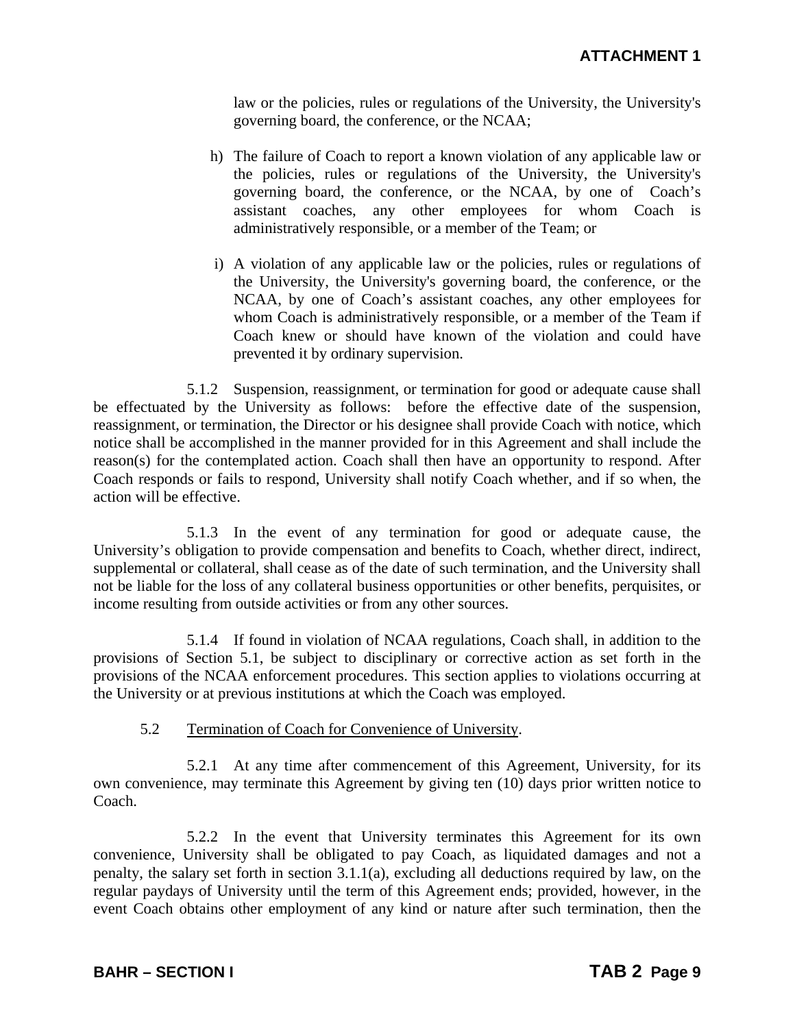law or the policies, rules or regulations of the University, the University's governing board, the conference, or the NCAA;

h) The failure of Coach to report a known violation of any applicable law or the policies, rules or regulations of the University, the University's governing board, the conference, or the NCAA, by one of Coach's assistant coaches, any other employees for whom Coach is administratively responsible, or a member of the Team; or

i) A violation of any applicable law or the policies, rules or regulations of the University, the University's governing board, the conference, or the NCAA, by one of Coach's assistant coaches, any other employees for whom Coach is administratively responsible, or a member of the Team if Coach knew or should have known of the violation and could have prevented it by ordinary supervision.

5.1.2 Suspension, reassignment, or termination for good or adequate cause shall be effectuated by the University as follows: before the effective date of the suspension, reassignment, or termination, the Director or his designee shall provide Coach with notice, which notice shall be accomplished in the manner provided for in this Agreement and shall include the reason(s) for the contemplated action. Coach shall then have an opportunity to respond. After Coach responds or fails to respond, University shall notify Coach whether, and if so when, the action will be effective.

5.1.3 In the event of any termination for good or adequate cause, the University's obligation to provide compensation and benefits to Coach, whether direct, indirect, supplemental or collateral, shall cease as of the date of such termination, and the University shall not be liable for the loss of any collateral business opportunities or other benefits, perquisites, or income resulting from outside activities or from any other sources.

5.1.4 If found in violation of NCAA regulations, Coach shall, in addition to the provisions of Section 5.1, be subject to disciplinary or corrective action as set forth in the provisions of the NCAA enforcement procedures. This section applies to violations occurring at the University or at previous institutions at which the Coach was employed.

5.2 Termination of Coach for Convenience of University.

5.2.1 At any time after commencement of this Agreement, University, for its own convenience, may terminate this Agreement by giving ten (10) days prior written notice to Coach.

5.2.2 In the event that University terminates this Agreement for its own convenience, University shall be obligated to pay Coach, as liquidated damages and not a penalty, the salary set forth in section 3.1.1(a), excluding all deductions required by law, on the regular paydays of University until the term of this Agreement ends; provided, however, in the event Coach obtains other employment of any kind or nature after such termination, then the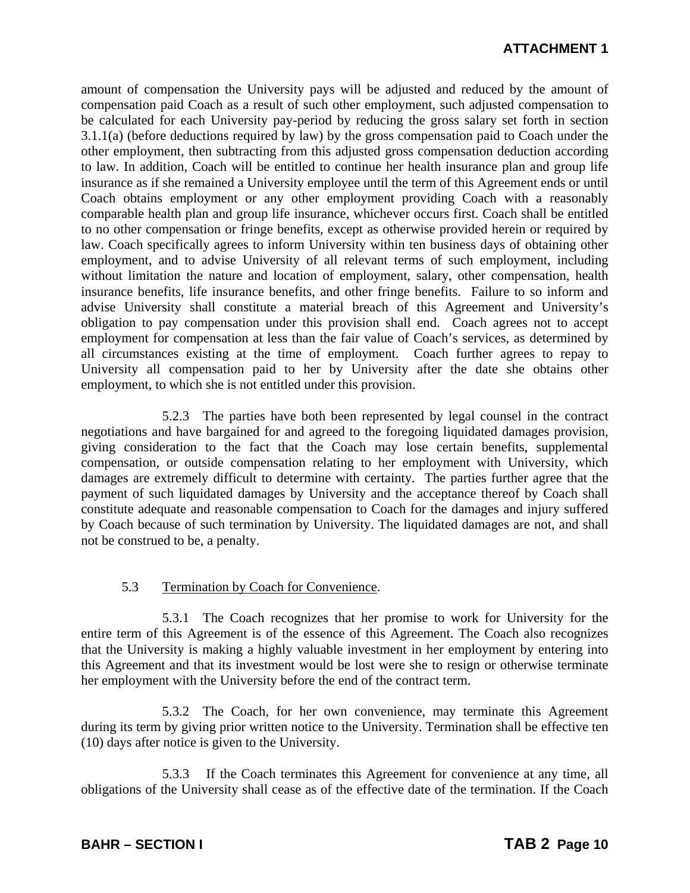amount of compensation the University pays will be adjusted and reduced by the amount of compensation paid Coach as a result of such other employment, such adjusted compensation to be calculated for each University pay-period by reducing the gross salary set forth in section 3.1.1(a) (before deductions required by law) by the gross compensation paid to Coach under the other employment, then subtracting from this adjusted gross compensation deduction according to law. In addition, Coach will be entitled to continue her health insurance plan and group life insurance as if she remained a University employee until the term of this Agreement ends or until Coach obtains employment or any other employment providing Coach with a reasonably comparable health plan and group life insurance, whichever occurs first. Coach shall be entitled to no other compensation or fringe benefits, except as otherwise provided herein or required by law. Coach specifically agrees to inform University within ten business days of obtaining other employment, and to advise University of all relevant terms of such employment, including without limitation the nature and location of employment, salary, other compensation, health insurance benefits, life insurance benefits, and other fringe benefits. Failure to so inform and advise University shall constitute a material breach of this Agreement and University's obligation to pay compensation under this provision shall end. Coach agrees not to accept employment for compensation at less than the fair value of Coach's services, as determined by all circumstances existing at the time of employment. Coach further agrees to repay to University all compensation paid to her by University after the date she obtains other employment, to which she is not entitled under this provision.

5.2.3 The parties have both been represented by legal counsel in the contract negotiations and have bargained for and agreed to the foregoing liquidated damages provision, giving consideration to the fact that the Coach may lose certain benefits, supplemental compensation, or outside compensation relating to her employment with University, which damages are extremely difficult to determine with certainty. The parties further agree that the payment of such liquidated damages by University and the acceptance thereof by Coach shall constitute adequate and reasonable compensation to Coach for the damages and injury suffered by Coach because of such termination by University. The liquidated damages are not, and shall not be construed to be, a penalty.

5.3 Termination by Coach for Convenience.

5.3.1 The Coach recognizes that her promise to work for University for the entire term of this Agreement is of the essence of this Agreement. The Coach also recognizes that the University is making a highly valuable investment in her employment by entering into this Agreement and that its investment would be lost were she to resign or otherwise terminate her employment with the University before the end of the contract term.

5.3.2 The Coach, for her own convenience, may terminate this Agreement during its term by giving prior written notice to the University. Termination shall be effective ten (10) days after notice is given to the University.

5.3.3 If the Coach terminates this Agreement for convenience at any time, all obligations of the University shall cease as of the effective date of the termination. If the Coach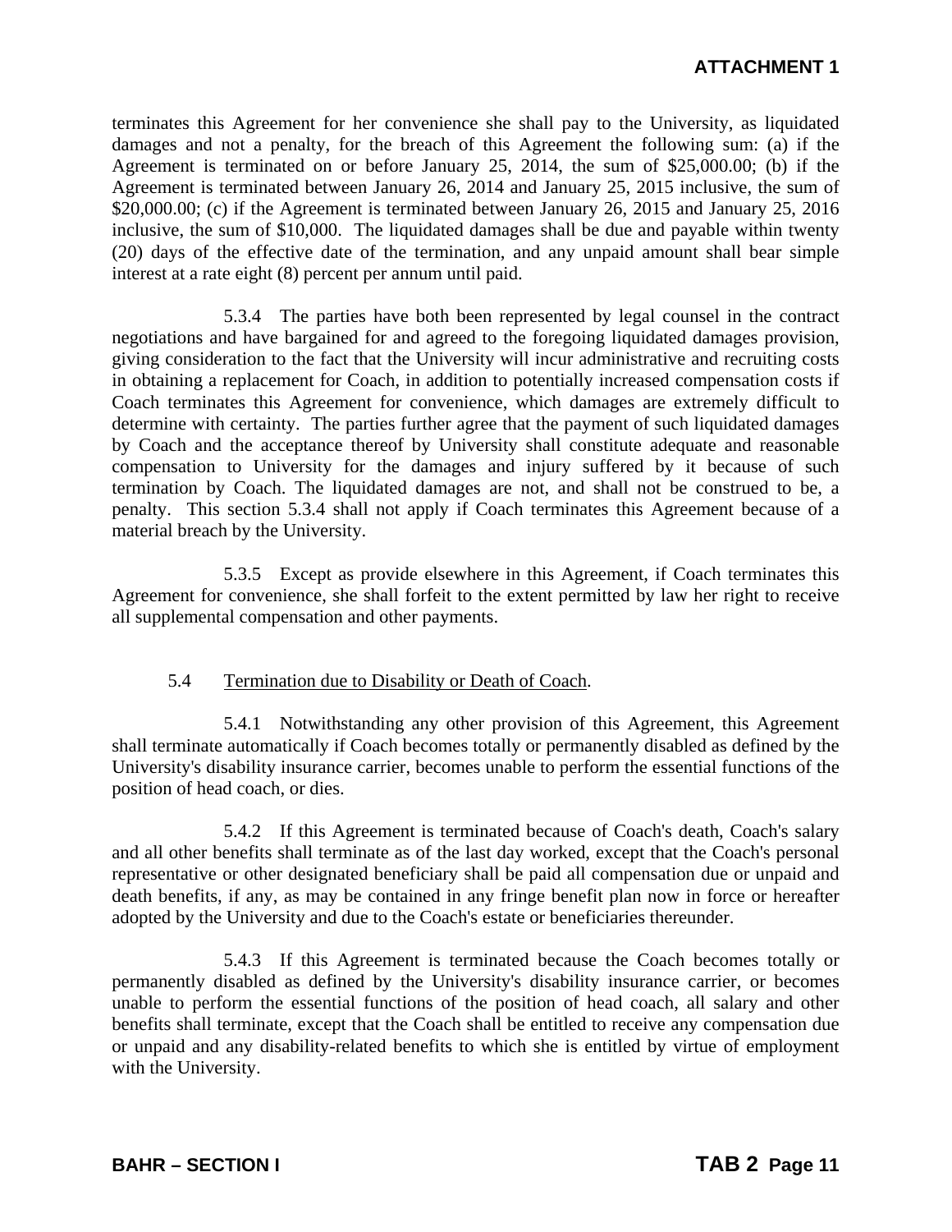terminates this Agreement for her convenience she shall pay to the University, as liquidated damages and not a penalty, for the breach of this Agreement the following sum: (a) if the Agreement is terminated on or before January 25, 2014, the sum of $25,000.00; (b) if the Agreement is terminated between January 26, 2014 and January 25, 2015 inclusive, the sum of $20,000.00; (c) if the Agreement is terminated between January 26, 2015 and January 25, 2016 inclusive, the sum of $10,000. The liquidated damages shall be due and payable within twenty (20) days of the effective date of the termination, and any unpaid amount shall bear simple interest at a rate eight (8) percent per annum until paid.

5.3.4 The parties have both been represented by legal counsel in the contract negotiations and have bargained for and agreed to the foregoing liquidated damages provision, giving consideration to the fact that the University will incur administrative and recruiting costs in obtaining a replacement for Coach, in addition to potentially increased compensation costs if Coach terminates this Agreement for convenience, which damages are extremely difficult to determine with certainty. The parties further agree that the payment of such liquidated damages by Coach and the acceptance thereof by University shall constitute adequate and reasonable compensation to University for the damages and injury suffered by it because of such termination by Coach. The liquidated damages are not, and shall not be construed to be, a penalty. This section 5.3.4 shall not apply if Coach terminates this Agreement because of a material breach by the University.

5.3.5 Except as provide elsewhere in this Agreement, if Coach terminates this Agreement for convenience, she shall forfeit to the extent permitted by law her right to receive all supplemental compensation and other payments.

5.4 Termination due to Disability or Death of Coach.

5.4.1 Notwithstanding any other provision of this Agreement, this Agreement shall terminate automatically if Coach becomes totally or permanently disabled as defined by the University's disability insurance carrier, becomes unable to perform the essential functions of the position of head coach, or dies.

5.4.2 If this Agreement is terminated because of Coach's death, Coach's salary and all other benefits shall terminate as of the last day worked, except that the Coach's personal representative or other designated beneficiary shall be paid all compensation due or unpaid and death benefits, if any, as may be contained in any fringe benefit plan now in force or hereafter adopted by the University and due to the Coach's estate or beneficiaries thereunder.

5.4.3 If this Agreement is terminated because the Coach becomes totally or permanently disabled as defined by the University's disability insurance carrier, or becomes unable to perform the essential functions of the position of head coach, all salary and other benefits shall terminate, except that the Coach shall be entitled to receive any compensation due or unpaid and any disability-related benefits to which she is entitled by virtue of employment with the University.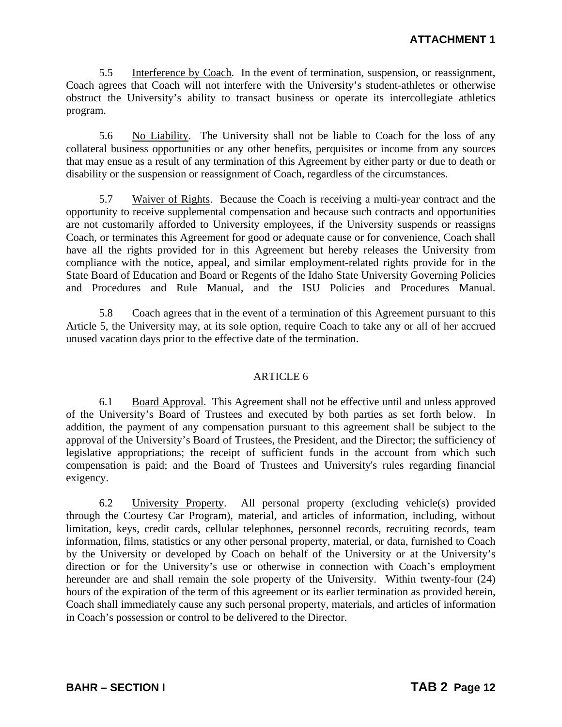5.5 Interference by Coach. In the event of termination, suspension, or reassignment, Coach agrees that Coach will not interfere with the University's student-athletes or otherwise obstruct the University's ability to transact business or operate its intercollegiate athletics program.

5.6 No Liability. The University shall not be liable to Coach for the loss of any collateral business opportunities or any other benefits, perquisites or income from any sources that may ensue as a result of any termination of this Agreement by either party or due to death or disability or the suspension or reassignment of Coach, regardless of the circumstances.

5.7 Waiver of Rights. Because the Coach is receiving a multi-year contract and the opportunity to receive supplemental compensation and because such contracts and opportunities are not customarily afforded to University employees, if the University suspends or reassigns Coach, or terminates this Agreement for good or adequate cause or for convenience, Coach shall have all the rights provided for in this Agreement but hereby releases the University from compliance with the notice, appeal, and similar employment-related rights provide for in the State Board of Education and Board or Regents of the Idaho State University Governing Policies and Procedures and Rule Manual, and the ISU Policies and Procedures Manual.

5.8 Coach agrees that in the event of a termination of this Agreement pursuant to this Article 5, the University may, at its sole option, require Coach to take any or all of her accrued unused vacation days prior to the effective date of the termination.

## ARTICLE 6

6.1 Board Approval. This Agreement shall not be effective until and unless approved of the University's Board of Trustees and executed by both parties as set forth below. In addition, the payment of any compensation pursuant to this agreement shall be subject to the approval of the University's Board of Trustees, the President, and the Director; the sufficiency of legislative appropriations; the receipt of sufficient funds in the account from which such compensation is paid; and the Board of Trustees and University's rules regarding financial exigency.

6.2 University Property. All personal property (excluding vehicle(s) provided through the Courtesy Car Program), material, and articles of information, including, without limitation, keys, credit cards, cellular telephones, personnel records, recruiting records, team information, films, statistics or any other personal property, material, or data, furnished to Coach by the University or developed by Coach on behalf of the University or at the University's direction or for the University's use or otherwise in connection with Coach's employment hereunder are and shall remain the sole property of the University. Within twenty-four (24) hours of the expiration of the term of this agreement or its earlier termination as provided herein, Coach shall immediately cause any such personal property, materials, and articles of information in Coach's possession or control to be delivered to the Director.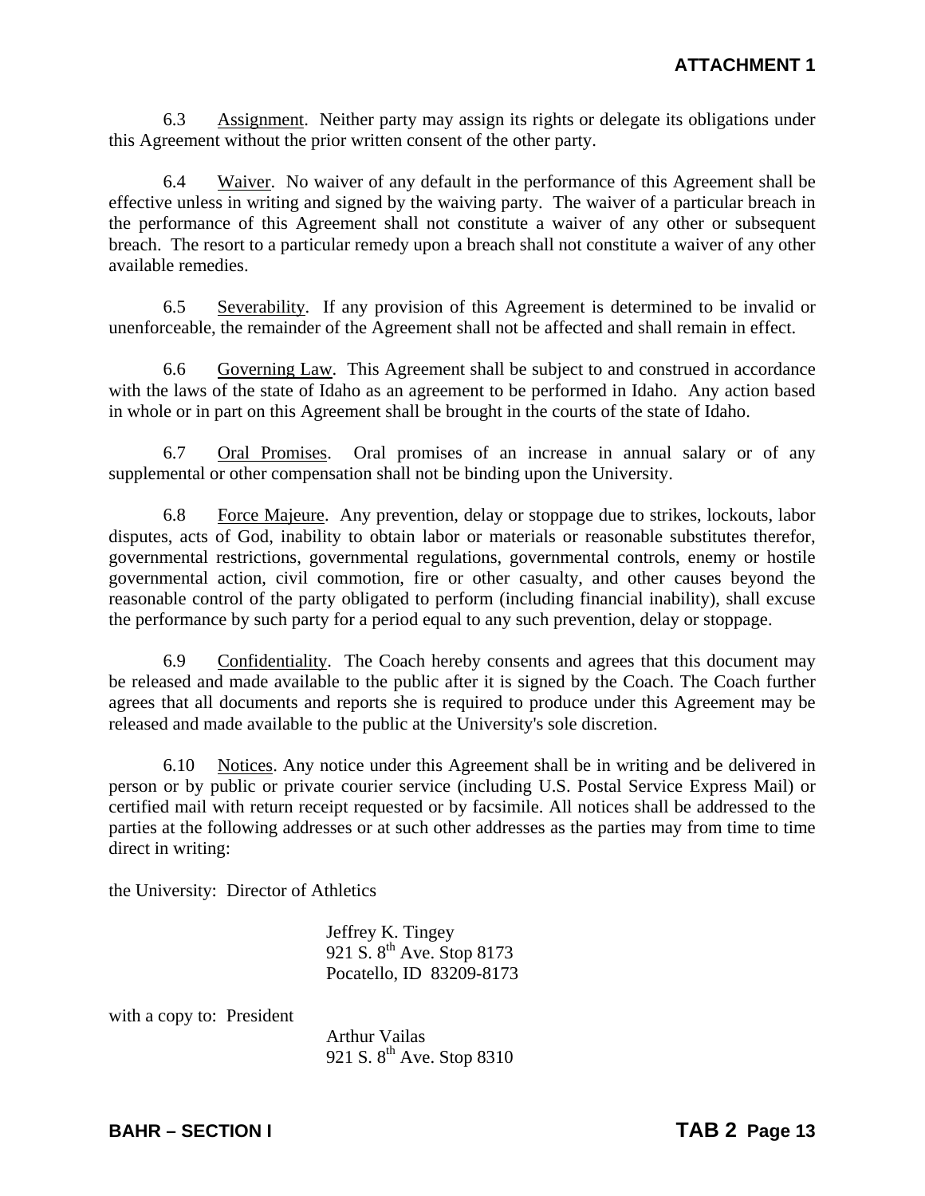6.3 Assignment. Neither party may assign its rights or delegate its obligations under this Agreement without the prior written consent of the other party.

6.4 Waiver. No waiver of any default in the performance of this Agreement shall be effective unless in writing and signed by the waiving party. The waiver of a particular breach in the performance of this Agreement shall not constitute a waiver of any other or subsequent breach. The resort to a particular remedy upon a breach shall not constitute a waiver of any other available remedies.

6.5 Severability. If any provision of this Agreement is determined to be invalid or unenforceable, the remainder of the Agreement shall not be affected and shall remain in effect.

6.6 Governing Law. This Agreement shall be subject to and construed in accordance with the laws of the state of Idaho as an agreement to be performed in Idaho. Any action based in whole or in part on this Agreement shall be brought in the courts of the state of Idaho.

6.7 Oral Promises. Oral promises of an increase in annual salary or of any supplemental or other compensation shall not be binding upon the University.

6.8 Force Majeure. Any prevention, delay or stoppage due to strikes, lockouts, labor disputes, acts of God, inability to obtain labor or materials or reasonable substitutes therefor, governmental restrictions, governmental regulations, governmental controls, enemy or hostile governmental action, civil commotion, fire or other casualty, and other causes beyond the reasonable control of the party obligated to perform (including financial inability), shall excuse the performance by such party for a period equal to any such prevention, delay or stoppage.

6.9 Confidentiality. The Coach hereby consents and agrees that this document may be released and made available to the public after it is signed by the Coach. The Coach further agrees that all documents and reports she is required to produce under this Agreement may be released and made available to the public at the University's sole discretion.

6.10 Notices. Any notice under this Agreement shall be in writing and be delivered in person or by public or private courier service (including U.S. Postal Service Express Mail) or certified mail with return receipt requested or by facsimile. All notices shall be addressed to the parties at the following addresses or at such other addresses as the parties may from time to time direct in writing:

the University: Director of Athletics

Jeffrey K. Tingey
921 S. 8th Ave. Stop 8173
Pocatello, ID 83209-8173

with a copy to: President

Arthur Vailas
921 S. 8th Ave. Stop 8310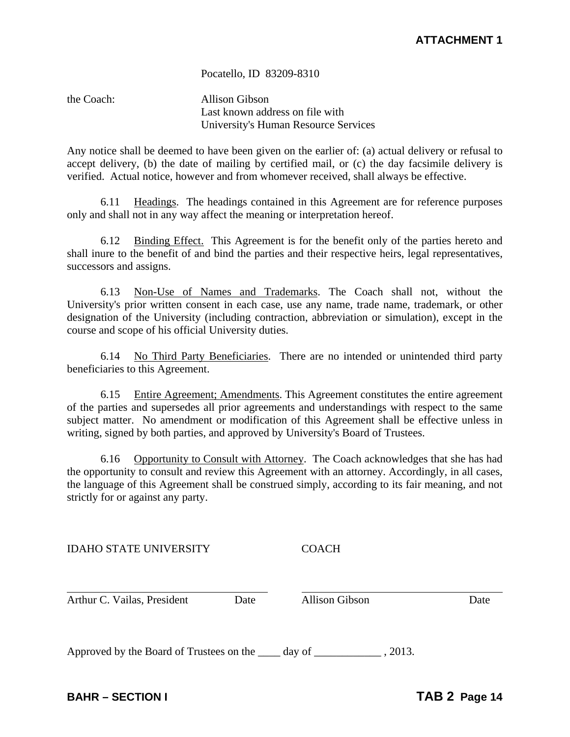Pocatello, ID 83209-8310

the Coach: Allison Gibson
Last known address on file with
University's Human Resource Services

Any notice shall be deemed to have been given on the earlier of: (a) actual delivery or refusal to accept delivery, (b) the date of mailing by certified mail, or (c) the day facsimile delivery is verified. Actual notice, however and from whomever received, shall always be effective.

6.11 Headings. The headings contained in this Agreement are for reference purposes only and shall not in any way affect the meaning or interpretation hereof.

6.12 Binding Effect. This Agreement is for the benefit only of the parties hereto and shall inure to the benefit of and bind the parties and their respective heirs, legal representatives, successors and assigns.

6.13 Non-Use of Names and Trademarks. The Coach shall not, without the University's prior written consent in each case, use any name, trade name, trademark, or other designation of the University (including contraction, abbreviation or simulation), except in the course and scope of his official University duties.

6.14 No Third Party Beneficiaries. There are no intended or unintended third party beneficiaries to this Agreement.

6.15 Entire Agreement; Amendments. This Agreement constitutes the entire agreement of the parties and supersedes all prior agreements and understandings with respect to the same subject matter. No amendment or modification of this Agreement shall be effective unless in writing, signed by both parties, and approved by University's Board of Trustees.

6.16 Opportunity to Consult with Attorney. The Coach acknowledges that she has had the opportunity to consult and review this Agreement with an attorney. Accordingly, in all cases, the language of this Agreement shall be construed simply, according to its fair meaning, and not strictly for or against any party.

IDAHO STATE UNIVERSITY

_________________________________
Arthur C. Vailas, President Date

COACH

_________________________________
Allison Gibson Date

Approved by the Board of Trustees on the ____ day of ____________ , 2013.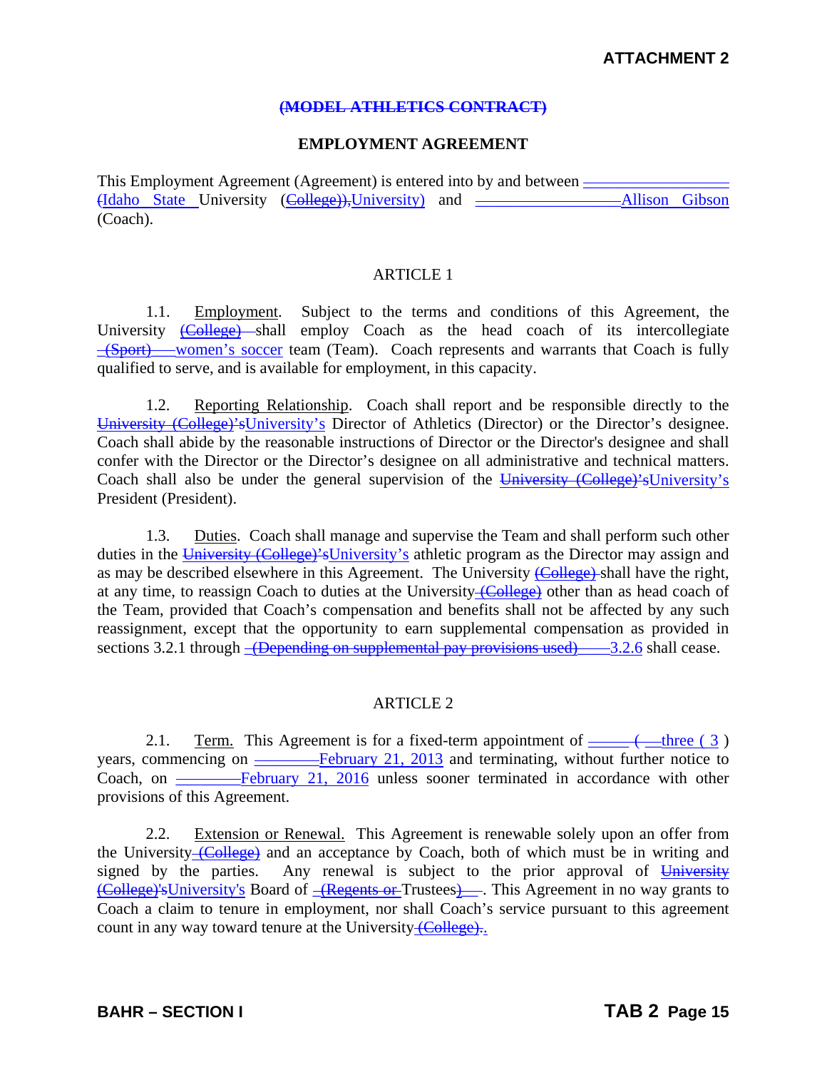**ATTACHMENT 2**

## ~~(MODEL ATHLETICS CONTRACT)~~

## EMPLOYMENT AGREEMENT

This Employment Agreement (Agreement) is entered into by and between ~~________________~~ ~~(~~Idaho State University (~~College)),~~University) and ~~________________~~Allison Gibson (Coach).

### ARTICLE 1

1.1. Employment. Subject to the terms and conditions of this Agreement, the University ~~(College)~~ shall employ Coach as the head coach of its intercollegiate ~~(Sport)~~ women's soccer team (Team). Coach represents and warrants that Coach is fully qualified to serve, and is available for employment, in this capacity.

1.2. Reporting Relationship. Coach shall report and be responsible directly to the ~~University (College)'s~~University's Director of Athletics (Director) or the Director's designee. Coach shall abide by the reasonable instructions of Director or the Director's designee and shall confer with the Director or the Director's designee on all administrative and technical matters. Coach shall also be under the general supervision of the ~~University (College)'s~~University's President (President).

1.3. Duties. Coach shall manage and supervise the Team and shall perform such other duties in the ~~University (College)'s~~University's athletic program as the Director may assign and as may be described elsewhere in this Agreement. The University ~~(College)~~ shall have the right, at any time, to reassign Coach to duties at the University ~~(College)~~ other than as head coach of the Team, provided that Coach's compensation and benefits shall not be affected by any such reassignment, except that the opportunity to earn supplemental compensation as provided in sections 3.2.1 through ~~(Depending on supplemental pay provisions used)~~ 3.2.6 shall cease.

### ARTICLE 2

2.1. Term. This Agreement is for a fixed-term appointment of ~~_____ (~~ three ( 3 ) years, commencing on ~~________~~February 21, 2013 and terminating, without further notice to Coach, on ~~________~~February 21, 2016 unless sooner terminated in accordance with other provisions of this Agreement.

2.2. Extension or Renewal. This Agreement is renewable solely upon an offer from the University ~~(College)~~ and an acceptance by Coach, both of which must be in writing and signed by the parties. Any renewal is subject to the prior approval of ~~University (College)'s~~University's Board of ~~(Regents or~~ Trustees~~)~~. This Agreement in no way grants to Coach a claim to tenure in employment, nor shall Coach's service pursuant to this agreement count in any way toward tenure at the University ~~(College).~~.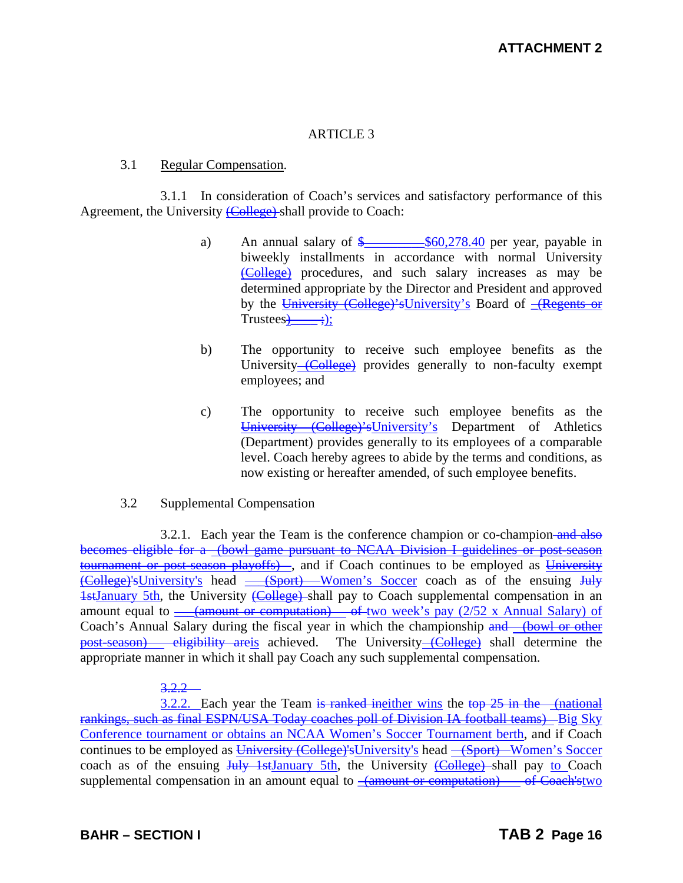ARTICLE 3

3.1 Regular Compensation.

3.1.1 In consideration of Coach's services and satisfactory performance of this Agreement, the University ~~(College)~~ shall provide to Coach:

a) An annual salary of ~~$\_\_\_\_\_\_\_\_~~$60,278.40 per year, payable in biweekly installments in accordance with normal University ~~(College)~~ procedures, and such salary increases as may be determined appropriate by the Director and President and approved by the ~~University (College)'s~~University's Board of ~~(Regents or~~ Trustees~~)\_\_\_\_\_;~~);

b) The opportunity to receive such employee benefits as the University ~~(College)~~ provides generally to non-faculty exempt employees; and

c) The opportunity to receive such employee benefits as the ~~University (College)'s~~University's Department of Athletics (Department) provides generally to its employees of a comparable level. Coach hereby agrees to abide by the terms and conditions, as now existing or hereafter amended, of such employee benefits.

3.2 Supplemental Compensation

3.2.1. Each year the Team is the conference champion or co-champion ~~and also becomes eligible for a (bowl game pursuant to NCAA Division I guidelines or post-season tournament or post-season playoffs)~~, and if Coach continues to be employed as ~~University (College)'s~~University's head ~~(Sport)~~ Women's Soccer coach as of the ensuing ~~July 1st~~January 5th, the University ~~(College)~~ shall pay to Coach supplemental compensation in an amount equal to ~~(amount or computation) of~~ two week's pay (2/52 x Annual Salary) of Coach's Annual Salary during the fiscal year in which the championship ~~and (bowl or other post-season) eligibility are~~is achieved. The University ~~(College)~~ shall determine the appropriate manner in which it shall pay Coach any such supplemental compensation.

~~3.2.2~~

3.2.2. Each year the Team ~~is ranked in~~either wins the ~~top 25 in the (national rankings, such as final ESPN/USA Today coaches poll of Division IA football teams)~~ Big Sky Conference tournament or obtains an NCAA Women's Soccer Tournament berth, and if Coach continues to be employed as ~~University (College)'s~~University's head ~~(Sport)~~ Women's Soccer coach as of the ensuing ~~July 1st~~January 5th, the University ~~(College)~~ shall pay to Coach supplemental compensation in an amount equal to ~~(amount or computation) of Coach's~~two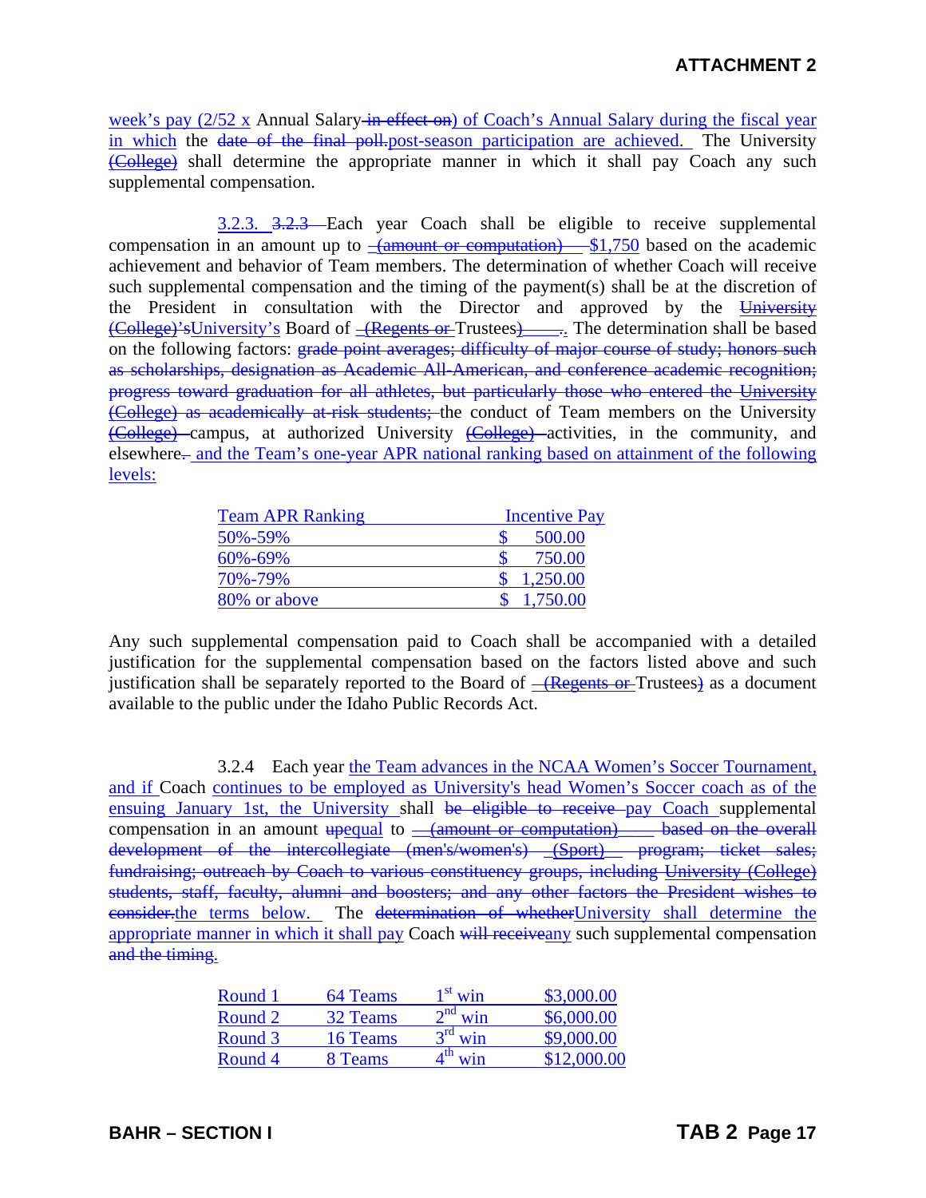**ATTACHMENT 2**

week's pay (2/52 x Annual Salary in effect on) of Coach's Annual Salary during the fiscal year in which the date of the final poll.post-season participation are achieved. The University (College) shall determine the appropriate manner in which it shall pay Coach any such supplemental compensation.

3.2.3. 3.2.3 Each year Coach shall be eligible to receive supplemental compensation in an amount up to (amount or computation) $1,750 based on the academic achievement and behavior of Team members. The determination of whether Coach will receive such supplemental compensation and the timing of the payment(s) shall be at the discretion of the President in consultation with the Director and approved by the University (College)'sUniversity's Board of (Regents or Trustees). The determination shall be based on the following factors: grade point averages; difficulty of major course of study; honors such as scholarships, designation as Academic All-American, and conference academic recognition; progress toward graduation for all athletes, but particularly those who entered the University (College) as academically at-risk students; the conduct of Team members on the University (College) campus, at authorized University (College) activities, in the community, and elsewhere. and the Team's one-year APR national ranking based on attainment of the following levels:

| Team APR Ranking | Incentive Pay |
|---|---|
| 50%-59% | $ 500.00 |
| 60%-69% | $ 750.00 |
| 70%-79% | $ 1,250.00 |
| 80% or above | $ 1,750.00 |

Any such supplemental compensation paid to Coach shall be accompanied with a detailed justification for the supplemental compensation based on the factors listed above and such justification shall be separately reported to the Board of (Regents or Trustees) as a document available to the public under the Idaho Public Records Act.

3.2.4 Each year the Team advances in the NCAA Women's Soccer Tournament, and if Coach continues to be employed as University's head Women's Soccer coach as of the ensuing January 1st, the University shall be eligible to receive pay Coach supplemental compensation in an amount upequal to (amount or computation) based on the overall development of the intercollegiate (men's/women's) (Sport) program; ticket sales; fundraising; outreach by Coach to various constituency groups, including University (College) students, staff, faculty, alumni and boosters; and any other factors the President wishes to consider.the terms below. The determination of whetherUniversity shall determine the appropriate manner in which it shall pay Coach will receiveany such supplemental compensation and the timing.

| | | | |
|---|---|---|---|
| Round 1 | 64 Teams | 1st win | $3,000.00 |
| Round 2 | 32 Teams | 2nd win | $6,000.00 |
| Round 3 | 16 Teams | 3rd win | $9,000.00 |
| Round 4 | 8 Teams | 4th win | $12,000.00 |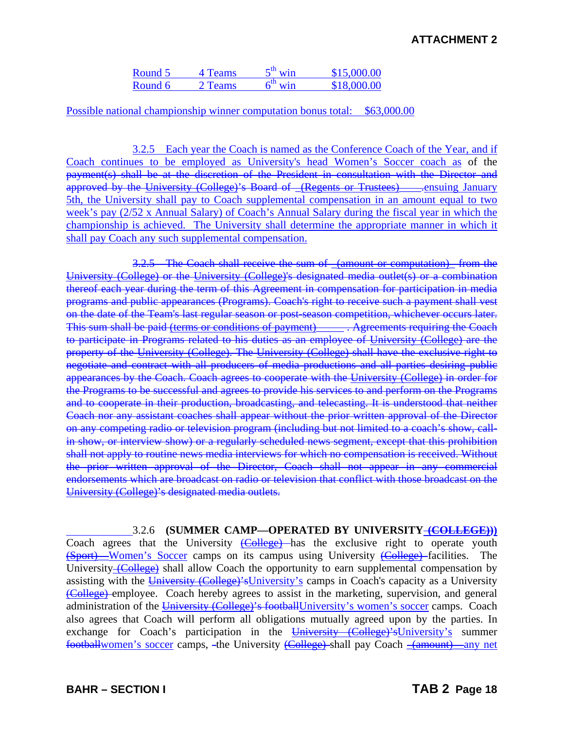ATTACHMENT 2

| Round 5 | 4 Teams | $5^{th}$ win | $15,000.00 |
|---|---|---|---|
| Round 6 | 2 Teams | $6^{th}$ win | $18,000.00 |

Possible national championship winner computation bonus total: $63,000.00

3.2.5 Each year the Coach is named as the Conference Coach of the Year, and if Coach continues to be employed as University's head Women's Soccer coach as of the ~~payment(s) shall be at the discretion of the President in consultation with the Director and approved by the University (College)'s Board of _(Regents or Trustees)____.~~ensuing January 5th, the University shall pay to Coach supplemental compensation in an amount equal to two week's pay (2/52 x Annual Salary) of Coach's Annual Salary during the fiscal year in which the championship is achieved. The University shall determine the appropriate manner in which it shall pay Coach any such supplemental compensation.

~~3.2.5 The Coach shall receive the sum of _(amount or computation)_ from the University (College) or the University (College)'s designated media outlet(s) or a combination thereof each year during the term of this Agreement in compensation for participation in media programs and public appearances (Programs). Coach's right to receive such a payment shall vest on the date of the Team's last regular season or post-season competition, whichever occurs later. This sum shall be paid (terms or conditions of payment)_____ . Agreements requiring the Coach to participate in Programs related to his duties as an employee of University (College) are the property of the University (College). The University (College) shall have the exclusive right to negotiate and contract with all producers of media productions and all parties desiring public appearances by the Coach. Coach agrees to cooperate with the University (College) in order for the Programs to be successful and agrees to provide his services to and perform on the Programs and to cooperate in their production, broadcasting, and telecasting. It is understood that neither Coach nor any assistant coaches shall appear without the prior written approval of the Director on any competing radio or television program (including but not limited to a coach's show, call-in show, or interview show) or a regularly scheduled news segment, except that this prohibition shall not apply to routine news media interviews for which no compensation is received. Without the prior written approval of the Director, Coach shall not appear in any commercial endorsements which are broadcast on radio or television that conflict with those broadcast on the University (College)'s designated media outlets.~~

3.2.6 **(SUMMER CAMP—OPERATED BY UNIVERSITY ~~(COLLEGE)~~))** Coach agrees that the University ~~(College)~~ has the exclusive right to operate youth ~~(Sport)~~ Women's Soccer camps on its campus using University ~~(College)~~ facilities. The University ~~(College)~~ shall allow Coach the opportunity to earn supplemental compensation by assisting with the ~~University (College)'s~~University's camps in Coach's capacity as a University ~~(College)~~ employee. Coach hereby agrees to assist in the marketing, supervision, and general administration of the ~~University (College)'s football~~University's women's soccer camps. Coach also agrees that Coach will perform all obligations mutually agreed upon by the parties. In exchange for Coach's participation in the ~~University (College)'s~~University's summer ~~football~~women's soccer camps, the University ~~(College)~~ shall pay Coach ~~(amount)~~ any net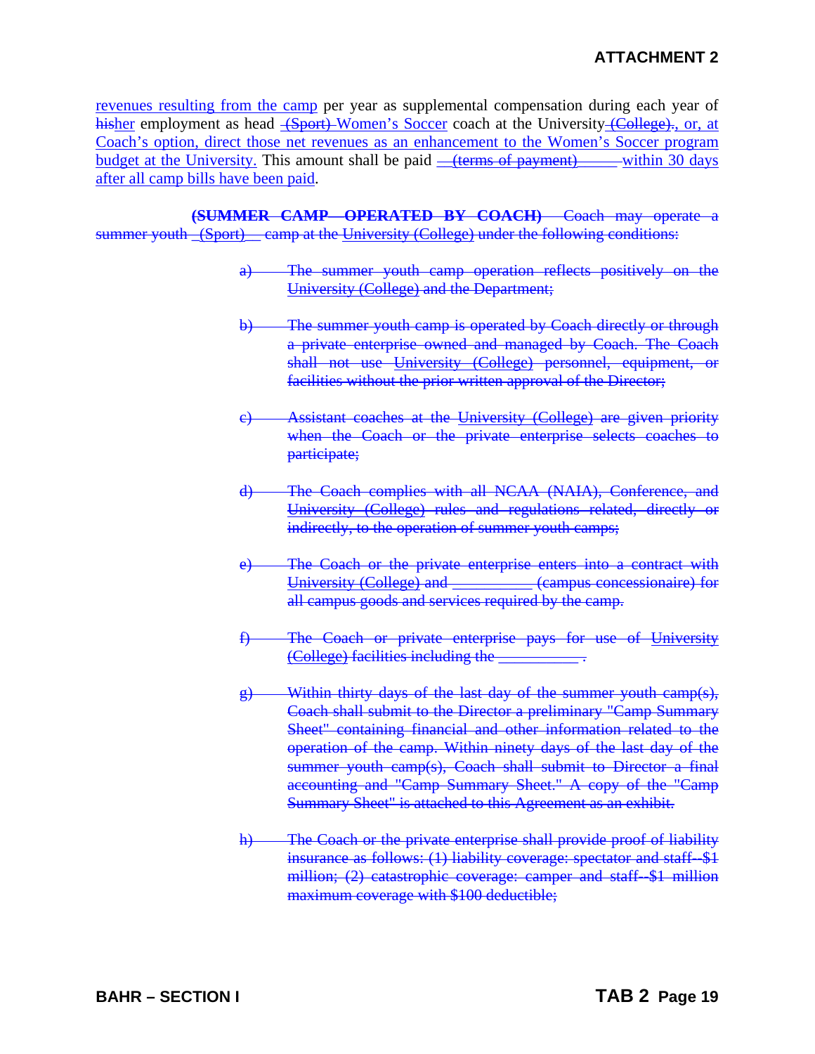revenues resulting from the camp per year as supplemental compensation during each year of ~~his~~her employment as head ~~(Sport)~~ Women's Soccer coach at the University ~~(College).~~, or, at Coach's option, direct those net revenues as an enhancement to the Women's Soccer program budget at the University. This amount shall be paid ~~(terms of payment)~~ within 30 days after all camp bills have been paid.

~~**(SUMMER CAMP—OPERATED BY COACH)** Coach may operate a summer youth (Sport) camp at the University (College) under the following conditions:~~

~~a) The summer youth camp operation reflects positively on the University (College) and the Department;~~

~~b) The summer youth camp is operated by Coach directly or through a private enterprise owned and managed by Coach. The Coach shall not use University (College) personnel, equipment, or facilities without the prior written approval of the Director;~~

~~c) Assistant coaches at the University (College) are given priority when the Coach or the private enterprise selects coaches to participate;~~

~~d) The Coach complies with all NCAA (NAIA), Conference, and University (College) rules and regulations related, directly or indirectly, to the operation of summer youth camps;~~

~~e) The Coach or the private enterprise enters into a contract with University (College) and __________ (campus concessionaire) for all campus goods and services required by the camp.~~

~~f) The Coach or private enterprise pays for use of University (College) facilities including the __________.~~

~~g) Within thirty days of the last day of the summer youth camp(s), Coach shall submit to the Director a preliminary "Camp Summary Sheet" containing financial and other information related to the operation of the camp. Within ninety days of the last day of the summer youth camp(s), Coach shall submit to Director a final accounting and "Camp Summary Sheet." A copy of the "Camp Summary Sheet" is attached to this Agreement as an exhibit.~~

~~h) The Coach or the private enterprise shall provide proof of liability insurance as follows: (1) liability coverage: spectator and staff--$1 million; (2) catastrophic coverage: camper and staff--$1 million maximum coverage with $100 deductible;~~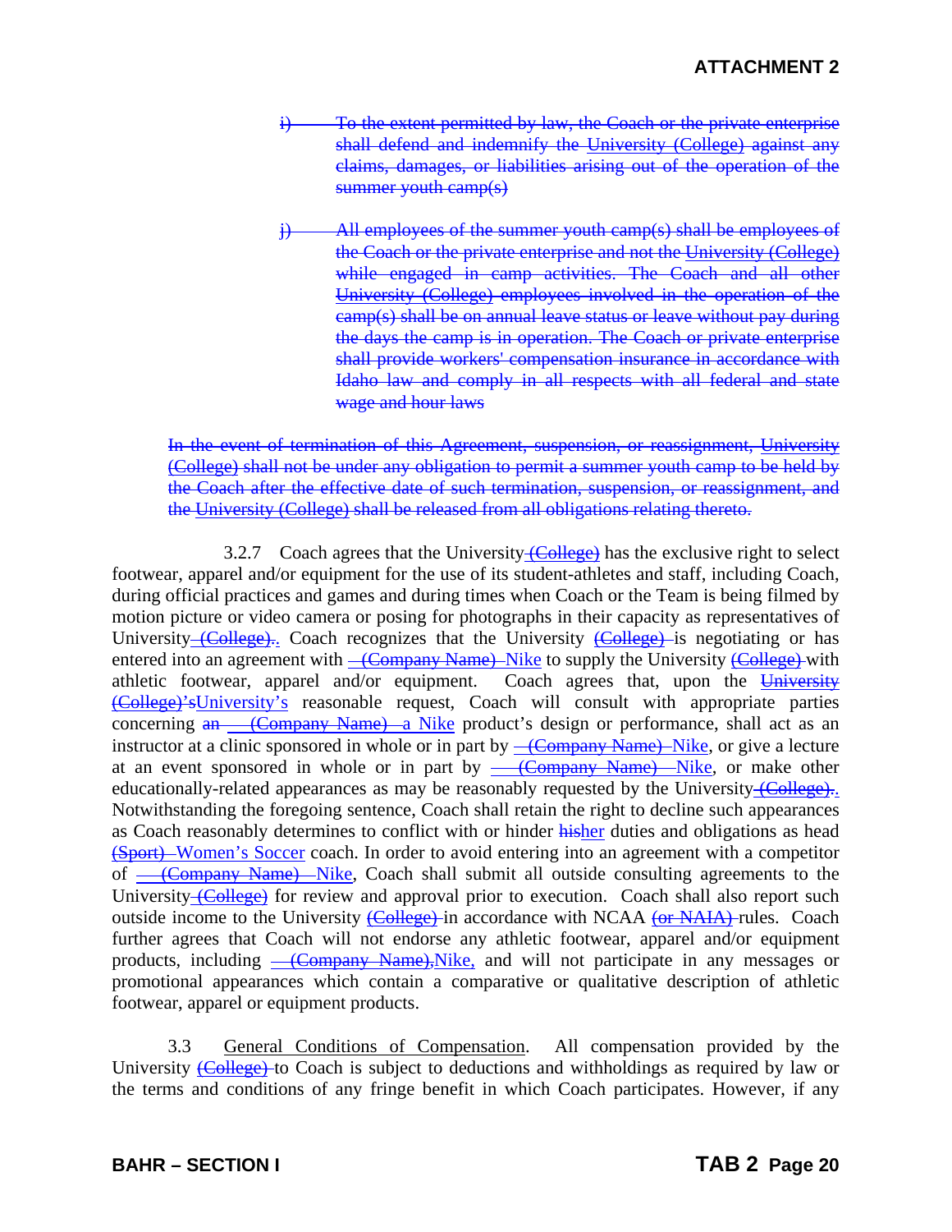**ATTACHMENT 2**

i) To the extent permitted by law, the Coach or the private enterprise shall defend and indemnify the University (College) against any claims, damages, or liabilities arising out of the operation of the summer youth camp(s)

j) All employees of the summer youth camp(s) shall be employees of the Coach or the private enterprise and not the University (College) while engaged in camp activities. The Coach and all other University (College) employees involved in the operation of the camp(s) shall be on annual leave status or leave without pay during the days the camp is in operation. The Coach or private enterprise shall provide workers' compensation insurance in accordance with Idaho law and comply in all respects with all federal and state wage and hour laws

In the event of termination of this Agreement, suspension, or reassignment, University (College) shall not be under any obligation to permit a summer youth camp to be held by the Coach after the effective date of such termination, suspension, or reassignment, and the University (College) shall be released from all obligations relating thereto.

3.2.7 Coach agrees that the University (College) has the exclusive right to select footwear, apparel and/or equipment for the use of its student-athletes and staff, including Coach, during official practices and games and during times when Coach or the Team is being filmed by motion picture or video camera or posing for photographs in their capacity as representatives of University (College).. Coach recognizes that the University (College) is negotiating or has entered into an agreement with (Company Name) Nike to supply the University (College) with athletic footwear, apparel and/or equipment. Coach agrees that, upon the University (College)'sUniversity's reasonable request, Coach will consult with appropriate parties concerning an (Company Name) a Nike product's design or performance, shall act as an instructor at a clinic sponsored in whole or in part by (Company Name) Nike, or give a lecture at an event sponsored in whole or in part by (Company Name) Nike, or make other educationally-related appearances as may be reasonably requested by the University (College).. Notwithstanding the foregoing sentence, Coach shall retain the right to decline such appearances as Coach reasonably determines to conflict with or hinder hisher duties and obligations as head (Sport) Women's Soccer coach. In order to avoid entering into an agreement with a competitor of (Company Name) Nike, Coach shall submit all outside consulting agreements to the University (College) for review and approval prior to execution. Coach shall also report such outside income to the University (College) in accordance with NCAA (or NAIA) rules. Coach further agrees that Coach will not endorse any athletic footwear, apparel and/or equipment products, including (Company Name),Nike, and will not participate in any messages or promotional appearances which contain a comparative or qualitative description of athletic footwear, apparel or equipment products.

3.3 General Conditions of Compensation. All compensation provided by the University (College) to Coach is subject to deductions and withholdings as required by law or the terms and conditions of any fringe benefit in which Coach participates. However, if any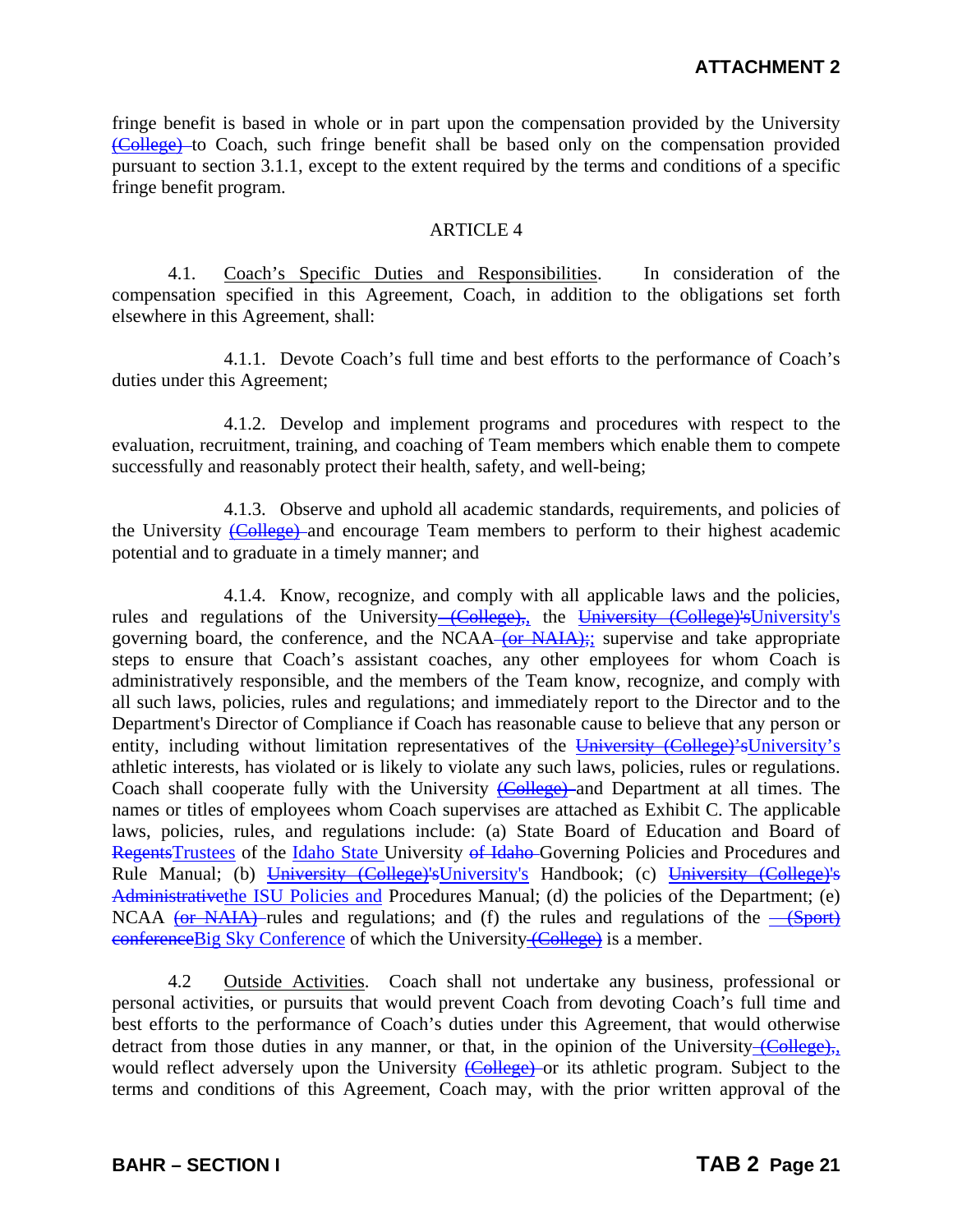fringe benefit is based in whole or in part upon the compensation provided by the University ~~(College)~~ to Coach, such fringe benefit shall be based only on the compensation provided pursuant to section 3.1.1, except to the extent required by the terms and conditions of a specific fringe benefit program.

ARTICLE 4

4.1. Coach's Specific Duties and Responsibilities. In consideration of the compensation specified in this Agreement, Coach, in addition to the obligations set forth elsewhere in this Agreement, shall:

4.1.1. Devote Coach's full time and best efforts to the performance of Coach's duties under this Agreement;

4.1.2. Develop and implement programs and procedures with respect to the evaluation, recruitment, training, and coaching of Team members which enable them to compete successfully and reasonably protect their health, safety, and well-being;

4.1.3. Observe and uphold all academic standards, requirements, and policies of the University ~~(College)~~ and encourage Team members to perform to their highest academic potential and to graduate in a timely manner; and

4.1.4. Know, recognize, and comply with all applicable laws and the policies, rules and regulations of the University ~~(College),~~, the ~~University (College)'s~~University's governing board, the conference, and the NCAA ~~(or NAIA);~~; supervise and take appropriate steps to ensure that Coach's assistant coaches, any other employees for whom Coach is administratively responsible, and the members of the Team know, recognize, and comply with all such laws, policies, rules and regulations; and immediately report to the Director and to the Department's Director of Compliance if Coach has reasonable cause to believe that any person or entity, including without limitation representatives of the ~~University (College)'s~~University's athletic interests, has violated or is likely to violate any such laws, policies, rules or regulations. Coach shall cooperate fully with the University ~~(College)~~ and Department at all times. The names or titles of employees whom Coach supervises are attached as Exhibit C. The applicable laws, policies, rules, and regulations include: (a) State Board of Education and Board of ~~Regents~~Trustees of the Idaho State University ~~of Idaho~~ Governing Policies and Procedures and Rule Manual; (b) ~~University (College)'s~~University's Handbook; (c) ~~University (College)'s Administrative~~the ISU Policies and Procedures Manual; (d) the policies of the Department; (e) NCAA ~~(or NAIA)~~ rules and regulations; and (f) the rules and regulations of the ~~(Sport) conference~~Big Sky Conference of which the University ~~(College)~~ is a member.

4.2 Outside Activities. Coach shall not undertake any business, professional or personal activities, or pursuits that would prevent Coach from devoting Coach's full time and best efforts to the performance of Coach's duties under this Agreement, that would otherwise detract from those duties in any manner, or that, in the opinion of the University ~~(College),~~, would reflect adversely upon the University ~~(College)~~ or its athletic program. Subject to the terms and conditions of this Agreement, Coach may, with the prior written approval of the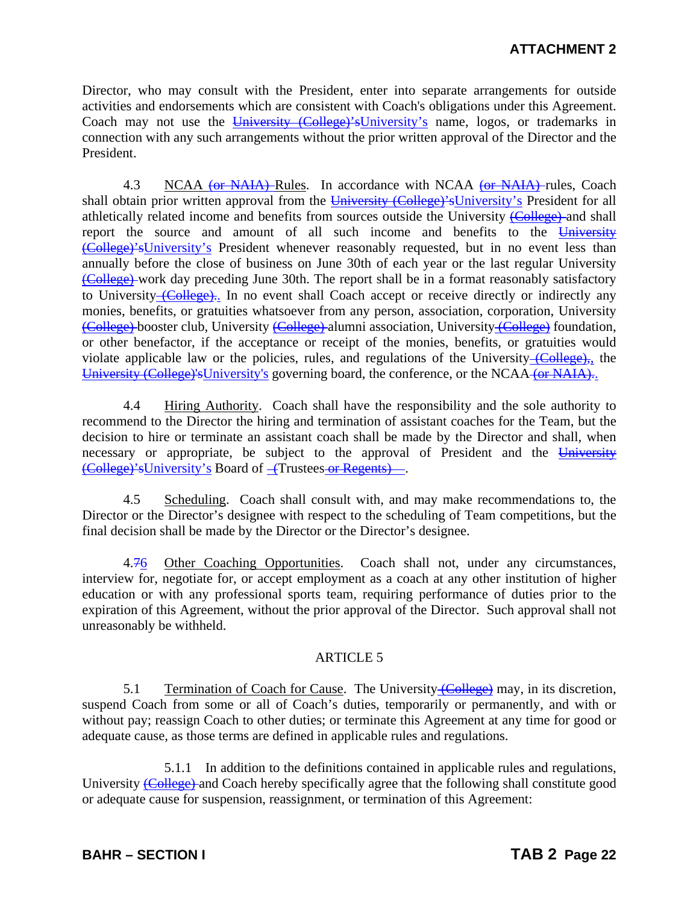Director, who may consult with the President, enter into separate arrangements for outside activities and endorsements which are consistent with Coach's obligations under this Agreement. Coach may not use the ~~University (College)'s~~University's name, logos, or trademarks in connection with any such arrangements without the prior written approval of the Director and the President.

4.3 NCAA ~~(or NAIA)~~ Rules. In accordance with NCAA ~~(or NAIA)~~ rules, Coach shall obtain prior written approval from the ~~University (College)'s~~University's President for all athletically related income and benefits from sources outside the University ~~(College)~~ and shall report the source and amount of all such income and benefits to the ~~University (College)'s~~University's President whenever reasonably requested, but in no event less than annually before the close of business on June 30th of each year or the last regular University ~~(College)~~ work day preceding June 30th. The report shall be in a format reasonably satisfactory to University~~ (College).~~. In no event shall Coach accept or receive directly or indirectly any monies, benefits, or gratuities whatsoever from any person, association, corporation, University ~~(College)~~ booster club, University ~~(College)~~ alumni association, University~~ (College)~~ foundation, or other benefactor, if the acceptance or receipt of the monies, benefits, or gratuities would violate applicable law or the policies, rules, and regulations of the University~~ (College),~~, the ~~University (College)'s~~University's governing board, the conference, or the NCAA~~ (or NAIA).~~.

4.4 Hiring Authority. Coach shall have the responsibility and the sole authority to recommend to the Director the hiring and termination of assistant coaches for the Team, but the decision to hire or terminate an assistant coach shall be made by the Director and shall, when necessary or appropriate, be subject to the approval of President and the ~~University (College)'s~~University's Board of ~~(~~Trustees~~ or Regents)~~.

4.5 Scheduling. Coach shall consult with, and may make recommendations to, the Director or the Director's designee with respect to the scheduling of Team competitions, but the final decision shall be made by the Director or the Director's designee.

4.~~7~~6 Other Coaching Opportunities. Coach shall not, under any circumstances, interview for, negotiate for, or accept employment as a coach at any other institution of higher education or with any professional sports team, requiring performance of duties prior to the expiration of this Agreement, without the prior approval of the Director. Such approval shall not unreasonably be withheld.

## ARTICLE 5

5.1 Termination of Coach for Cause. The University~~ (College)~~ may, in its discretion, suspend Coach from some or all of Coach's duties, temporarily or permanently, and with or without pay; reassign Coach to other duties; or terminate this Agreement at any time for good or adequate cause, as those terms are defined in applicable rules and regulations.

5.1.1 In addition to the definitions contained in applicable rules and regulations, University ~~(College)~~ and Coach hereby specifically agree that the following shall constitute good or adequate cause for suspension, reassignment, or termination of this Agreement: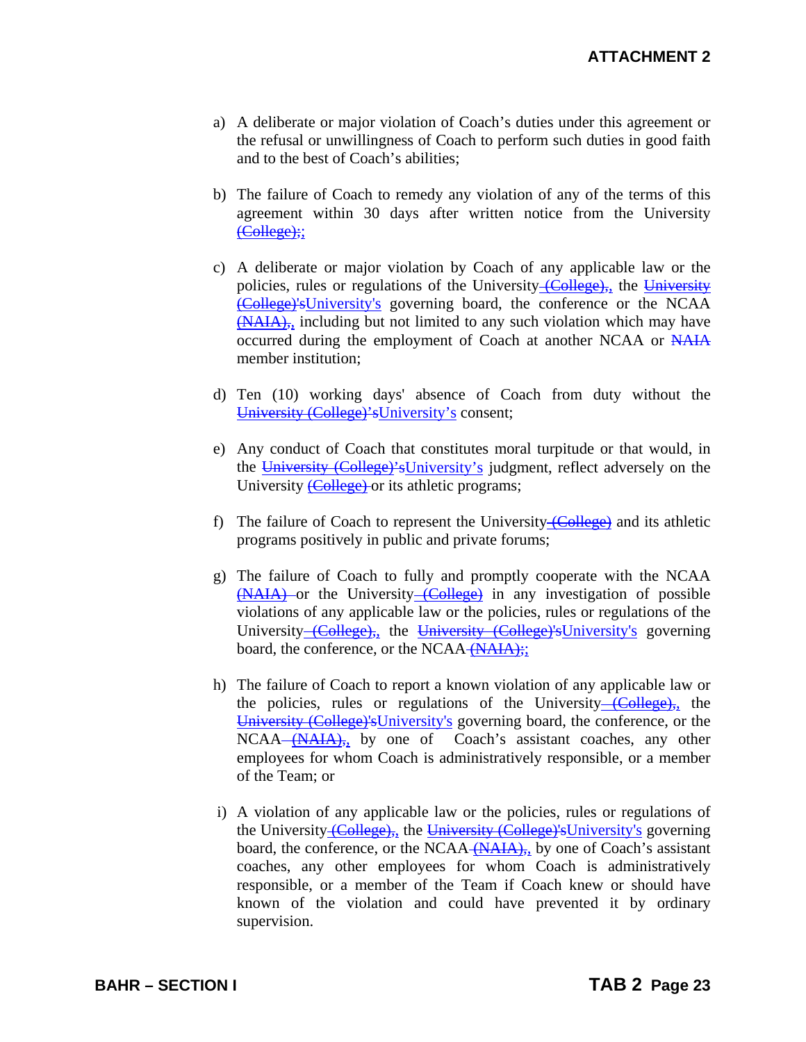a) A deliberate or major violation of Coach's duties under this agreement or the refusal or unwillingness of Coach to perform such duties in good faith and to the best of Coach's abilities;

b) The failure of Coach to remedy any violation of any of the terms of this agreement within 30 days after written notice from the University ~~(College);~~;

c) A deliberate or major violation by Coach of any applicable law or the policies, rules or regulations of the University ~~(College),~~, the ~~University (College)'s~~University's governing board, the conference or the NCAA ~~(NAIA),~~, including but not limited to any such violation which may have occurred during the employment of Coach at another NCAA or ~~NAIA~~ member institution;

d) Ten (10) working days' absence of Coach from duty without the ~~University (College)'s~~University's consent;

e) Any conduct of Coach that constitutes moral turpitude or that would, in the ~~University (College)'s~~University's judgment, reflect adversely on the University ~~(College)~~ or its athletic programs;

f) The failure of Coach to represent the University ~~(College)~~ and its athletic programs positively in public and private forums;

g) The failure of Coach to fully and promptly cooperate with the NCAA ~~(NAIA)~~ or the University ~~(College)~~ in any investigation of possible violations of any applicable law or the policies, rules or regulations of the University ~~(College),~~, the ~~University (College)'s~~University's governing board, the conference, or the NCAA ~~(NAIA);~~;

h) The failure of Coach to report a known violation of any applicable law or the policies, rules or regulations of the University ~~(College),~~, the ~~University (College)'s~~University's governing board, the conference, or the NCAA ~~(NAIA),~~, by one of Coach's assistant coaches, any other employees for whom Coach is administratively responsible, or a member of the Team; or

i) A violation of any applicable law or the policies, rules or regulations of the University ~~(College),~~, the ~~University (College)'s~~University's governing board, the conference, or the NCAA ~~(NAIA),~~, by one of Coach's assistant coaches, any other employees for whom Coach is administratively responsible, or a member of the Team if Coach knew or should have known of the violation and could have prevented it by ordinary supervision.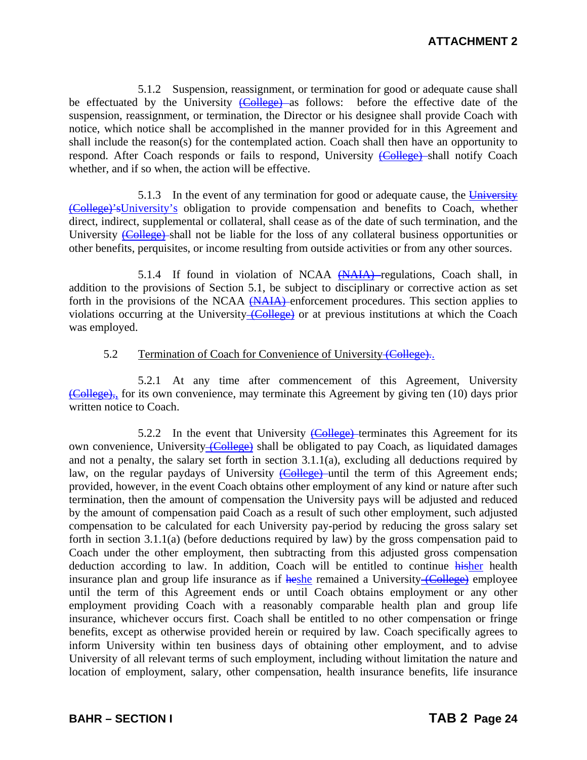5.1.2 Suspension, reassignment, or termination for good or adequate cause shall be effectuated by the University ~~(College)~~ as follows: before the effective date of the suspension, reassignment, or termination, the Director or his designee shall provide Coach with notice, which notice shall be accomplished in the manner provided for in this Agreement and shall include the reason(s) for the contemplated action. Coach shall then have an opportunity to respond. After Coach responds or fails to respond, University ~~(College)~~ shall notify Coach whether, and if so when, the action will be effective.

5.1.3 In the event of any termination for good or adequate cause, the ~~University (College)'s~~University's obligation to provide compensation and benefits to Coach, whether direct, indirect, supplemental or collateral, shall cease as of the date of such termination, and the University ~~(College)~~ shall not be liable for the loss of any collateral business opportunities or other benefits, perquisites, or income resulting from outside activities or from any other sources.

5.1.4 If found in violation of NCAA ~~(NAIA)~~ regulations, Coach shall, in addition to the provisions of Section 5.1, be subject to disciplinary or corrective action as set forth in the provisions of the NCAA ~~(NAIA)~~ enforcement procedures. This section applies to violations occurring at the University ~~(College)~~ or at previous institutions at which the Coach was employed.

5.2 Termination of Coach for Convenience of University ~~(College).~~.

5.2.1 At any time after commencement of this Agreement, University ~~(College),~~, for its own convenience, may terminate this Agreement by giving ten (10) days prior written notice to Coach.

5.2.2 In the event that University ~~(College)~~ terminates this Agreement for its own convenience, University ~~(College)~~ shall be obligated to pay Coach, as liquidated damages and not a penalty, the salary set forth in section 3.1.1(a), excluding all deductions required by law, on the regular paydays of University ~~(College)~~ until the term of this Agreement ends; provided, however, in the event Coach obtains other employment of any kind or nature after such termination, then the amount of compensation the University pays will be adjusted and reduced by the amount of compensation paid Coach as a result of such other employment, such adjusted compensation to be calculated for each University pay-period by reducing the gross salary set forth in section 3.1.1(a) (before deductions required by law) by the gross compensation paid to Coach under the other employment, then subtracting from this adjusted gross compensation deduction according to law. In addition, Coach will be entitled to continue ~~his~~her health insurance plan and group life insurance as if ~~he~~she remained a University ~~(College)~~ employee until the term of this Agreement ends or until Coach obtains employment or any other employment providing Coach with a reasonably comparable health plan and group life insurance, whichever occurs first. Coach shall be entitled to no other compensation or fringe benefits, except as otherwise provided herein or required by law. Coach specifically agrees to inform University within ten business days of obtaining other employment, and to advise University of all relevant terms of such employment, including without limitation the nature and location of employment, salary, other compensation, health insurance benefits, life insurance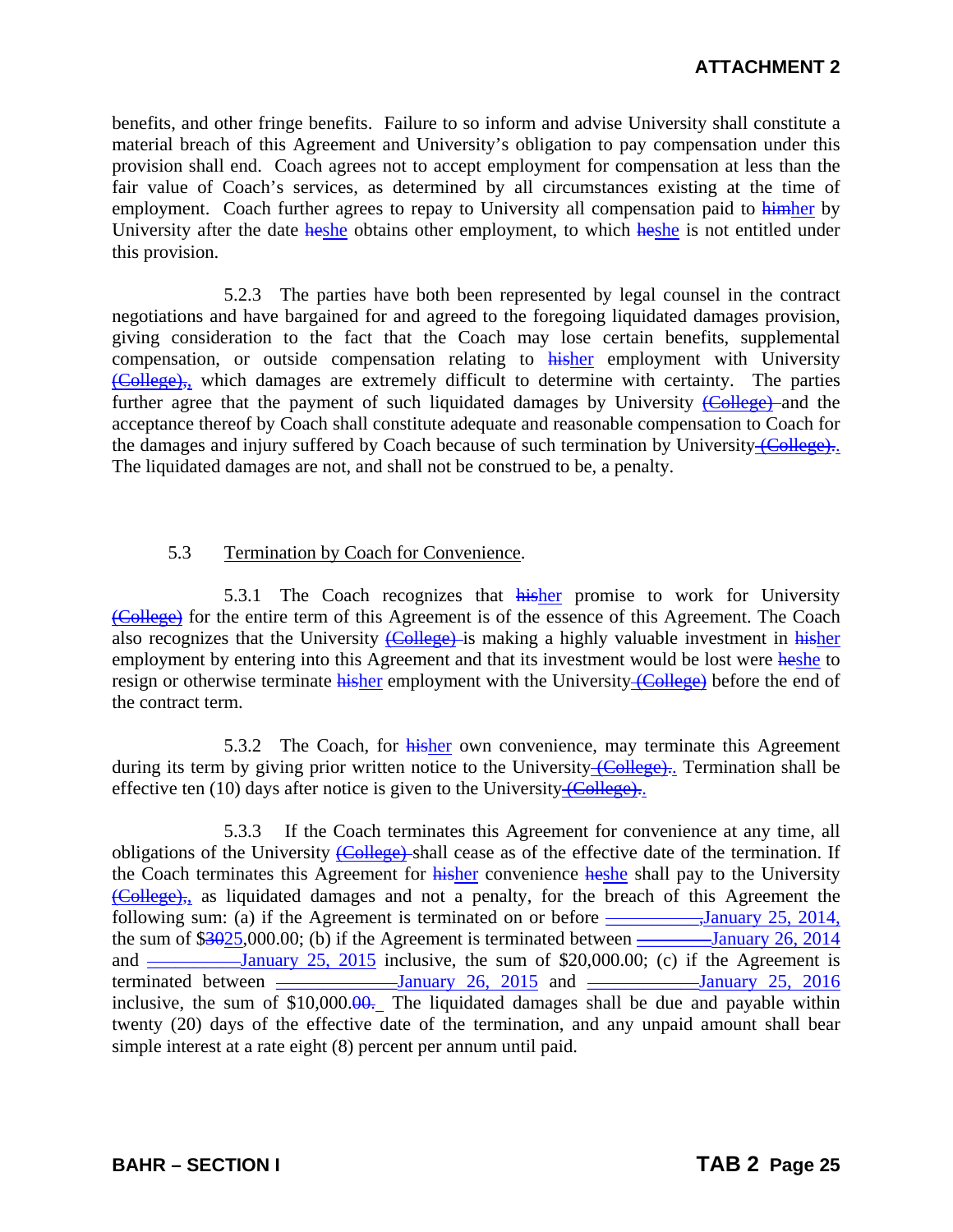benefits, and other fringe benefits. Failure to so inform and advise University shall constitute a material breach of this Agreement and University's obligation to pay compensation under this provision shall end. Coach agrees not to accept employment for compensation at less than the fair value of Coach's services, as determined by all circumstances existing at the time of employment. Coach further agrees to repay to University all compensation paid to ~~him~~her by University after the date ~~he~~she obtains other employment, to which ~~he~~she is not entitled under this provision.

5.2.3 The parties have both been represented by legal counsel in the contract negotiations and have bargained for and agreed to the foregoing liquidated damages provision, giving consideration to the fact that the Coach may lose certain benefits, supplemental compensation, or outside compensation relating to ~~his~~her employment with University ~~(College),~~, which damages are extremely difficult to determine with certainty. The parties further agree that the payment of such liquidated damages by University ~~(College)~~ and the acceptance thereof by Coach shall constitute adequate and reasonable compensation to Coach for the damages and injury suffered by Coach because of such termination by University ~~(College).~~. The liquidated damages are not, and shall not be construed to be, a penalty.

5.3 Termination by Coach for Convenience.

5.3.1 The Coach recognizes that ~~his~~her promise to work for University ~~(College)~~ for the entire term of this Agreement is of the essence of this Agreement. The Coach also recognizes that the University ~~(College)~~ is making a highly valuable investment in ~~his~~her employment by entering into this Agreement and that its investment would be lost were ~~he~~she to resign or otherwise terminate ~~his~~her employment with the University ~~(College)~~ before the end of the contract term.

5.3.2 The Coach, for ~~his~~her own convenience, may terminate this Agreement during its term by giving prior written notice to the University ~~(College).~~. Termination shall be effective ten (10) days after notice is given to the University ~~(College).~~.

5.3.3 If the Coach terminates this Agreement for convenience at any time, all obligations of the University ~~(College)~~ shall cease as of the effective date of the termination. If the Coach terminates this Agreement for ~~his~~her convenience ~~he~~she shall pay to the University ~~(College),~~, as liquidated damages and not a penalty, for the breach of this Agreement the following sum: (a) if the Agreement is terminated on or before ~~__________,~~January 25, 2014, the sum of $~~30~~25,000.00; (b) if the Agreement is terminated between ~~__________~~January 26, 2014 and ~~__________~~January 25, 2015 inclusive, the sum of $20,000.00; (c) if the Agreement is terminated between ~~__________~~January 26, 2015 and ~~__________~~January 25, 2016 inclusive, the sum of $10,000.~~00.~~ The liquidated damages shall be due and payable within twenty (20) days of the effective date of the termination, and any unpaid amount shall bear simple interest at a rate eight (8) percent per annum until paid.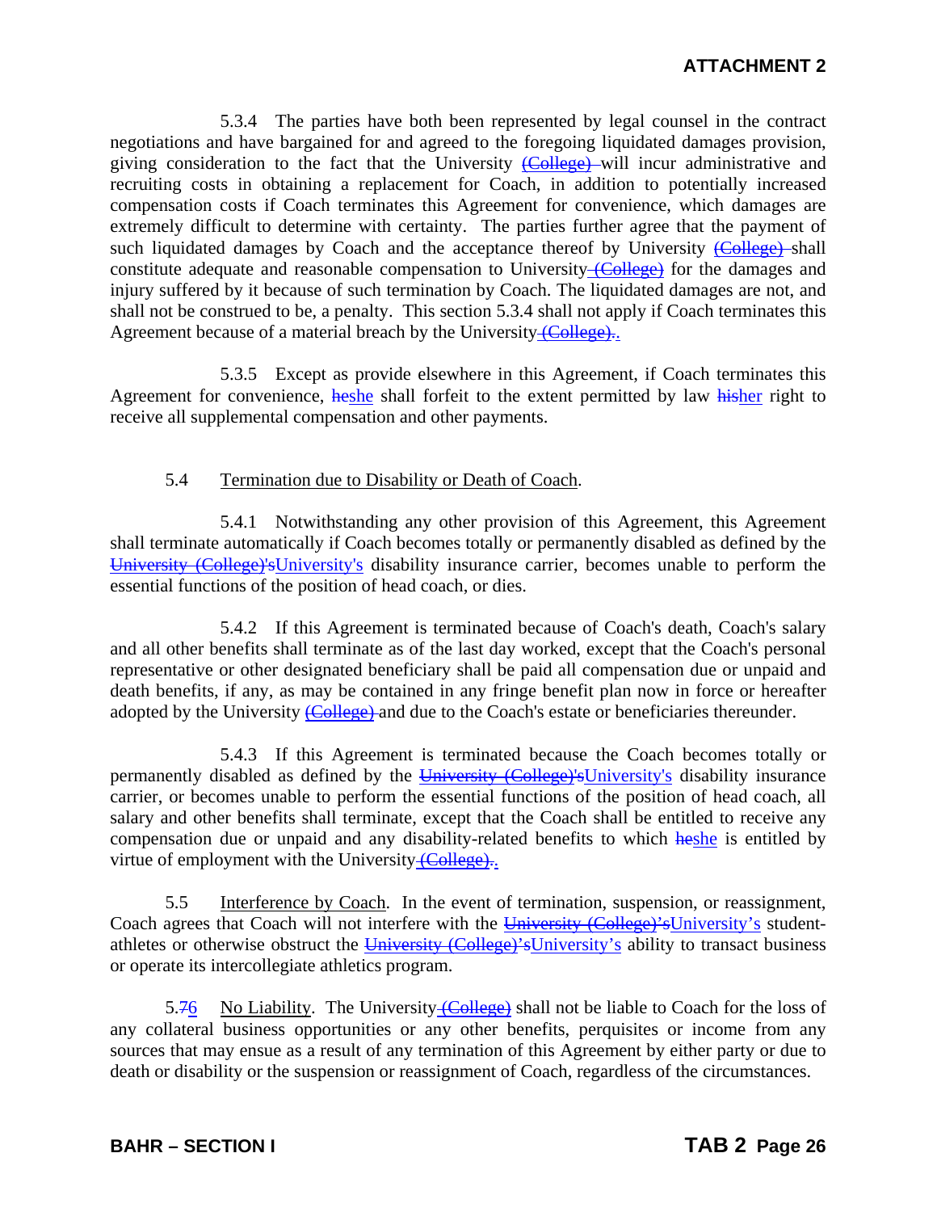5.3.4 The parties have both been represented by legal counsel in the contract negotiations and have bargained for and agreed to the foregoing liquidated damages provision, giving consideration to the fact that the University ~~(College)~~ will incur administrative and recruiting costs in obtaining a replacement for Coach, in addition to potentially increased compensation costs if Coach terminates this Agreement for convenience, which damages are extremely difficult to determine with certainty. The parties further agree that the payment of such liquidated damages by Coach and the acceptance thereof by University ~~(College)~~ shall constitute adequate and reasonable compensation to University ~~(College)~~ for the damages and injury suffered by it because of such termination by Coach. The liquidated damages are not, and shall not be construed to be, a penalty. This section 5.3.4 shall not apply if Coach terminates this Agreement because of a material breach by the University ~~(College).~~.

5.3.5 Except as provide elsewhere in this Agreement, if Coach terminates this Agreement for convenience, ~~he~~she shall forfeit to the extent permitted by law ~~his~~her right to receive all supplemental compensation and other payments.

5.4 Termination due to Disability or Death of Coach.

5.4.1 Notwithstanding any other provision of this Agreement, this Agreement shall terminate automatically if Coach becomes totally or permanently disabled as defined by the ~~University (College)'s~~University's disability insurance carrier, becomes unable to perform the essential functions of the position of head coach, or dies.

5.4.2 If this Agreement is terminated because of Coach's death, Coach's salary and all other benefits shall terminate as of the last day worked, except that the Coach's personal representative or other designated beneficiary shall be paid all compensation due or unpaid and death benefits, if any, as may be contained in any fringe benefit plan now in force or hereafter adopted by the University ~~(College)~~ and due to the Coach's estate or beneficiaries thereunder.

5.4.3 If this Agreement is terminated because the Coach becomes totally or permanently disabled as defined by the ~~University (College)'s~~University's disability insurance carrier, or becomes unable to perform the essential functions of the position of head coach, all salary and other benefits shall terminate, except that the Coach shall be entitled to receive any compensation due or unpaid and any disability-related benefits to which ~~he~~she is entitled by virtue of employment with the University ~~(College).~~.

5.5 Interference by Coach. In the event of termination, suspension, or reassignment, Coach agrees that Coach will not interfere with the ~~University (College)'s~~University's student-athletes or otherwise obstruct the ~~University (College)'s~~University's ability to transact business or operate its intercollegiate athletics program.

5.~~7~~6 No Liability. The University ~~(College)~~ shall not be liable to Coach for the loss of any collateral business opportunities or any other benefits, perquisites or income from any sources that may ensue as a result of any termination of this Agreement by either party or due to death or disability or the suspension or reassignment of Coach, regardless of the circumstances.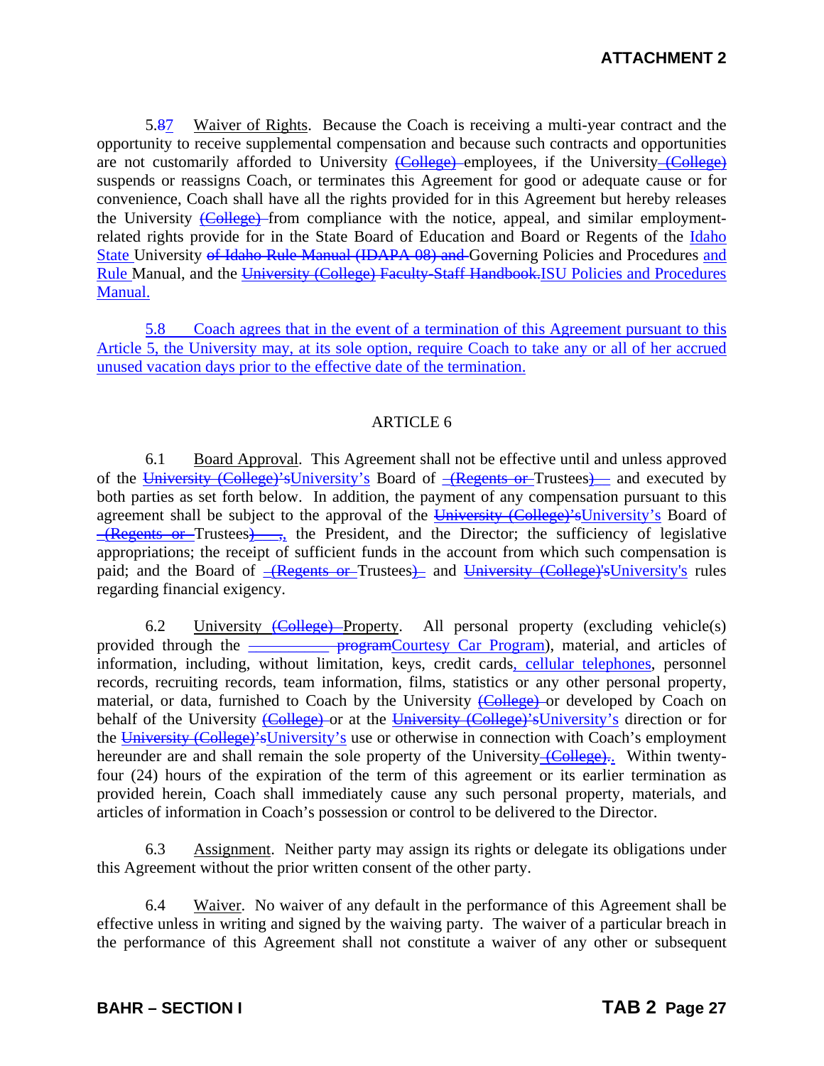5.~~8~~7 Waiver of Rights. Because the Coach is receiving a multi-year contract and the opportunity to receive supplemental compensation and because such contracts and opportunities are not customarily afforded to University ~~(College)~~ employees, if the University ~~(College)~~ suspends or reassigns Coach, or terminates this Agreement for good or adequate cause or for convenience, Coach shall have all the rights provided for in this Agreement but hereby releases the University ~~(College)~~ from compliance with the notice, appeal, and similar employment-related rights provide for in the State Board of Education and Board or Regents of the Idaho State University ~~of Idaho Rule Manual (IDAPA 08) and~~ Governing Policies and Procedures and Rule Manual, and the ~~University (College) Faculty-Staff Handbook.~~ISU Policies and Procedures Manual.

5.8 Coach agrees that in the event of a termination of this Agreement pursuant to this Article 5, the University may, at its sole option, require Coach to take any or all of her accrued unused vacation days prior to the effective date of the termination.

ARTICLE 6

6.1 Board Approval. This Agreement shall not be effective until and unless approved of the ~~University (College)'s~~University's Board of ~~(Regents or~~ Trustees~~)~~ and executed by both parties as set forth below. In addition, the payment of any compensation pursuant to this agreement shall be subject to the approval of the ~~University (College)'s~~University's Board of ~~(Regents or~~ Trustees~~)~~, the President, and the Director; the sufficiency of legislative appropriations; the receipt of sufficient funds in the account from which such compensation is paid; and the Board of ~~(Regents or~~ Trustees~~)~~ and ~~University (College)'s~~University's rules regarding financial exigency.

6.2 University ~~(College)~~ Property. All personal property (excluding vehicle(s) provided through the ~~__________ program~~Courtesy Car Program), material, and articles of information, including, without limitation, keys, credit cards, cellular telephones, personnel records, recruiting records, team information, films, statistics or any other personal property, material, or data, furnished to Coach by the University ~~(College)~~ or developed by Coach on behalf of the University ~~(College)~~ or at the ~~University (College)'s~~University's direction or for the ~~University (College)'s~~University's use or otherwise in connection with Coach's employment hereunder are and shall remain the sole property of the University ~~(College)~~. Within twenty-four (24) hours of the expiration of the term of this agreement or its earlier termination as provided herein, Coach shall immediately cause any such personal property, materials, and articles of information in Coach's possession or control to be delivered to the Director.

6.3 Assignment. Neither party may assign its rights or delegate its obligations under this Agreement without the prior written consent of the other party.

6.4 Waiver. No waiver of any default in the performance of this Agreement shall be effective unless in writing and signed by the waiving party. The waiver of a particular breach in the performance of this Agreement shall not constitute a waiver of any other or subsequent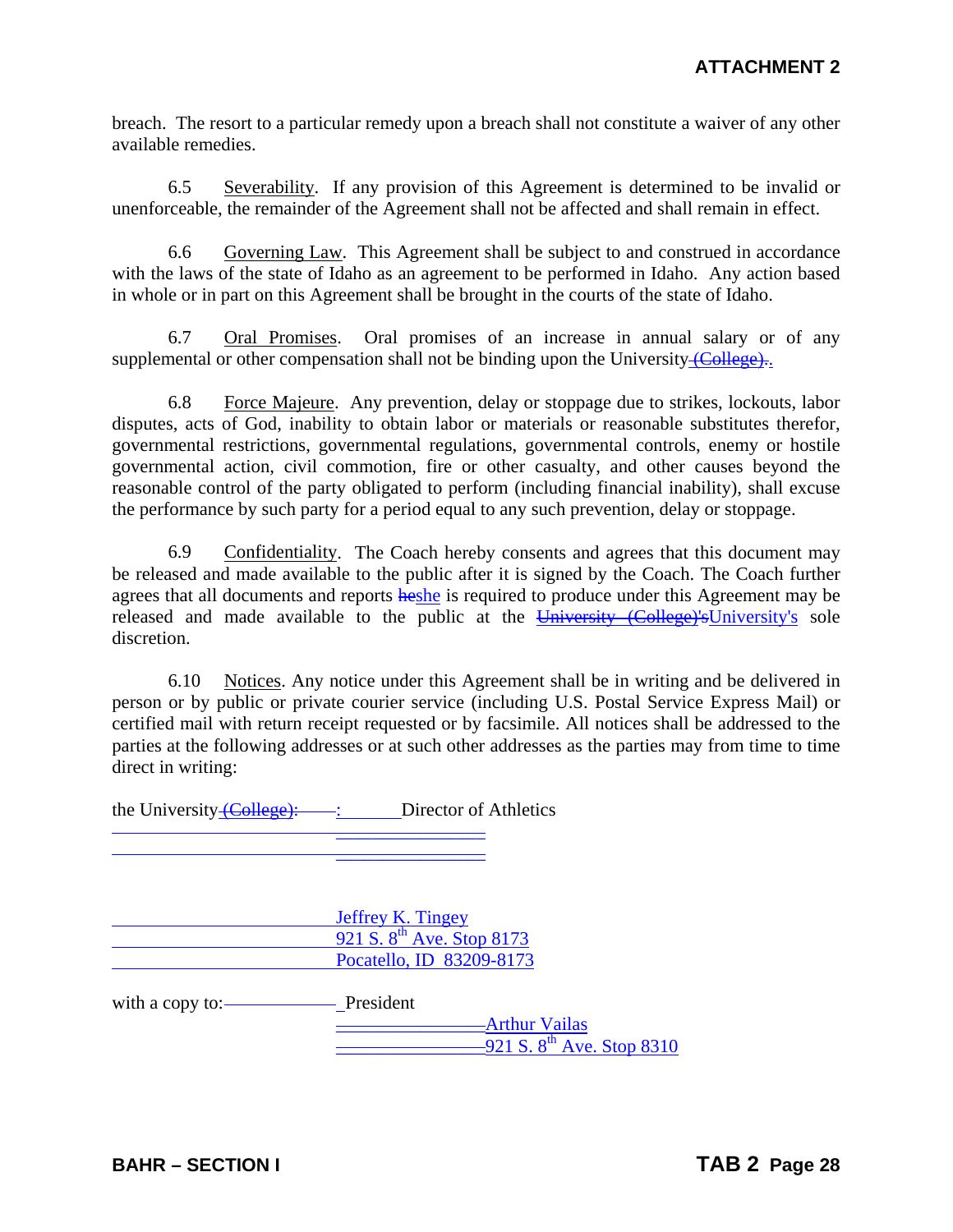breach. The resort to a particular remedy upon a breach shall not constitute a waiver of any other available remedies.

6.5 Severability. If any provision of this Agreement is determined to be invalid or unenforceable, the remainder of the Agreement shall not be affected and shall remain in effect.

6.6 Governing Law. This Agreement shall be subject to and construed in accordance with the laws of the state of Idaho as an agreement to be performed in Idaho. Any action based in whole or in part on this Agreement shall be brought in the courts of the state of Idaho.

6.7 Oral Promises. Oral promises of an increase in annual salary or of any supplemental or other compensation shall not be binding upon the University ~~(College)~~.

6.8 Force Majeure. Any prevention, delay or stoppage due to strikes, lockouts, labor disputes, acts of God, inability to obtain labor or materials or reasonable substitutes therefor, governmental restrictions, governmental regulations, governmental controls, enemy or hostile governmental action, civil commotion, fire or other casualty, and other causes beyond the reasonable control of the party obligated to perform (including financial inability), shall excuse the performance by such party for a period equal to any such prevention, delay or stoppage.

6.9 Confidentiality. The Coach hereby consents and agrees that this document may be released and made available to the public after it is signed by the Coach. The Coach further agrees that all documents and reports ~~he~~she is required to produce under this Agreement may be released and made available to the public at the ~~University (College)'s~~University's sole discretion.

6.10 Notices. Any notice under this Agreement shall be in writing and be delivered in person or by public or private courier service (including U.S. Postal Service Express Mail) or certified mail with return receipt requested or by facsimile. All notices shall be addressed to the parties at the following addresses or at such other addresses as the parties may from time to time direct in writing:

the University ~~(College):~~: Director of Athletics

Jeffrey K. Tingey
921 S. 8th Ave. Stop 8173
Pocatello, ID 83209-8173

with a copy to: President
Arthur Vailas
921 S. 8th Ave. Stop 8310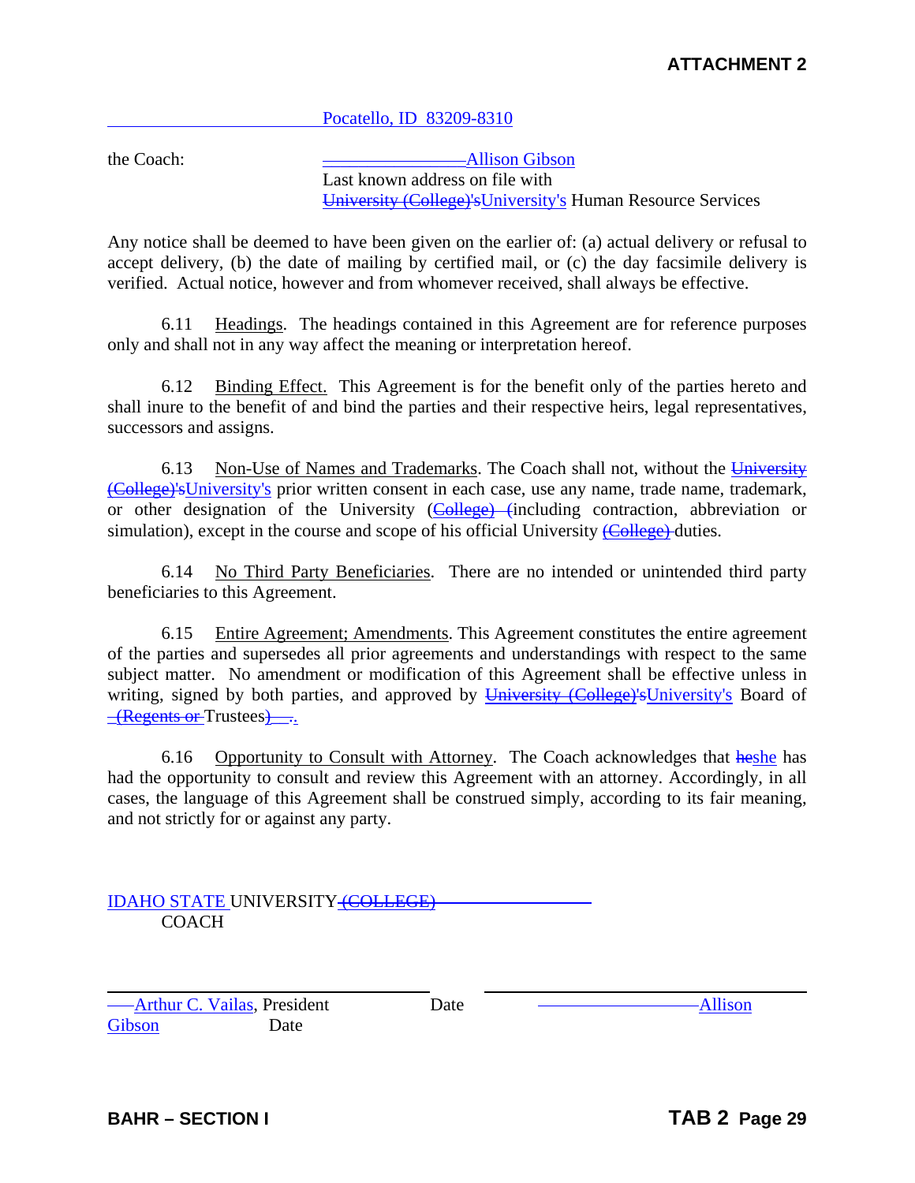Pocatello, ID 83209-8310

the Coach: ~~________________~~Allison Gibson
Last known address on file with
~~University (College)'s~~University's Human Resource Services

Any notice shall be deemed to have been given on the earlier of: (a) actual delivery or refusal to accept delivery, (b) the date of mailing by certified mail, or (c) the day facsimile delivery is verified. Actual notice, however and from whomever received, shall always be effective.

6.11 Headings. The headings contained in this Agreement are for reference purposes only and shall not in any way affect the meaning or interpretation hereof.

6.12 Binding Effect. This Agreement is for the benefit only of the parties hereto and shall inure to the benefit of and bind the parties and their respective heirs, legal representatives, successors and assigns.

6.13 Non-Use of Names and Trademarks. The Coach shall not, without the ~~University (College)'s~~University's prior written consent in each case, use any name, trade name, trademark, or other designation of the University (~~College) (~~including contraction, abbreviation or simulation), except in the course and scope of his official University ~~(College)~~ duties.

6.14 No Third Party Beneficiaries. There are no intended or unintended third party beneficiaries to this Agreement.

6.15 Entire Agreement; Amendments. This Agreement constitutes the entire agreement of the parties and supersedes all prior agreements and understandings with respect to the same subject matter. No amendment or modification of this Agreement shall be effective unless in writing, signed by both parties, and approved by ~~University (College)'s~~University's Board of ~~(Regents or~~ Trustees~~)~~.

6.16 Opportunity to Consult with Attorney. The Coach acknowledges that ~~he~~she has had the opportunity to consult and review this Agreement with an attorney. Accordingly, in all cases, the language of this Agreement shall be construed simply, according to its fair meaning, and not strictly for or against any party.

IDAHO STATE UNIVERSITY ~~(COLLEGE)~~ COACH

______________________________ ______________________________

Arthur C. Vailas, President Date Allison Gibson Date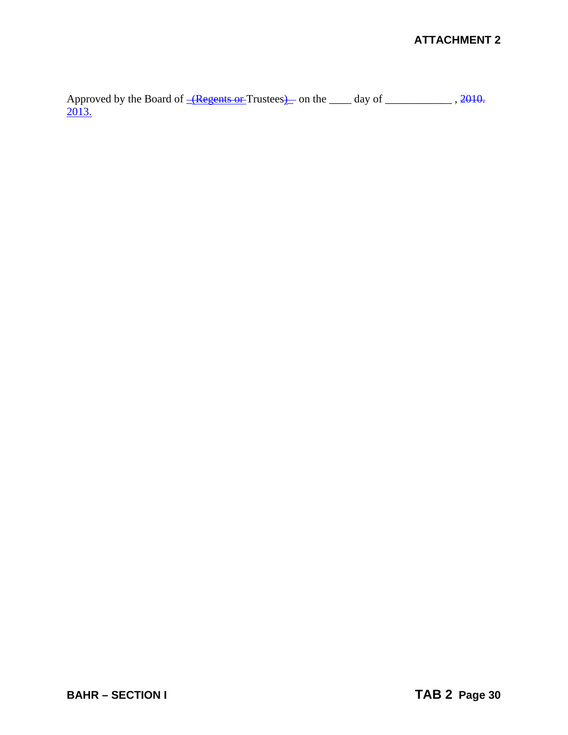Approved by the Board of ~~(Regents or~~ Trustees~~)~~ on the ____ day of ____________ , ~~2010.~~ 2013.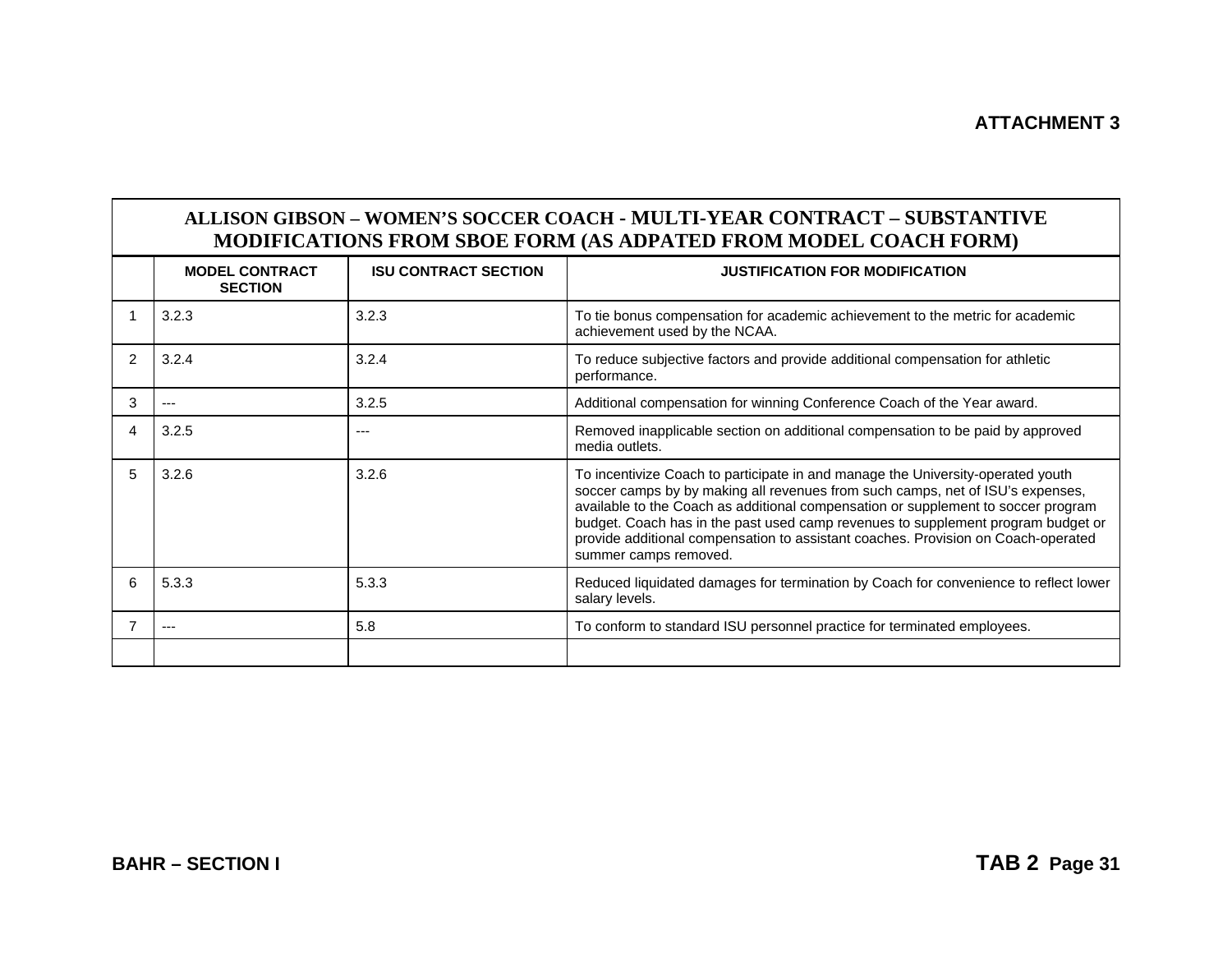**ATTACHMENT 3**

| ALLISON GIBSON – WOMEN'S SOCCER COACH - MULTI-YEAR CONTRACT – SUBSTANTIVE MODIFICATIONS FROM SBOE FORM (AS ADPATED FROM MODEL COACH FORM) | | | |
|---|---|---|---|
| | **MODEL CONTRACT SECTION** | **ISU CONTRACT SECTION** | **JUSTIFICATION FOR MODIFICATION** |
| 1 | 3.2.3 | 3.2.3 | To tie bonus compensation for academic achievement to the metric for academic achievement used by the NCAA. |
| 2 | 3.2.4 | 3.2.4 | To reduce subjective factors and provide additional compensation for athletic performance. |
| 3 | --- | 3.2.5 | Additional compensation for winning Conference Coach of the Year award. |
| 4 | 3.2.5 | --- | Removed inapplicable section on additional compensation to be paid by approved media outlets. |
| 5 | 3.2.6 | 3.2.6 | To incentivize Coach to participate in and manage the University-operated youth soccer camps by by making all revenues from such camps, net of ISU's expenses, available to the Coach as additional compensation or supplement to soccer program budget. Coach has in the past used camp revenues to supplement program budget or provide additional compensation to assistant coaches. Provision on Coach-operated summer camps removed. |
| 6 | 5.3.3 | 5.3.3 | Reduced liquidated damages for termination by Coach for convenience to reflect lower salary levels. |
| 7 | --- | 5.8 | To conform to standard ISU personnel practice for terminated employees. |
| | | | |